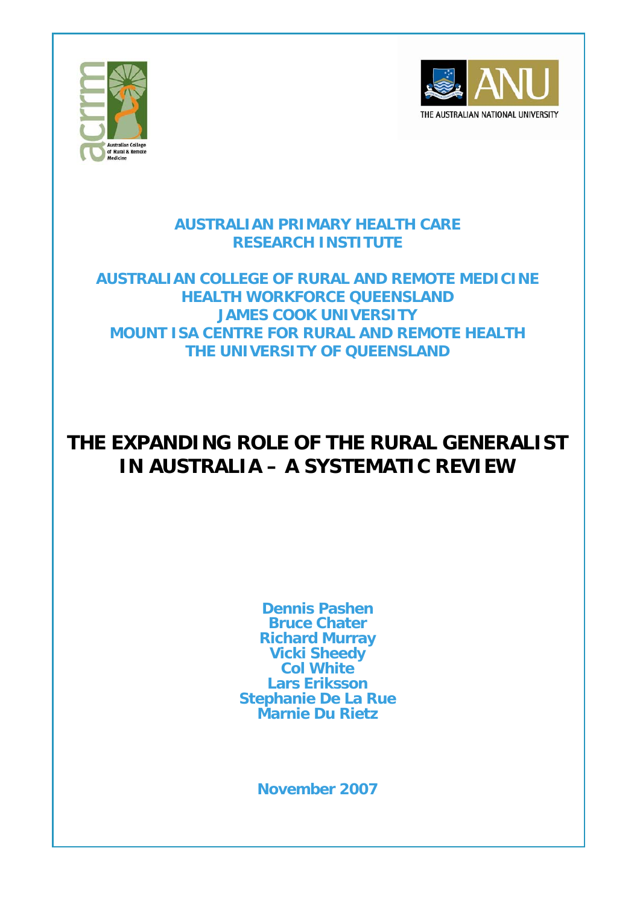AUSTRALIAN PRIMARY HEALTH CARE RESEARCH INSTITUTE

AUSTRALIAN COLLEGE OF RURAL AND REMOTE MEDICINE
HEALTH WORKFORCE QUEENSLAND
JAMES COOK UNIVERSITY
MOUNT ISA CENTRE FOR RURAL AND REMOTE HEALTH
THE UNIVERSITY OF QUEENSLAND

# THE EXPANDING ROLE OF THE RURAL GENERALIST IN AUSTRALIA – A SYSTEMATIC REVIEW

Dennis Pashen
Bruce Chater
Richard Murray
Vicki Sheedy
Col White
Lars Eriksson
Stephanie De La Rue
Marnie Du Rietz

November 2007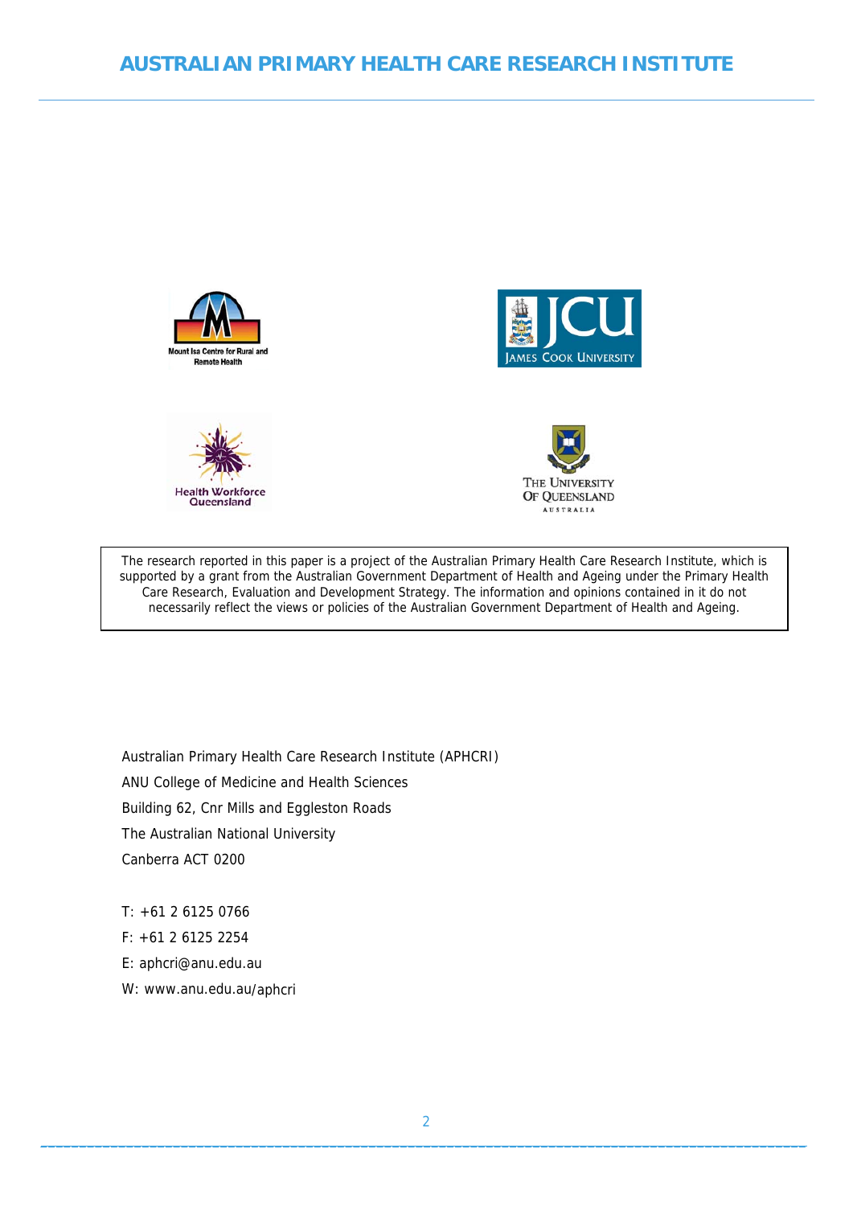# AUSTRALIAN PRIMARY HEALTH CARE RESEARCH INSTITUTE

Mount Isa Centre for Rural and Remote Health

James Cook University

Health Workforce Queensland

The University of Queensland Australia

The research reported in this paper is a project of the Australian Primary Health Care Research Institute, which is supported by a grant from the Australian Government Department of Health and Ageing under the Primary Health Care Research, Evaluation and Development Strategy. The information and opinions contained in it do not necessarily reflect the views or policies of the Australian Government Department of Health and Ageing.

Australian Primary Health Care Research Institute (APHCRI)
ANU College of Medicine and Health Sciences
Building 62, Cnr Mills and Eggleston Roads
The Australian National University
Canberra ACT 0200

T: +61 2 6125 0766
F: +61 2 6125 2254
E: aphcri@anu.edu.au
W: www.anu.edu.au/aphcri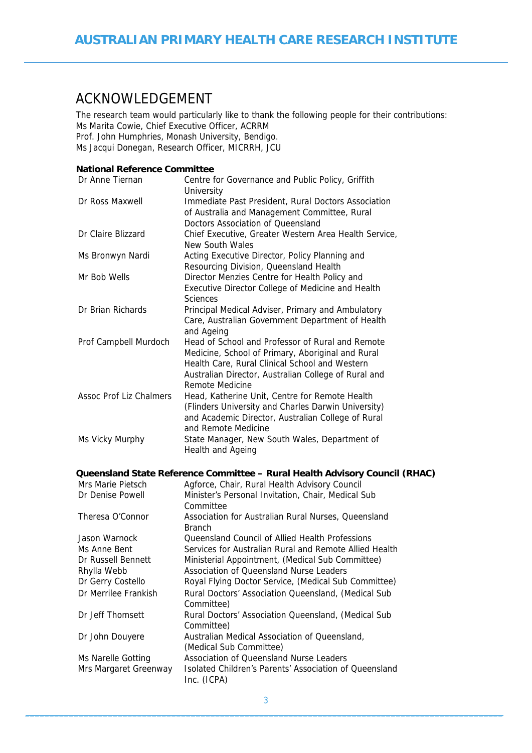## ACKNOWLEDGEMENT

The research team would particularly like to thank the following people for their contributions:
Ms Marita Cowie, Chief Executive Officer, ACRRM
Prof. John Humphries, Monash University, Bendigo.
Ms Jacqui Donegan, Research Officer, MICRRH, JCU

**National Reference Committee**

| | |
|---|---|
| Dr Anne Tiernan | Centre for Governance and Public Policy, Griffith University |
| Dr Ross Maxwell | Immediate Past President, Rural Doctors Association of Australia and Management Committee, Rural Doctors Association of Queensland |
| Dr Claire Blizzard | Chief Executive, Greater Western Area Health Service, New South Wales |
| Ms Bronwyn Nardi | Acting Executive Director, Policy Planning and Resourcing Division, Queensland Health |
| Mr Bob Wells | Director Menzies Centre for Health Policy and Executive Director College of Medicine and Health Sciences |
| Dr Brian Richards | Principal Medical Adviser, Primary and Ambulatory Care, Australian Government Department of Health and Ageing |
| Prof Campbell Murdoch | Head of School and Professor of Rural and Remote Medicine, School of Primary, Aboriginal and Rural Health Care, Rural Clinical School and Western Australian Director, Australian College of Rural and Remote Medicine |
| Assoc Prof Liz Chalmers | Head, Katherine Unit, Centre for Remote Health (Flinders University and Charles Darwin University) and Academic Director, Australian College of Rural and Remote Medicine |
| Ms Vicky Murphy | State Manager, New South Wales, Department of Health and Ageing |

**Queensland State Reference Committee – Rural Health Advisory Council (RHAC)**

| | |
|---|---|
| Mrs Marie Pietsch | Agforce, Chair, Rural Health Advisory Council |
| Dr Denise Powell | Minister's Personal Invitation, Chair, Medical Sub Committee |
| Theresa O'Connor | Association for Australian Rural Nurses, Queensland Branch |
| Jason Warnock | Queensland Council of Allied Health Professions |
| Ms Anne Bent | Services for Australian Rural and Remote Allied Health |
| Dr Russell Bennett | Ministerial Appointment, (Medical Sub Committee) |
| Rhylla Webb | Association of Queensland Nurse Leaders |
| Dr Gerry Costello | Royal Flying Doctor Service, (Medical Sub Committee) |
| Dr Merrilee Frankish | Rural Doctors' Association Queensland, (Medical Sub Committee) |
| Dr Jeff Thomsett | Rural Doctors' Association Queensland, (Medical Sub Committee) |
| Dr John Douyere | Australian Medical Association of Queensland, (Medical Sub Committee) |
| Ms Narelle Gotting | Association of Queensland Nurse Leaders |
| Mrs Margaret Greenway | Isolated Children's Parents' Association of Queensland Inc. (ICPA) |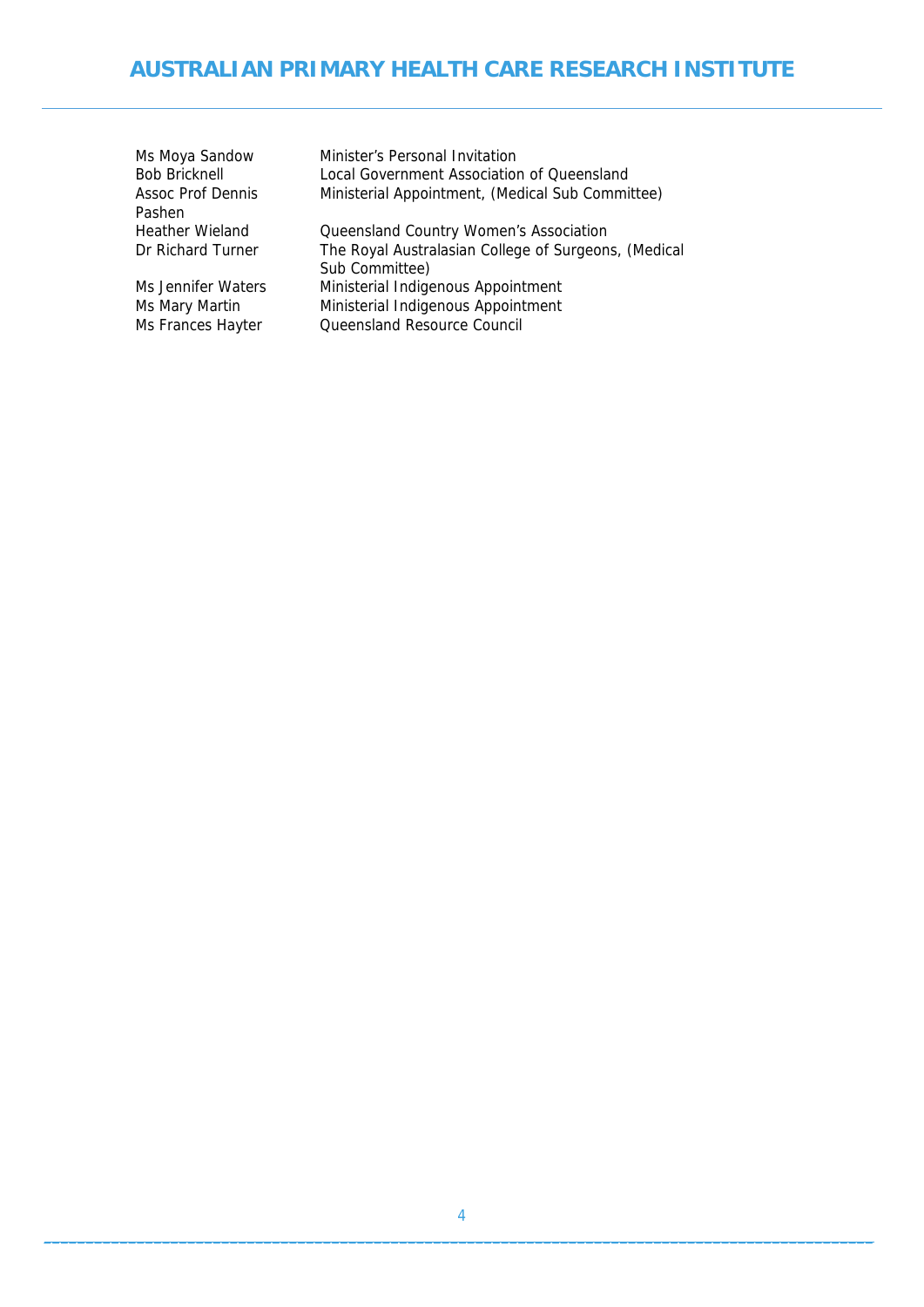| | |
|---|---|
| Ms Moya Sandow | Minister's Personal Invitation |
| Bob Bricknell | Local Government Association of Queensland |
| Assoc Prof Dennis Pashen | Ministerial Appointment, (Medical Sub Committee) |
| Heather Wieland | Queensland Country Women's Association |
| Dr Richard Turner | The Royal Australasian College of Surgeons, (Medical Sub Committee) |
| Ms Jennifer Waters | Ministerial Indigenous Appointment |
| Ms Mary Martin | Ministerial Indigenous Appointment |
| Ms Frances Hayter | Queensland Resource Council |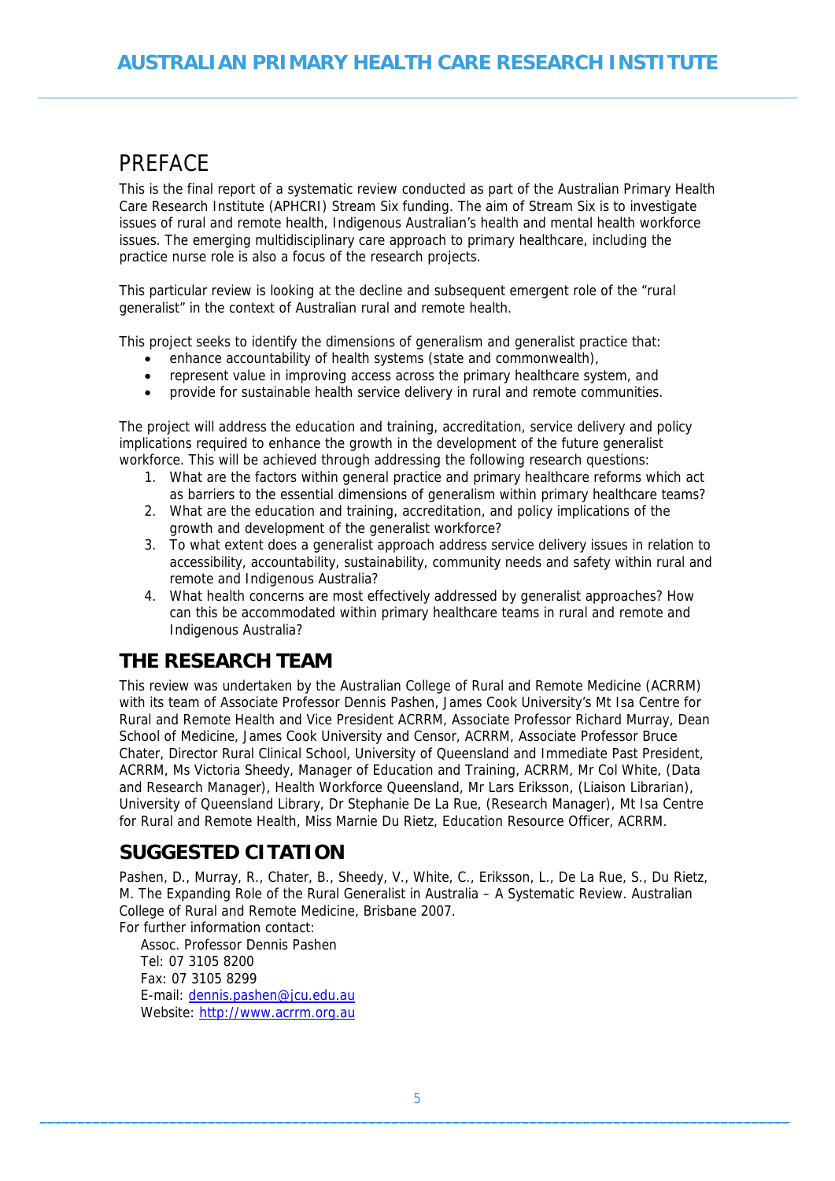# PREFACE

This is the final report of a systematic review conducted as part of the Australian Primary Health Care Research Institute (APHCRI) Stream Six funding. The aim of Stream Six is to investigate issues of rural and remote health, Indigenous Australian's health and mental health workforce issues. The emerging multidisciplinary care approach to primary healthcare, including the practice nurse role is also a focus of the research projects.

This particular review is looking at the decline and subsequent emergent role of the "rural generalist" in the context of Australian rural and remote health.

This project seeks to identify the dimensions of generalism and generalist practice that:

- enhance accountability of health systems (state and commonwealth),
- represent value in improving access across the primary healthcare system, and
- provide for sustainable health service delivery in rural and remote communities.

The project will address the education and training, accreditation, service delivery and policy implications required to enhance the growth in the development of the future generalist workforce. This will be achieved through addressing the following research questions:

1. What are the factors within general practice and primary healthcare reforms which act as barriers to the essential dimensions of generalism within primary healthcare teams?
2. What are the education and training, accreditation, and policy implications of the growth and development of the generalist workforce?
3. To what extent does a generalist approach address service delivery issues in relation to accessibility, accountability, sustainability, community needs and safety within rural and remote and Indigenous Australia?
4. What health concerns are most effectively addressed by generalist approaches? How can this be accommodated within primary healthcare teams in rural and remote and Indigenous Australia?

## THE RESEARCH TEAM

This review was undertaken by the Australian College of Rural and Remote Medicine (ACRRM) with its team of Associate Professor Dennis Pashen, James Cook University's Mt Isa Centre for Rural and Remote Health and Vice President ACRRM, Associate Professor Richard Murray, Dean School of Medicine, James Cook University and Censor, ACRRM, Associate Professor Bruce Chater, Director Rural Clinical School, University of Queensland and Immediate Past President, ACRRM, Ms Victoria Sheedy, Manager of Education and Training, ACRRM, Mr Col White, (Data and Research Manager), Health Workforce Queensland, Mr Lars Eriksson, (Liaison Librarian), University of Queensland Library, Dr Stephanie De La Rue, (Research Manager), Mt Isa Centre for Rural and Remote Health, Miss Marnie Du Rietz, Education Resource Officer, ACRRM.

## SUGGESTED CITATION

Pashen, D., Murray, R., Chater, B., Sheedy, V., White, C., Eriksson, L., De La Rue, S., Du Rietz, M. The Expanding Role of the Rural Generalist in Australia – A Systematic Review. Australian College of Rural and Remote Medicine, Brisbane 2007.

For further information contact:

Assoc. Professor Dennis Pashen
Tel: 07 3105 8200
Fax: 07 3105 8299
E-mail: dennis.pashen@jcu.edu.au
Website: http://www.acrrm.org.au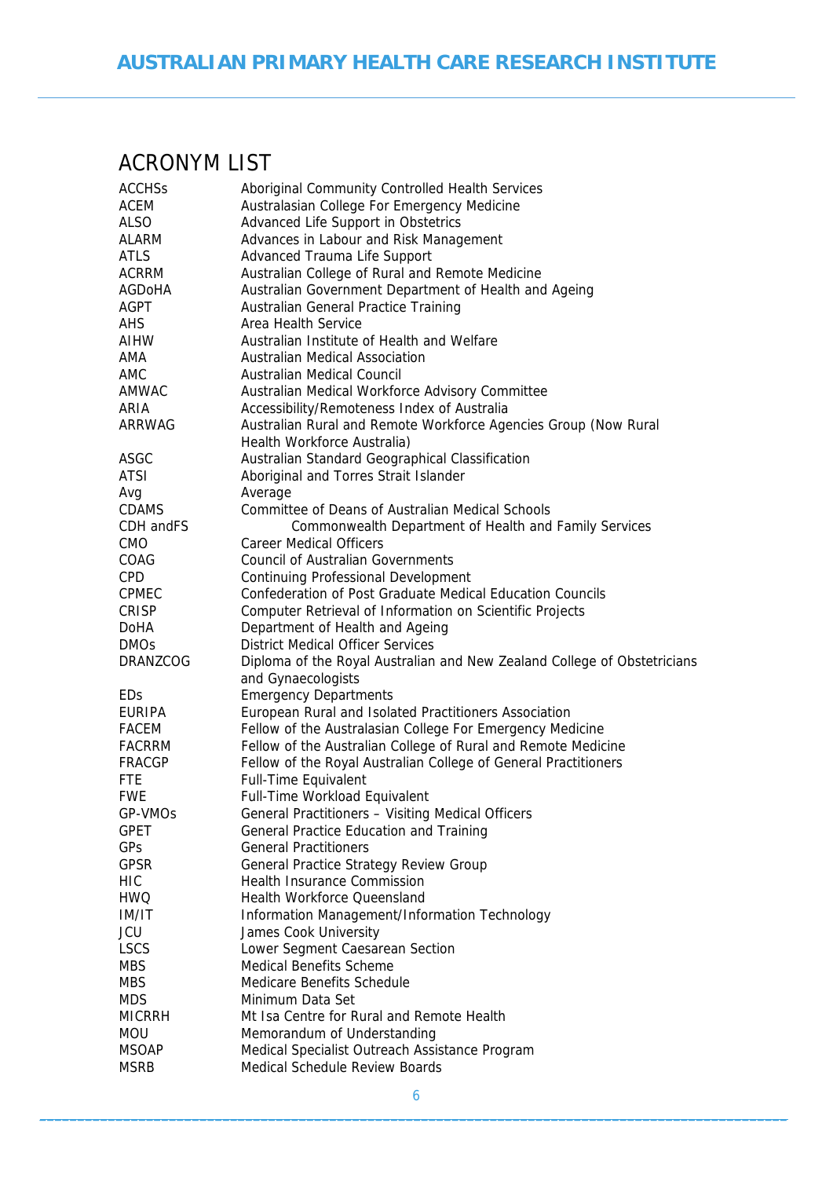# ACRONYM LIST

| | |
|---|---|
| ACCHSs | Aboriginal Community Controlled Health Services |
| ACEM | Australasian College For Emergency Medicine |
| ALSO | Advanced Life Support in Obstetrics |
| ALARM | Advances in Labour and Risk Management |
| ATLS | Advanced Trauma Life Support |
| ACRRM | Australian College of Rural and Remote Medicine |
| AGDoHA | Australian Government Department of Health and Ageing |
| AGPT | Australian General Practice Training |
| AHS | Area Health Service |
| AIHW | Australian Institute of Health and Welfare |
| AMA | Australian Medical Association |
| AMC | Australian Medical Council |
| AMWAC | Australian Medical Workforce Advisory Committee |
| ARIA | Accessibility/Remoteness Index of Australia |
| ARRWAG | Australian Rural and Remote Workforce Agencies Group (Now Rural Health Workforce Australia) |
| ASGC | Australian Standard Geographical Classification |
| ATSI | Aboriginal and Torres Strait Islander |
| Avg | Average |
| CDAMS | Committee of Deans of Australian Medical Schools |
| CDH andFS | Commonwealth Department of Health and Family Services |
| CMO | Career Medical Officers |
| COAG | Council of Australian Governments |
| CPD | Continuing Professional Development |
| CPMEC | Confederation of Post Graduate Medical Education Councils |
| CRISP | Computer Retrieval of Information on Scientific Projects |
| DoHA | Department of Health and Ageing |
| DMOs | District Medical Officer Services |
| DRANZCOG | Diploma of the Royal Australian and New Zealand College of Obstetricians and Gynaecologists |
| EDs | Emergency Departments |
| EURIPA | European Rural and Isolated Practitioners Association |
| FACEM | Fellow of the Australasian College For Emergency Medicine |
| FACRRM | Fellow of the Australian College of Rural and Remote Medicine |
| FRACGP | Fellow of the Royal Australian College of General Practitioners |
| FTE | Full-Time Equivalent |
| FWE | Full-Time Workload Equivalent |
| GP-VMOs | General Practitioners – Visiting Medical Officers |
| GPET | General Practice Education and Training |
| GPs | General Practitioners |
| GPSR | General Practice Strategy Review Group |
| HIC | Health Insurance Commission |
| HWQ | Health Workforce Queensland |
| IM/IT | Information Management/Information Technology |
| JCU | James Cook University |
| LSCS | Lower Segment Caesarean Section |
| MBS | Medical Benefits Scheme |
| MBS | Medicare Benefits Schedule |
| MDS | Minimum Data Set |
| MICRRH | Mt Isa Centre for Rural and Remote Health |
| MOU | Memorandum of Understanding |
| MSOAP | Medical Specialist Outreach Assistance Program |
| MSRB | Medical Schedule Review Boards |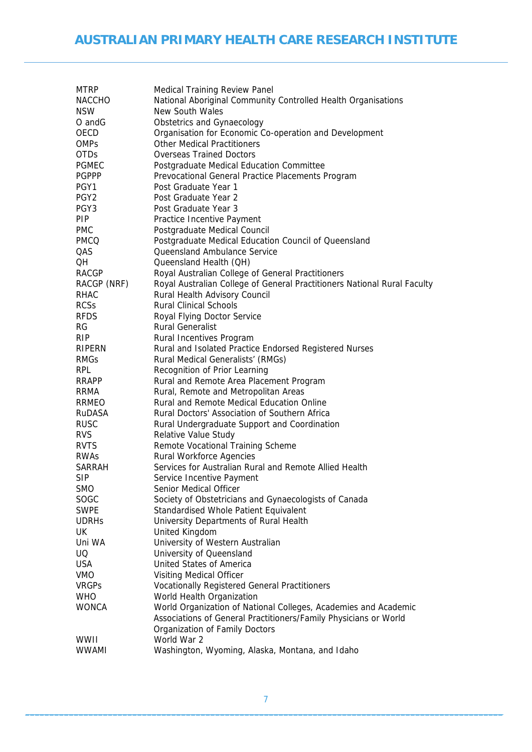| | |
|---|---|
| MTRP | Medical Training Review Panel |
| NACCHO | National Aboriginal Community Controlled Health Organisations |
| NSW | New South Wales |
| O andG | Obstetrics and Gynaecology |
| OECD | Organisation for Economic Co-operation and Development |
| OMPs | Other Medical Practitioners |
| OTDs | Overseas Trained Doctors |
| PGMEC | Postgraduate Medical Education Committee |
| PGPPP | Prevocational General Practice Placements Program |
| PGY1 | Post Graduate Year 1 |
| PGY2 | Post Graduate Year 2 |
| PGY3 | Post Graduate Year 3 |
| PIP | Practice Incentive Payment |
| PMC | Postgraduate Medical Council |
| PMCQ | Postgraduate Medical Education Council of Queensland |
| QAS | Queensland Ambulance Service |
| QH | Queensland Health (QH) |
| RACGP | Royal Australian College of General Practitioners |
| RACGP (NRF) | Royal Australian College of General Practitioners National Rural Faculty |
| RHAC | Rural Health Advisory Council |
| RCSs | Rural Clinical Schools |
| RFDS | Royal Flying Doctor Service |
| RG | Rural Generalist |
| RIP | Rural Incentives Program |
| RIPERN | Rural and Isolated Practice Endorsed Registered Nurses |
| RMGs | Rural Medical Generalists' (RMGs) |
| RPL | Recognition of Prior Learning |
| RRAPP | Rural and Remote Area Placement Program |
| RRMA | Rural, Remote and Metropolitan Areas |
| RRMEO | Rural and Remote Medical Education Online |
| RuDASA | Rural Doctors' Association of Southern Africa |
| RUSC | Rural Undergraduate Support and Coordination |
| RVS | Relative Value Study |
| RVTS | Remote Vocational Training Scheme |
| RWAs | Rural Workforce Agencies |
| SARRAH | Services for Australian Rural and Remote Allied Health |
| SIP | Service Incentive Payment |
| SMO | Senior Medical Officer |
| SOGC | Society of Obstetricians and Gynaecologists of Canada |
| SWPE | Standardised Whole Patient Equivalent |
| UDRHs | University Departments of Rural Health |
| UK | United Kingdom |
| Uni WA | University of Western Australian |
| UQ | University of Queensland |
| USA | United States of America |
| VMO | Visiting Medical Officer |
| VRGPs | Vocationally Registered General Practitioners |
| WHO | World Health Organization |
| WONCA | World Organization of National Colleges, Academies and Academic Associations of General Practitioners/Family Physicians or World Organization of Family Doctors |
| WWII | World War 2 |
| WWAMI | Washington, Wyoming, Alaska, Montana, and Idaho |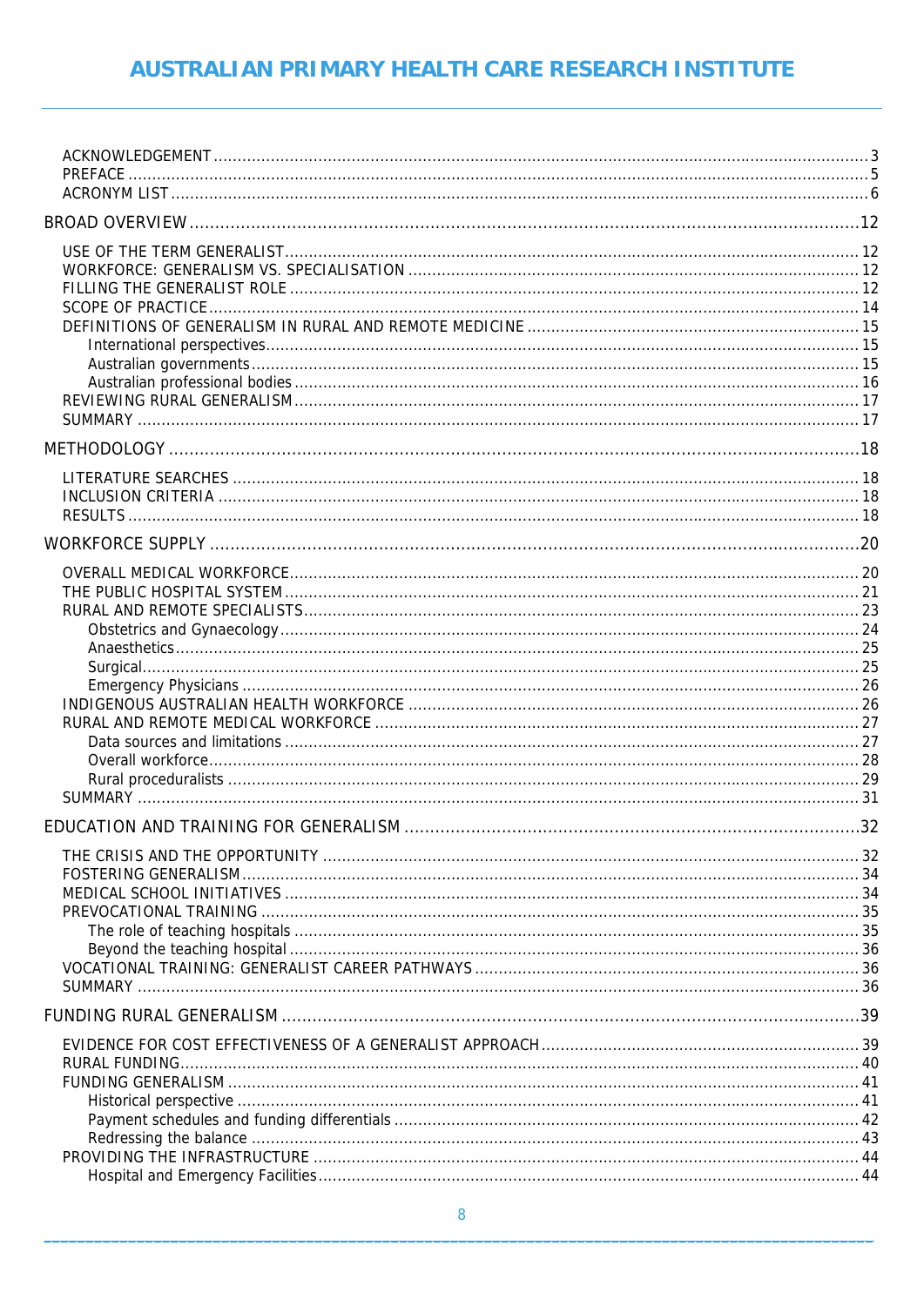ACKNOWLEDGEMENT ........................................................................................................................ 3
PREFACE ........................................................................................................................................ 5
ACRONYM LIST ............................................................................................................................... 6

BROAD OVERVIEW ........................................................................................................................ 12

USE OF THE TERM GENERALIST ..................................................................................................... 12
WORKFORCE: GENERALISM VS. SPECIALISATION ............................................................................ 12
FILLING THE GENERALIST ROLE ..................................................................................................... 12
SCOPE OF PRACTICE ...................................................................................................................... 14
DEFINITIONS OF GENERALISM IN RURAL AND REMOTE MEDICINE .................................................... 15
International perspectives ............................................................................................................ 15
Australian governments ................................................................................................................ 15
Australian professional bodies ...................................................................................................... 16
REVIEWING RURAL GENERALISM .................................................................................................... 17
SUMMARY ..................................................................................................................................... 17

METHODOLOGY ............................................................................................................................ 18

LITERATURE SEARCHES ................................................................................................................. 18
INCLUSION CRITERIA ..................................................................................................................... 18
RESULTS ....................................................................................................................................... 18

WORKFORCE SUPPLY ................................................................................................................... 20

OVERALL MEDICAL WORKFORCE ..................................................................................................... 20
THE PUBLIC HOSPITAL SYSTEM ....................................................................................................... 21
RURAL AND REMOTE SPECIALISTS .................................................................................................. 23
Obstetrics and Gynaecology .......................................................................................................... 24
Anaesthetics ................................................................................................................................ 25
Surgical ....................................................................................................................................... 25
Emergency Physicians .................................................................................................................. 26
INDIGENOUS AUSTRALIAN HEALTH WORKFORCE ............................................................................ 26
RURAL AND REMOTE MEDICAL WORKFORCE ................................................................................... 27
Data sources and limitations ......................................................................................................... 27
Overall workforce ......................................................................................................................... 28
Rural proceduralists ..................................................................................................................... 29
SUMMARY ..................................................................................................................................... 31

EDUCATION AND TRAINING FOR GENERALISM ........................................................................... 32

THE CRISIS AND THE OPPORTUNITY .............................................................................................. 32
FOSTERING GENERALISM ............................................................................................................... 34
MEDICAL SCHOOL INITIATIVES ....................................................................................................... 34
PREVOCATIONAL TRAINING ............................................................................................................ 35
The role of teaching hospitals ....................................................................................................... 35
Beyond the teaching hospital ......................................................................................................... 36
VOCATIONAL TRAINING: GENERALIST CAREER PATHWAYS ............................................................... 36
SUMMARY ..................................................................................................................................... 36

FUNDING RURAL GENERALISM .................................................................................................... 39

EVIDENCE FOR COST EFFECTIVENESS OF A GENERALIST APPROACH ................................................. 39
RURAL FUNDING ............................................................................................................................ 40
FUNDING GENERALISM .................................................................................................................. 41
Historical perspective ................................................................................................................... 41
Payment schedules and funding differentials .................................................................................. 42
Redressing the balance ................................................................................................................. 43
PROVIDING THE INFRASTRUCTURE ................................................................................................ 44
Hospital and Emergency Facilities .................................................................................................. 44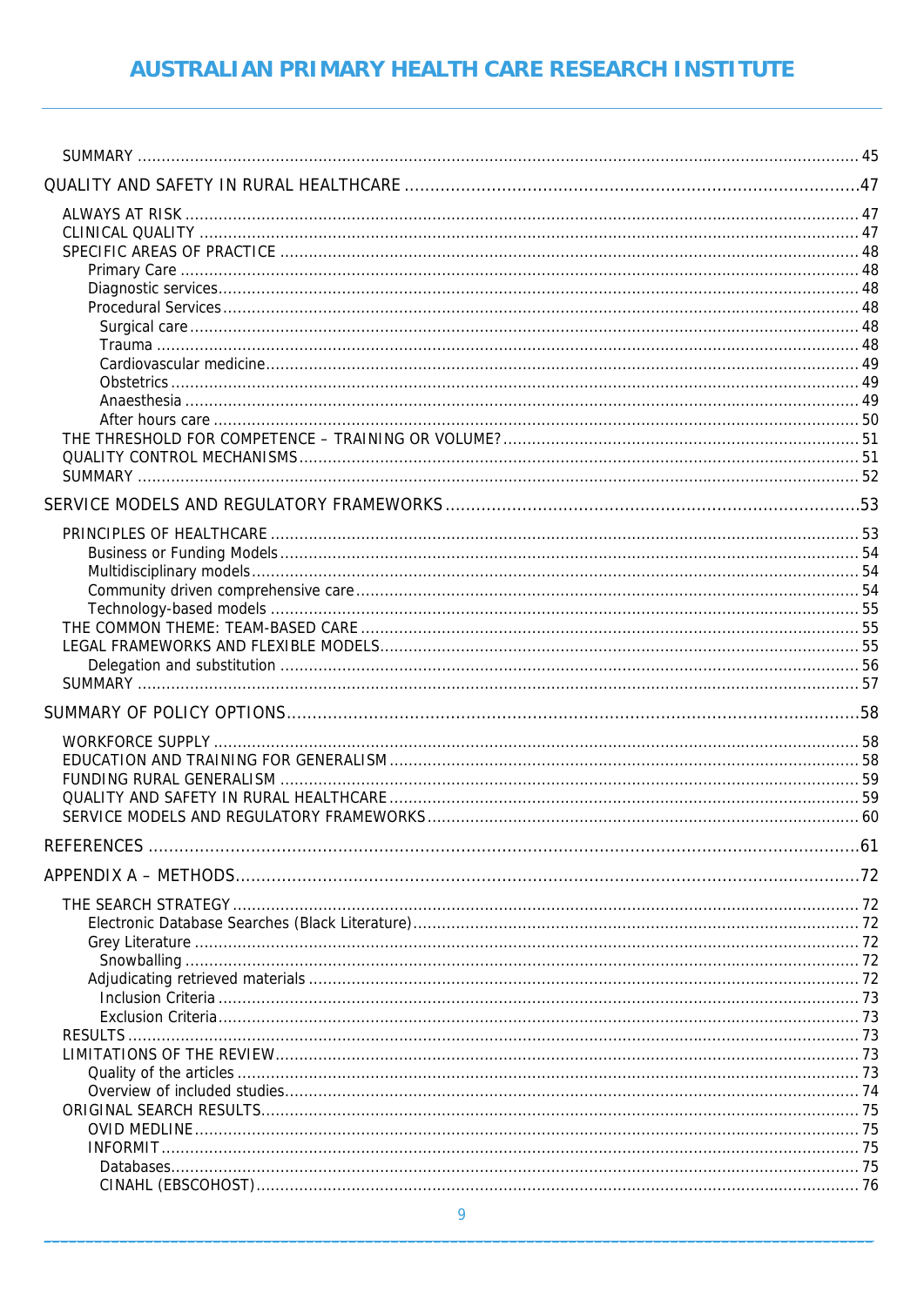SUMMARY ...................................................................................................................................................... 45

QUALITY AND SAFETY IN RURAL HEALTHCARE ...........................................................................................47

- ALWAYS AT RISK ............................................................................................................................................ 47
- CLINICAL QUALITY ......................................................................................................................................... 47
- SPECIFIC AREAS OF PRACTICE ........................................................................................................................ 48
  - Primary Care ............................................................................................................................................ 48
  - Diagnostic services..................................................................................................................................... 48
  - Procedural Services.................................................................................................................................... 48
    - Surgical care .......................................................................................................................................... 48
    - Trauma .................................................................................................................................................. 48
    - Cardiovascular medicine........................................................................................................................... 49
    - Obstetrics ............................................................................................................................................... 49
    - Anaesthesia ............................................................................................................................................ 49
    - After hours care ...................................................................................................................................... 50
- THE THRESHOLD FOR COMPETENCE – TRAINING OR VOLUME? .......................................................................... 51
- QUALITY CONTROL MECHANISMS..................................................................................................................... 51
- SUMMARY ..................................................................................................................................................... 52

SERVICE MODELS AND REGULATORY FRAMEWORKS .................................................................................53

- PRINCIPLES OF HEALTHCARE .......................................................................................................................... 53
  - Business or Funding Models ........................................................................................................................ 54
  - Multidisciplinary models.............................................................................................................................. 54
  - Community driven comprehensive care......................................................................................................... 54
  - Technology-based models .......................................................................................................................... 55
- THE COMMON THEME: TEAM-BASED CARE ....................................................................................................... 55
- LEGAL FRAMEWORKS AND FLEXIBLE MODELS................................................................................................... 55
  - Delegation and substitution ........................................................................................................................ 56
- SUMMARY ..................................................................................................................................................... 57

SUMMARY OF POLICY OPTIONS.................................................................................................................58

- WORKFORCE SUPPLY ...................................................................................................................................... 58
- EDUCATION AND TRAINING FOR GENERALISM ................................................................................................. 58
- FUNDING RURAL GENERALISM ........................................................................................................................ 59
- QUALITY AND SAFETY IN RURAL HEALTHCARE ................................................................................................. 59
- SERVICE MODELS AND REGULATORY FRAMEWORKS ......................................................................................... 60

REFERENCES ...........................................................................................................................................61

APPENDIX A – METHODS.........................................................................................................................72

- THE SEARCH STRATEGY .................................................................................................................................. 72
  - Electronic Database Searches (Black Literature)............................................................................................ 72
  - Grey Literature .......................................................................................................................................... 72
    - Snowballing ............................................................................................................................................ 72
  - Adjudicating retrieved materials .................................................................................................................. 72
    - Inclusion Criteria ..................................................................................................................................... 73
    - Exclusion Criteria..................................................................................................................................... 73
- RESULTS ....................................................................................................................................................... 73
- LIMITATIONS OF THE REVIEW.......................................................................................................................... 73
  - Quality of the articles ................................................................................................................................. 73
  - Overview of included studies....................................................................................................................... 74
- ORIGINAL SEARCH RESULTS............................................................................................................................ 75
  - OVID MEDLINE.......................................................................................................................................... 75
  - INFORMIT................................................................................................................................................. 75
    - Databases............................................................................................................................................... 75
    - CINAHL (EBSCOHOST)............................................................................................................................. 76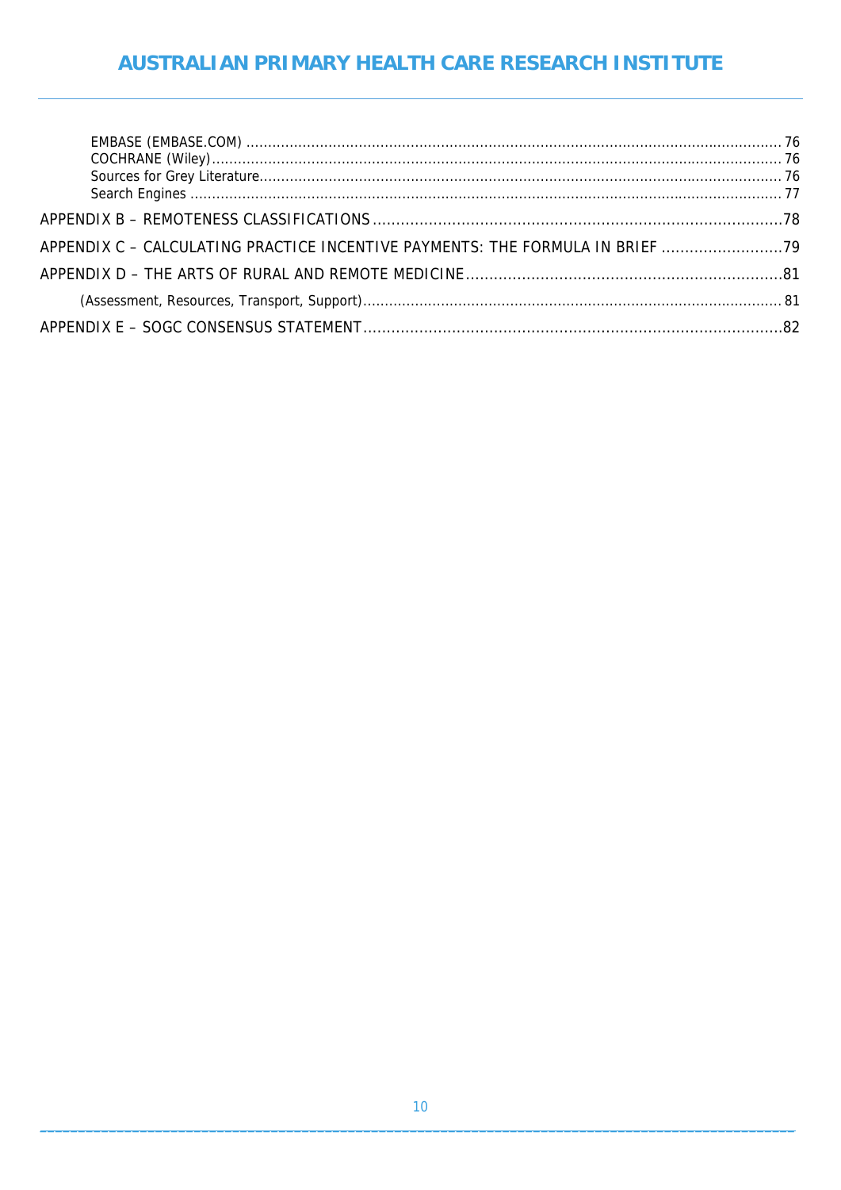EMBASE (EMBASE.COM) ........................................................................................................................ 76
COCHRANE (Wiley)............................................................................................................................... 76
Sources for Grey Literature................................................................................................................... 76
Search Engines ..................................................................................................................................... 77

APPENDIX B – REMOTENESS CLASSIFICATIONS ........................................................................................78

APPENDIX C – CALCULATING PRACTICE INCENTIVE PAYMENTS: THE FORMULA IN BRIEF ..........................79

APPENDIX D – THE ARTS OF RURAL AND REMOTE MEDICINE....................................................................81

(Assessment, Resources, Transport, Support)............................................................................................... 81

APPENDIX E – SOGC CONSENSUS STATEMENT..........................................................................................82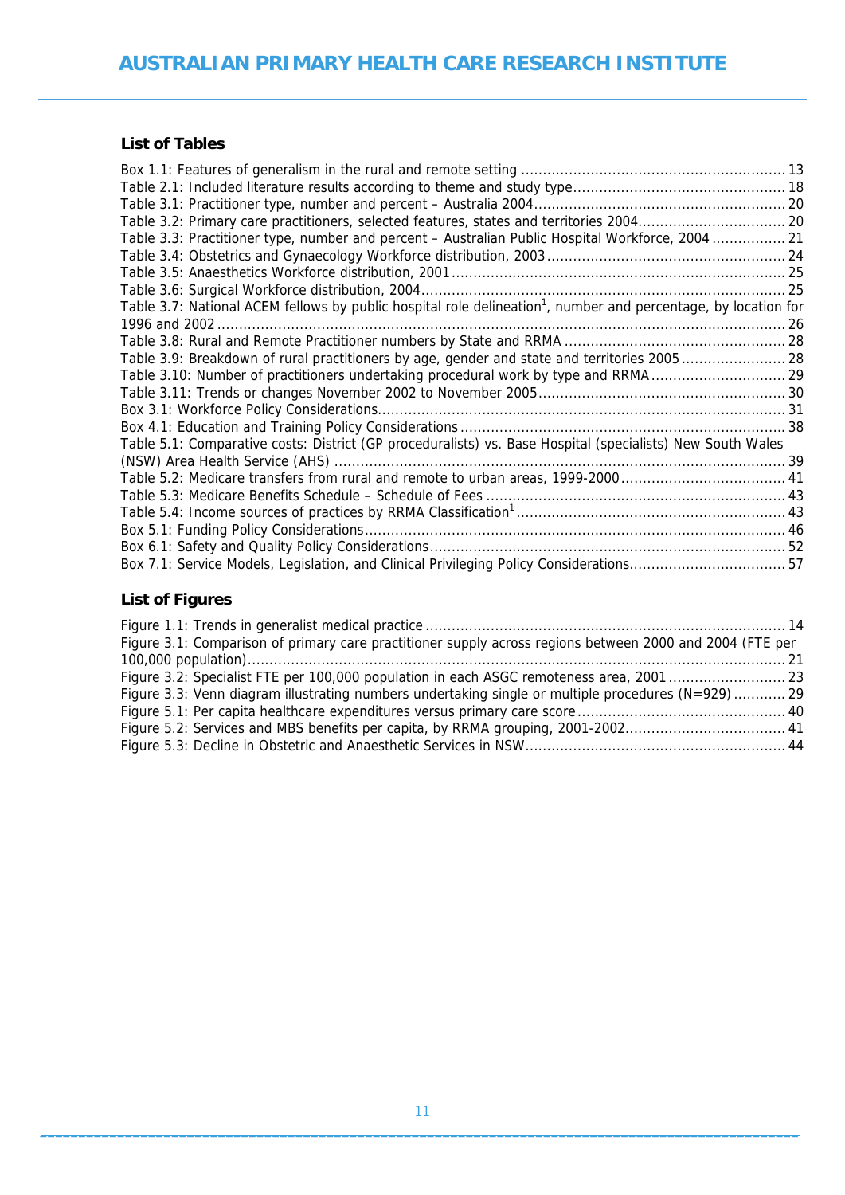## List of Tables

Box 1.1: Features of generalism in the rural and remote setting ............................................................. 13
Table 2.1: Included literature results according to theme and study type................................................ 18
Table 3.1: Practitioner type, number and percent – Australia 2004.......................................................... 20
Table 3.2: Primary care practitioners, selected features, states and territories 2004................................. 20
Table 3.3: Practitioner type, number and percent – Australian Public Hospital Workforce, 2004 ................. 21
Table 3.4: Obstetrics and Gynaecology Workforce distribution, 2003....................................................... 24
Table 3.5: Anaesthetics Workforce distribution, 2001............................................................................. 25
Table 3.6: Surgical Workforce distribution, 2004.................................................................................... 25
Table 3.7: National ACEM fellows by public hospital role delineation[1], number and percentage, by location for 1996 and 2002 .......................................................................................................................... 26
Table 3.8: Rural and Remote Practitioner numbers by State and RRMA ................................................... 28
Table 3.9: Breakdown of rural practitioners by age, gender and state and territories 2005 ........................ 28
Table 3.10: Number of practitioners undertaking procedural work by type and RRMA ............................... 29
Table 3.11: Trends or changes November 2002 to November 2005......................................................... 30
Box 3.1: Workforce Policy Considerations.............................................................................................. 31
Box 4.1: Education and Training Policy Considerations........................................................................... 38
Table 5.1: Comparative costs: District (GP proceduralists) vs. Base Hospital (specialists) New South Wales (NSW) Area Health Service (AHS) ........................................................................................................ 39
Table 5.2: Medicare transfers from rural and remote to urban areas, 1999-2000...................................... 41
Table 5.3: Medicare Benefits Schedule – Schedule of Fees ..................................................................... 43
Table 5.4: Income sources of practices by RRMA Classification[1].............................................................. 43
Box 5.1: Funding Policy Considerations................................................................................................. 46
Box 6.1: Safety and Quality Policy Considerations.................................................................................. 52
Box 7.1: Service Models, Legislation, and Clinical Privileging Policy Considerations.................................... 57

## List of Figures

Figure 1.1: Trends in generalist medical practice ................................................................................... 14
Figure 3.1: Comparison of primary care practitioner supply across regions between 2000 and 2004 (FTE per 100,000 population)........................................................................................................................... 21
Figure 3.2: Specialist FTE per 100,000 population in each ASGC remoteness area, 2001 ........................... 23
Figure 3.3: Venn diagram illustrating numbers undertaking single or multiple procedures (N=929) ............ 29
Figure 5.1: Per capita healthcare expenditures versus primary care score ................................................ 40
Figure 5.2: Services and MBS benefits per capita, by RRMA grouping, 2001-2002..................................... 41
Figure 5.3: Decline in Obstetric and Anaesthetic Services in NSW............................................................ 44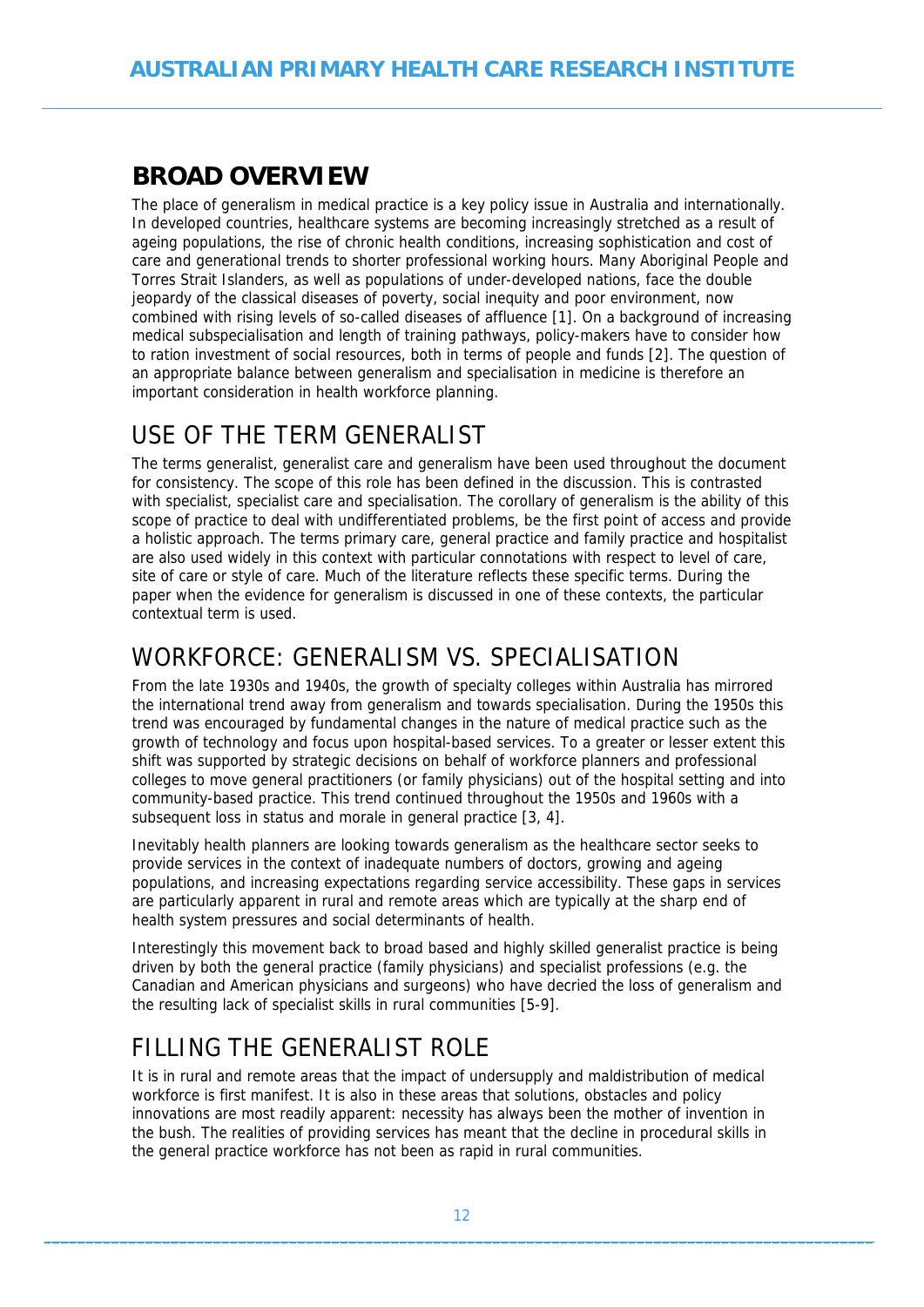## BROAD OVERVIEW

The place of generalism in medical practice is a key policy issue in Australia and internationally. In developed countries, healthcare systems are becoming increasingly stretched as a result of ageing populations, the rise of chronic health conditions, increasing sophistication and cost of care and generational trends to shorter professional working hours. Many Aboriginal People and Torres Strait Islanders, as well as populations of under-developed nations, face the double jeopardy of the classical diseases of poverty, social inequity and poor environment, now combined with rising levels of so-called diseases of affluence [1]. On a background of increasing medical subspecialisation and length of training pathways, policy-makers have to consider how to ration investment of social resources, both in terms of people and funds [2]. The question of an appropriate balance between generalism and specialisation in medicine is therefore an important consideration in health workforce planning.

## USE OF THE TERM GENERALIST

The terms generalist, generalist care and generalism have been used throughout the document for consistency. The scope of this role has been defined in the discussion. This is contrasted with specialist, specialist care and specialisation. The corollary of generalism is the ability of this scope of practice to deal with undifferentiated problems, be the first point of access and provide a holistic approach. The terms primary care, general practice and family practice and hospitalist are also used widely in this context with particular connotations with respect to level of care, site of care or style of care. Much of the literature reflects these specific terms. During the paper when the evidence for generalism is discussed in one of these contexts, the particular contextual term is used.

## WORKFORCE: GENERALISM VS. SPECIALISATION

From the late 1930s and 1940s, the growth of specialty colleges within Australia has mirrored the international trend away from generalism and towards specialisation. During the 1950s this trend was encouraged by fundamental changes in the nature of medical practice such as the growth of technology and focus upon hospital-based services. To a greater or lesser extent this shift was supported by strategic decisions on behalf of workforce planners and professional colleges to move general practitioners (or family physicians) out of the hospital setting and into community-based practice. This trend continued throughout the 1950s and 1960s with a subsequent loss in status and morale in general practice [3, 4].

Inevitably health planners are looking towards generalism as the healthcare sector seeks to provide services in the context of inadequate numbers of doctors, growing and ageing populations, and increasing expectations regarding service accessibility. These gaps in services are particularly apparent in rural and remote areas which are typically at the sharp end of health system pressures and social determinants of health.

Interestingly this movement back to broad based and highly skilled generalist practice is being driven by both the general practice (family physicians) and specialist professions (e.g. the Canadian and American physicians and surgeons) who have decried the loss of generalism and the resulting lack of specialist skills in rural communities [5-9].

## FILLING THE GENERALIST ROLE

It is in rural and remote areas that the impact of undersupply and maldistribution of medical workforce is first manifest. It is also in these areas that solutions, obstacles and policy innovations are most readily apparent: necessity has always been the mother of invention in the bush. The realities of providing services has meant that the decline in procedural skills in the general practice workforce has not been as rapid in rural communities.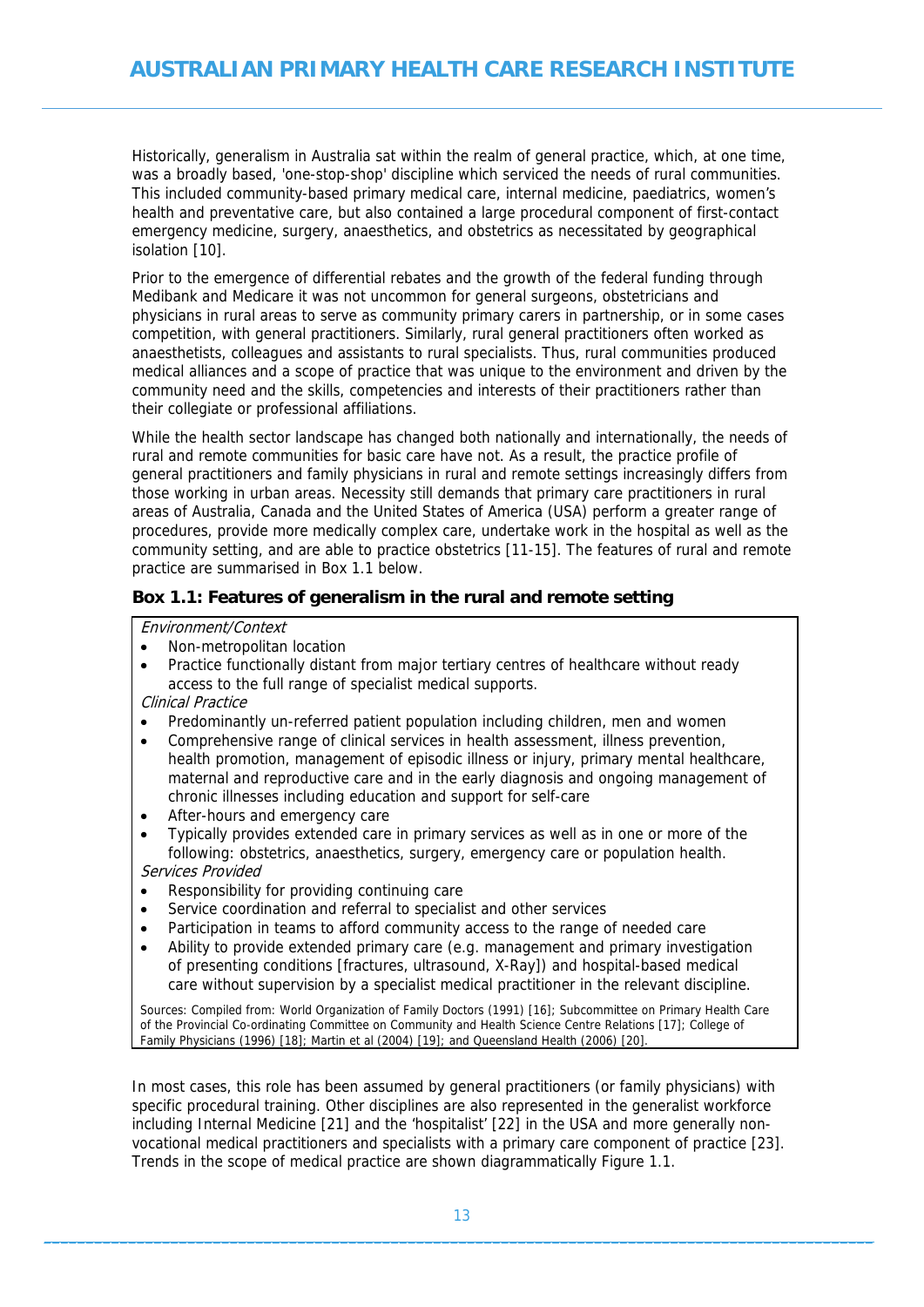Historically, generalism in Australia sat within the realm of general practice, which, at one time, was a broadly based, 'one-stop-shop' discipline which serviced the needs of rural communities. This included community-based primary medical care, internal medicine, paediatrics, women's health and preventative care, but also contained a large procedural component of first-contact emergency medicine, surgery, anaesthetics, and obstetrics as necessitated by geographical isolation [10].

Prior to the emergence of differential rebates and the growth of the federal funding through Medibank and Medicare it was not uncommon for general surgeons, obstetricians and physicians in rural areas to serve as community primary carers in partnership, or in some cases competition, with general practitioners. Similarly, rural general practitioners often worked as anaesthetists, colleagues and assistants to rural specialists. Thus, rural communities produced medical alliances and a scope of practice that was unique to the environment and driven by the community need and the skills, competencies and interests of their practitioners rather than their collegiate or professional affiliations.

While the health sector landscape has changed both nationally and internationally, the needs of rural and remote communities for basic care have not. As a result, the practice profile of general practitioners and family physicians in rural and remote settings increasingly differs from those working in urban areas. Necessity still demands that primary care practitioners in rural areas of Australia, Canada and the United States of America (USA) perform a greater range of procedures, provide more medically complex care, undertake work in the hospital as well as the community setting, and are able to practice obstetrics [11-15]. The features of rural and remote practice are summarised in Box 1.1 below.

### Box 1.1: Features of generalism in the rural and remote setting

*Environment/Context*

- Non-metropolitan location
- Practice functionally distant from major tertiary centres of healthcare without ready access to the full range of specialist medical supports.

*Clinical Practice*

- Predominantly un-referred patient population including children, men and women
- Comprehensive range of clinical services in health assessment, illness prevention, health promotion, management of episodic illness or injury, primary mental healthcare, maternal and reproductive care and in the early diagnosis and ongoing management of chronic illnesses including education and support for self-care
- After-hours and emergency care
- Typically provides extended care in primary services as well as in one or more of the following: obstetrics, anaesthetics, surgery, emergency care or population health.

*Services Provided*

- Responsibility for providing continuing care
- Service coordination and referral to specialist and other services
- Participation in teams to afford community access to the range of needed care
- Ability to provide extended primary care (e.g. management and primary investigation of presenting conditions [fractures, ultrasound, X-Ray]) and hospital-based medical care without supervision by a specialist medical practitioner in the relevant discipline.

Sources: Compiled from: World Organization of Family Doctors (1991) [16]; Subcommittee on Primary Health Care of the Provincial Co-ordinating Committee on Community and Health Science Centre Relations [17]; College of Family Physicians (1996) [18]; Martin et al (2004) [19]; and Queensland Health (2006) [20].

In most cases, this role has been assumed by general practitioners (or family physicians) with specific procedural training. Other disciplines are also represented in the generalist workforce including Internal Medicine [21] and the 'hospitalist' [22] in the USA and more generally non-vocational medical practitioners and specialists with a primary care component of practice [23]. Trends in the scope of medical practice are shown diagrammatically Figure 1.1.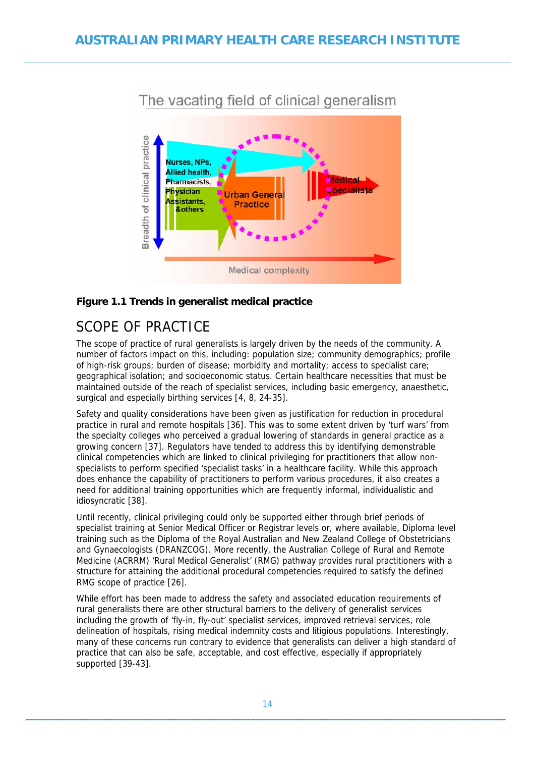The vacating field of clinical generalism

Breadth of clinical practice

Nurses, NPs, Allied health, Pharmacists, Physician Assistants, &others

Urban General Practice

Medical Specialists

Medical complexity

**Figure 1.1 Trends in generalist medical practice**

## SCOPE OF PRACTICE

The scope of practice of rural generalists is largely driven by the needs of the community. A number of factors impact on this, including: population size; community demographics; profile of high-risk groups; burden of disease; morbidity and mortality; access to specialist care; geographical isolation; and socioeconomic status. Certain healthcare necessities that must be maintained outside of the reach of specialist services, including basic emergency, anaesthetic, surgical and especially birthing services [4, 8, 24-35].

Safety and quality considerations have been given as justification for reduction in procedural practice in rural and remote hospitals [36]. This was to some extent driven by 'turf wars' from the specialty colleges who perceived a gradual lowering of standards in general practice as a growing concern [37]. Regulators have tended to address this by identifying demonstrable clinical competencies which are linked to clinical privileging for practitioners that allow non-specialists to perform specified 'specialist tasks' in a healthcare facility. While this approach does enhance the capability of practitioners to perform various procedures, it also creates a need for additional training opportunities which are frequently informal, individualistic and idiosyncratic [38].

Until recently, clinical privileging could only be supported either through brief periods of specialist training at Senior Medical Officer or Registrar levels or, where available, Diploma level training such as the Diploma of the Royal Australian and New Zealand College of Obstetricians and Gynaecologists (DRANZCOG). More recently, the Australian College of Rural and Remote Medicine (ACRRM) 'Rural Medical Generalist' (RMG) pathway provides rural practitioners with a structure for attaining the additional procedural competencies required to satisfy the defined RMG scope of practice [26].

While effort has been made to address the safety and associated education requirements of rural generalists there are other structural barriers to the delivery of generalist services including the growth of 'fly-in, fly-out' specialist services, improved retrieval services, role delineation of hospitals, rising medical indemnity costs and litigious populations. Interestingly, many of these concerns run contrary to evidence that generalists can deliver a high standard of practice that can also be safe, acceptable, and cost effective, especially if appropriately supported [39-43].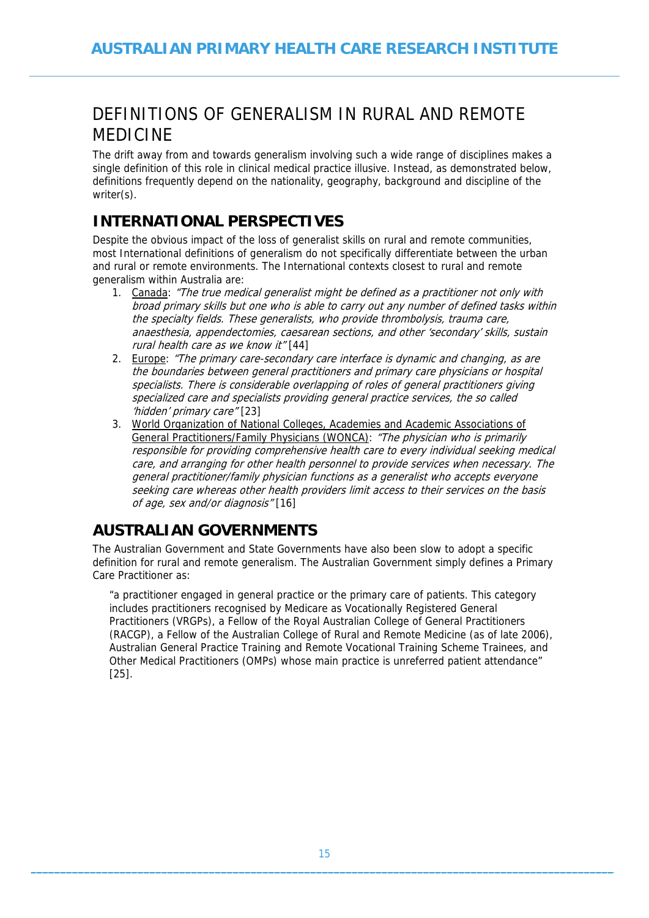# DEFINITIONS OF GENERALISM IN RURAL AND REMOTE MEDICINE

The drift away from and towards generalism involving such a wide range of disciplines makes a single definition of this role in clinical medical practice illusive. Instead, as demonstrated below, definitions frequently depend on the nationality, geography, background and discipline of the writer(s).

## INTERNATIONAL PERSPECTIVES

Despite the obvious impact of the loss of generalist skills on rural and remote communities, most International definitions of generalism do not specifically differentiate between the urban and rural or remote environments. The International contexts closest to rural and remote generalism within Australia are:

1. Canada: *"The true medical generalist might be defined as a practitioner not only with broad primary skills but one who is able to carry out any number of defined tasks within the specialty fields. These generalists, who provide thrombolysis, trauma care, anaesthesia, appendectomies, caesarean sections, and other 'secondary' skills, sustain rural health care as we know it"* [44]
2. Europe: *"The primary care-secondary care interface is dynamic and changing, as are the boundaries between general practitioners and primary care physicians or hospital specialists. There is considerable overlapping of roles of general practitioners giving specialized care and specialists providing general practice services, the so called 'hidden' primary care"* [23]
3. World Organization of National Colleges, Academies and Academic Associations of General Practitioners/Family Physicians (WONCA): *"The physician who is primarily responsible for providing comprehensive health care to every individual seeking medical care, and arranging for other health personnel to provide services when necessary. The general practitioner/family physician functions as a generalist who accepts everyone seeking care whereas other health providers limit access to their services on the basis of age, sex and/or diagnosis"* [16]

## AUSTRALIAN GOVERNMENTS

The Australian Government and State Governments have also been slow to adopt a specific definition for rural and remote generalism. The Australian Government simply defines a Primary Care Practitioner as:

> "a practitioner engaged in general practice or the primary care of patients. This category includes practitioners recognised by Medicare as Vocationally Registered General Practitioners (VRGPs), a Fellow of the Royal Australian College of General Practitioners (RACGP), a Fellow of the Australian College of Rural and Remote Medicine (as of late 2006), Australian General Practice Training and Remote Vocational Training Scheme Trainees, and Other Medical Practitioners (OMPs) whose main practice is unreferred patient attendance" [25].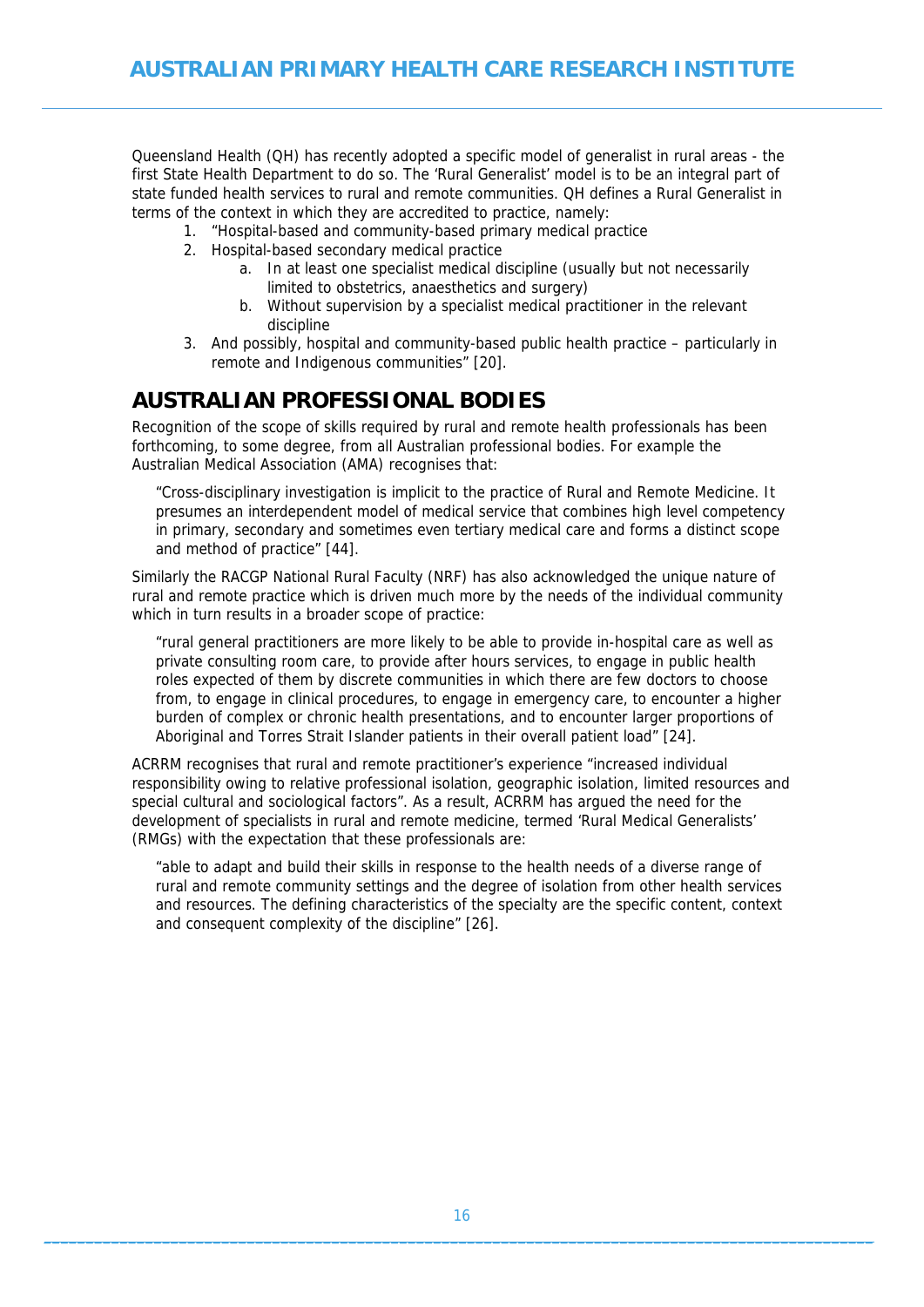Queensland Health (QH) has recently adopted a specific model of generalist in rural areas - the first State Health Department to do so. The 'Rural Generalist' model is to be an integral part of state funded health services to rural and remote communities. QH defines a Rural Generalist in terms of the context in which they are accredited to practice, namely:

1. "Hospital-based and community-based primary medical practice
2. Hospital-based secondary medical practice
   a. In at least one specialist medical discipline (usually but not necessarily limited to obstetrics, anaesthetics and surgery)
   b. Without supervision by a specialist medical practitioner in the relevant discipline
3. And possibly, hospital and community-based public health practice – particularly in remote and Indigenous communities" [20].

## AUSTRALIAN PROFESSIONAL BODIES

Recognition of the scope of skills required by rural and remote health professionals has been forthcoming, to some degree, from all Australian professional bodies. For example the Australian Medical Association (AMA) recognises that:

> "Cross-disciplinary investigation is implicit to the practice of Rural and Remote Medicine. It presumes an interdependent model of medical service that combines high level competency in primary, secondary and sometimes even tertiary medical care and forms a distinct scope and method of practice" [44].

Similarly the RACGP National Rural Faculty (NRF) has also acknowledged the unique nature of rural and remote practice which is driven much more by the needs of the individual community which in turn results in a broader scope of practice:

> "rural general practitioners are more likely to be able to provide in-hospital care as well as private consulting room care, to provide after hours services, to engage in public health roles expected of them by discrete communities in which there are few doctors to choose from, to engage in clinical procedures, to engage in emergency care, to encounter a higher burden of complex or chronic health presentations, and to encounter larger proportions of Aboriginal and Torres Strait Islander patients in their overall patient load" [24].

ACRRM recognises that rural and remote practitioner's experience "increased individual responsibility owing to relative professional isolation, geographic isolation, limited resources and special cultural and sociological factors". As a result, ACRRM has argued the need for the development of specialists in rural and remote medicine, termed 'Rural Medical Generalists' (RMGs) with the expectation that these professionals are:

> "able to adapt and build their skills in response to the health needs of a diverse range of rural and remote community settings and the degree of isolation from other health services and resources. The defining characteristics of the specialty are the specific content, context and consequent complexity of the discipline" [26].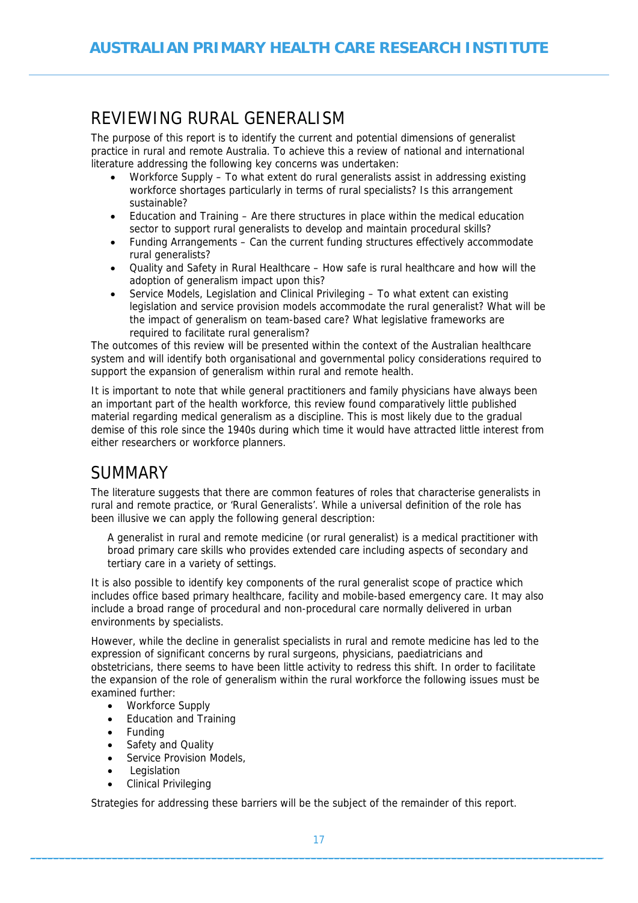## REVIEWING RURAL GENERALISM

The purpose of this report is to identify the current and potential dimensions of generalist practice in rural and remote Australia. To achieve this a review of national and international literature addressing the following key concerns was undertaken:

- Workforce Supply – To what extent do rural generalists assist in addressing existing workforce shortages particularly in terms of rural specialists? Is this arrangement sustainable?
- Education and Training – Are there structures in place within the medical education sector to support rural generalists to develop and maintain procedural skills?
- Funding Arrangements – Can the current funding structures effectively accommodate rural generalists?
- Quality and Safety in Rural Healthcare – How safe is rural healthcare and how will the adoption of generalism impact upon this?
- Service Models, Legislation and Clinical Privileging – To what extent can existing legislation and service provision models accommodate the rural generalist? What will be the impact of generalism on team-based care? What legislative frameworks are required to facilitate rural generalism?

The outcomes of this review will be presented within the context of the Australian healthcare system and will identify both organisational and governmental policy considerations required to support the expansion of generalism within rural and remote health.

It is important to note that while general practitioners and family physicians have always been an important part of the health workforce, this review found comparatively little published material regarding medical generalism as a discipline. This is most likely due to the gradual demise of this role since the 1940s during which time it would have attracted little interest from either researchers or workforce planners.

## SUMMARY

The literature suggests that there are common features of roles that characterise generalists in rural and remote practice, or 'Rural Generalists'. While a universal definition of the role has been illusive we can apply the following general description:

> A generalist in rural and remote medicine (or rural generalist) is a medical practitioner with broad primary care skills who provides extended care including aspects of secondary and tertiary care in a variety of settings.

It is also possible to identify key components of the rural generalist scope of practice which includes office based primary healthcare, facility and mobile-based emergency care. It may also include a broad range of procedural and non-procedural care normally delivered in urban environments by specialists.

However, while the decline in generalist specialists in rural and remote medicine has led to the expression of significant concerns by rural surgeons, physicians, paediatricians and obstetricians, there seems to have been little activity to redress this shift. In order to facilitate the expansion of the role of generalism within the rural workforce the following issues must be examined further:

- Workforce Supply
- Education and Training
- Funding
- Safety and Quality
- Service Provision Models,
- Legislation
- Clinical Privileging

Strategies for addressing these barriers will be the subject of the remainder of this report.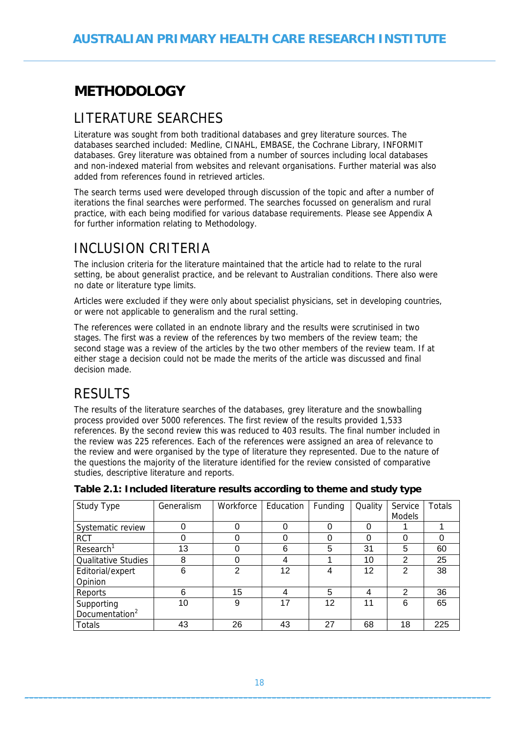# METHODOLOGY

## LITERATURE SEARCHES

Literature was sought from both traditional databases and grey literature sources. The databases searched included: Medline, CINAHL, EMBASE, the Cochrane Library, INFORMIT databases. Grey literature was obtained from a number of sources including local databases and non-indexed material from websites and relevant organisations. Further material was also added from references found in retrieved articles.

The search terms used were developed through discussion of the topic and after a number of iterations the final searches were performed. The searches focussed on generalism and rural practice, with each being modified for various database requirements. Please see Appendix A for further information relating to Methodology.

## INCLUSION CRITERIA

The inclusion criteria for the literature maintained that the article had to relate to the rural setting, be about generalist practice, and be relevant to Australian conditions. There also were no date or literature type limits.

Articles were excluded if they were only about specialist physicians, set in developing countries, or were not applicable to generalism and the rural setting.

The references were collated in an endnote library and the results were scrutinised in two stages. The first was a review of the references by two members of the review team; the second stage was a review of the articles by the two other members of the review team. If at either stage a decision could not be made the merits of the article was discussed and final decision made.

## RESULTS

The results of the literature searches of the databases, grey literature and the snowballing process provided over 5000 references. The first review of the results provided 1,533 references. By the second review this was reduced to 403 results. The final number included in the review was 225 references. Each of the references were assigned an area of relevance to the review and were organised by the type of literature they represented. Due to the nature of the questions the majority of the literature identified for the review consisted of comparative studies, descriptive literature and reports.

**Table 2.1: Included literature results according to theme and study type**

| Study Type | Generalism | Workforce | Education | Funding | Quality | Service Models | Totals |
|---|---|---|---|---|---|---|---|
| Systematic review | 0 | 0 | 0 | 0 | 0 | 1 | 1 |
| RCT | 0 | 0 | 0 | 0 | 0 | 0 | 0 |
| Research[1] | 13 | 0 | 6 | 5 | 31 | 5 | 60 |
| Qualitative Studies | 8 | 0 | 4 | 1 | 10 | 2 | 25 |
| Editorial/expert Opinion | 6 | 2 | 12 | 4 | 12 | 2 | 38 |
| Reports | 6 | 15 | 4 | 5 | 4 | 2 | 36 |
| Supporting Documentation[2] | 10 | 9 | 17 | 12 | 11 | 6 | 65 |
| Totals | 43 | 26 | 43 | 27 | 68 | 18 | 225 |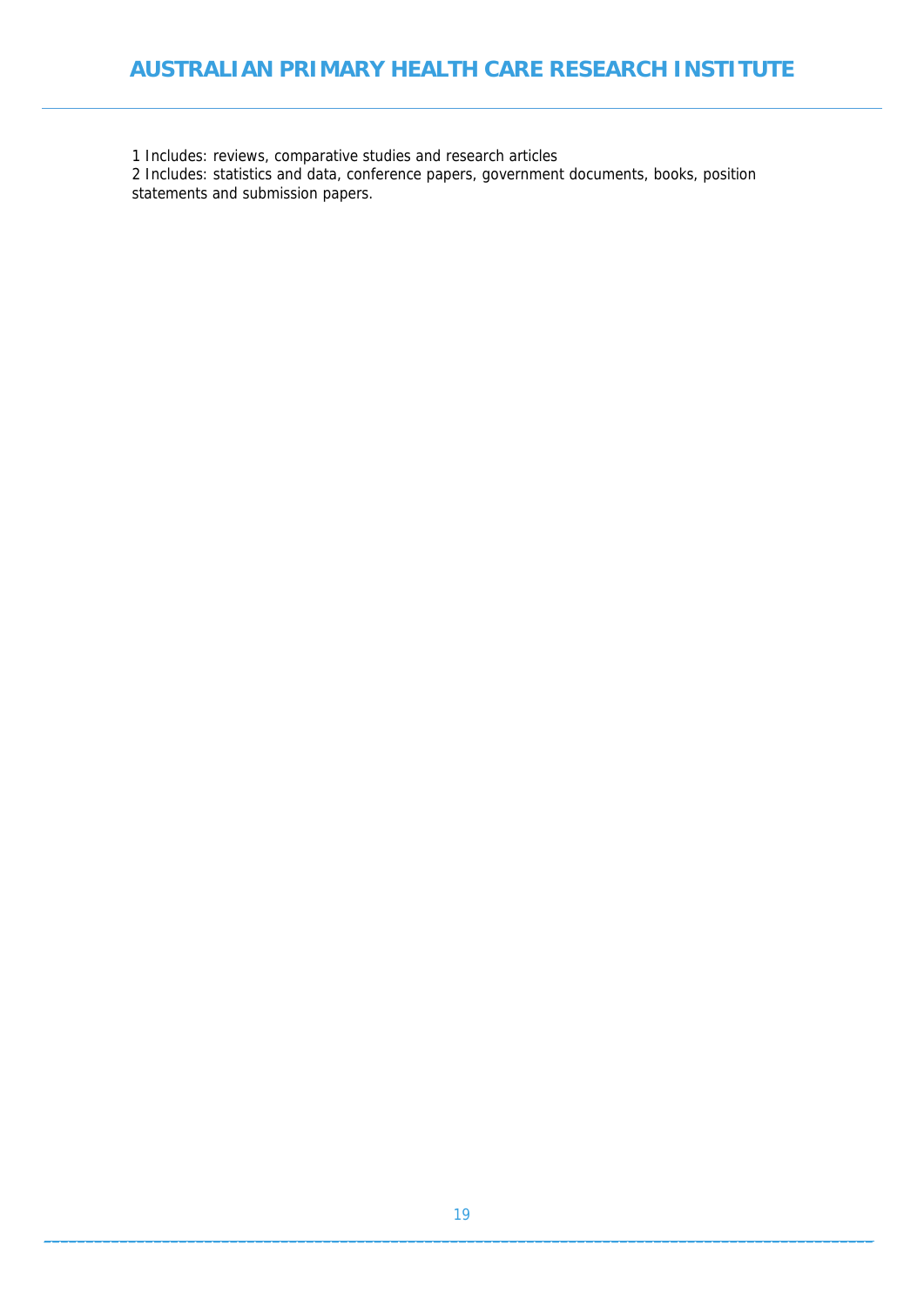1 Includes: reviews, comparative studies and research articles

2 Includes: statistics and data, conference papers, government documents, books, position statements and submission papers.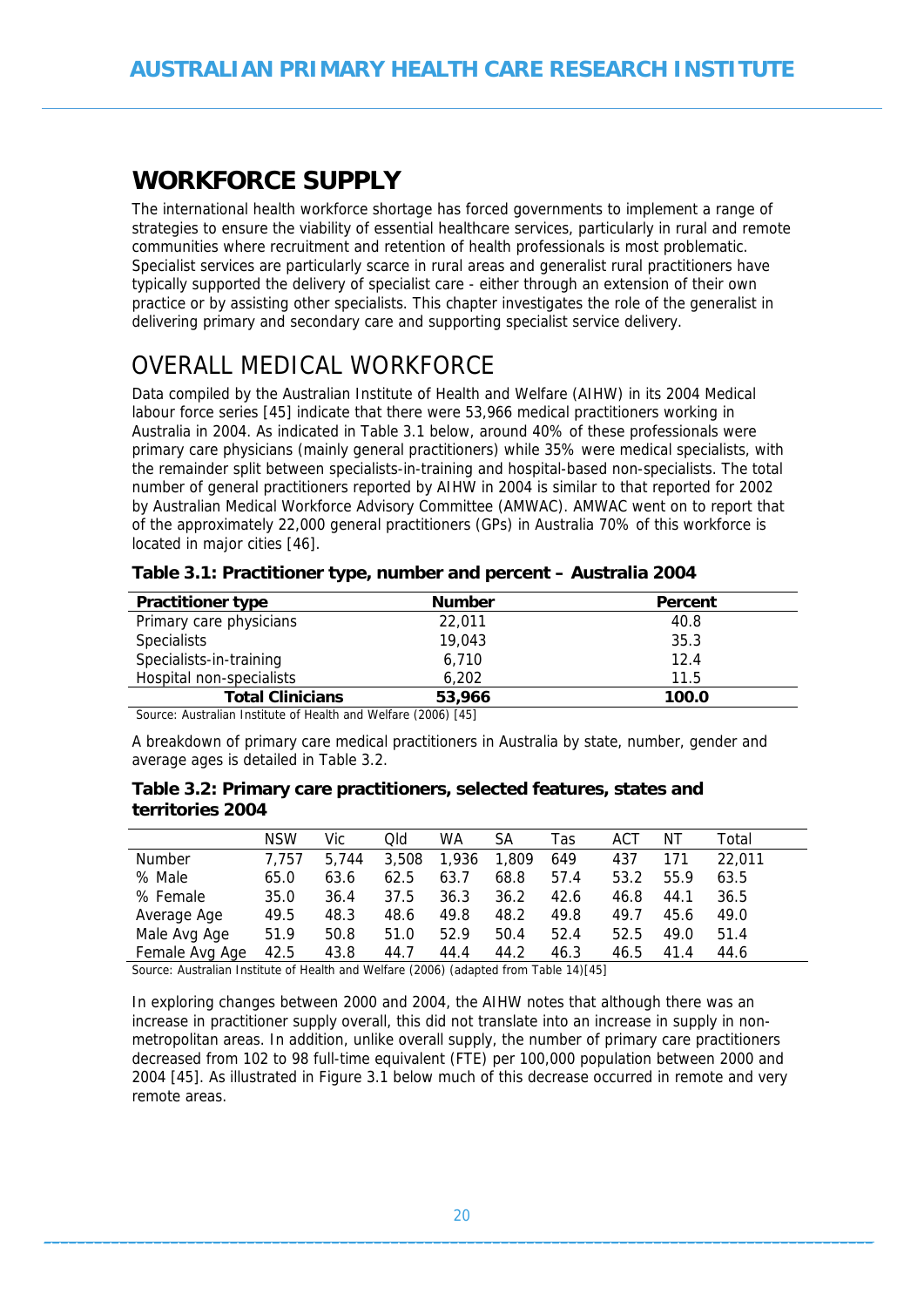# WORKFORCE SUPPLY

The international health workforce shortage has forced governments to implement a range of strategies to ensure the viability of essential healthcare services, particularly in rural and remote communities where recruitment and retention of health professionals is most problematic. Specialist services are particularly scarce in rural areas and generalist rural practitioners have typically supported the delivery of specialist care - either through an extension of their own practice or by assisting other specialists. This chapter investigates the role of the generalist in delivering primary and secondary care and supporting specialist service delivery.

## OVERALL MEDICAL WORKFORCE

Data compiled by the Australian Institute of Health and Welfare (AIHW) in its 2004 Medical labour force series [45] indicate that there were 53,966 medical practitioners working in Australia in 2004. As indicated in Table 3.1 below, around 40% of these professionals were primary care physicians (mainly general practitioners) while 35% were medical specialists, with the remainder split between specialists-in-training and hospital-based non-specialists. The total number of general practitioners reported by AIHW in 2004 is similar to that reported for 2002 by Australian Medical Workforce Advisory Committee (AMWAC). AMWAC went on to report that of the approximately 22,000 general practitioners (GPs) in Australia 70% of this workforce is located in major cities [46].

**Table 3.1: Practitioner type, number and percent – Australia 2004**

| Practitioner type | Number | Percent |
|---|---|---|
| Primary care physicians | 22,011 | 40.8 |
| Specialists | 19,043 | 35.3 |
| Specialists-in-training | 6,710 | 12.4 |
| Hospital non-specialists | 6,202 | 11.5 |
| **Total Clinicians** | **53,966** | **100.0** |

Source: Australian Institute of Health and Welfare (2006) [45]

A breakdown of primary care medical practitioners in Australia by state, number, gender and average ages is detailed in Table 3.2.

**Table 3.2: Primary care practitioners, selected features, states and territories 2004**

| | NSW | Vic | Qld | WA | SA | Tas | ACT | NT | Total |
|---|---|---|---|---|---|---|---|---|---|
| Number | 7,757 | 5,744 | 3,508 | 1,936 | 1,809 | 649 | 437 | 171 | 22,011 |
| % Male | 65.0 | 63.6 | 62.5 | 63.7 | 68.8 | 57.4 | 53.2 | 55.9 | 63.5 |
| % Female | 35.0 | 36.4 | 37.5 | 36.3 | 36.2 | 42.6 | 46.8 | 44.1 | 36.5 |
| Average Age | 49.5 | 48.3 | 48.6 | 49.8 | 48.2 | 49.8 | 49.7 | 45.6 | 49.0 |
| Male Avg Age | 51.9 | 50.8 | 51.0 | 52.9 | 50.4 | 52.4 | 52.5 | 49.0 | 51.4 |
| Female Avg Age | 42.5 | 43.8 | 44.7 | 44.4 | 44.2 | 46.3 | 46.5 | 41.4 | 44.6 |

Source: Australian Institute of Health and Welfare (2006) (adapted from Table 14)[45]

In exploring changes between 2000 and 2004, the AIHW notes that although there was an increase in practitioner supply overall, this did not translate into an increase in supply in non-metropolitan areas. In addition, unlike overall supply, the number of primary care practitioners decreased from 102 to 98 full-time equivalent (FTE) per 100,000 population between 2000 and 2004 [45]. As illustrated in Figure 3.1 below much of this decrease occurred in remote and very remote areas.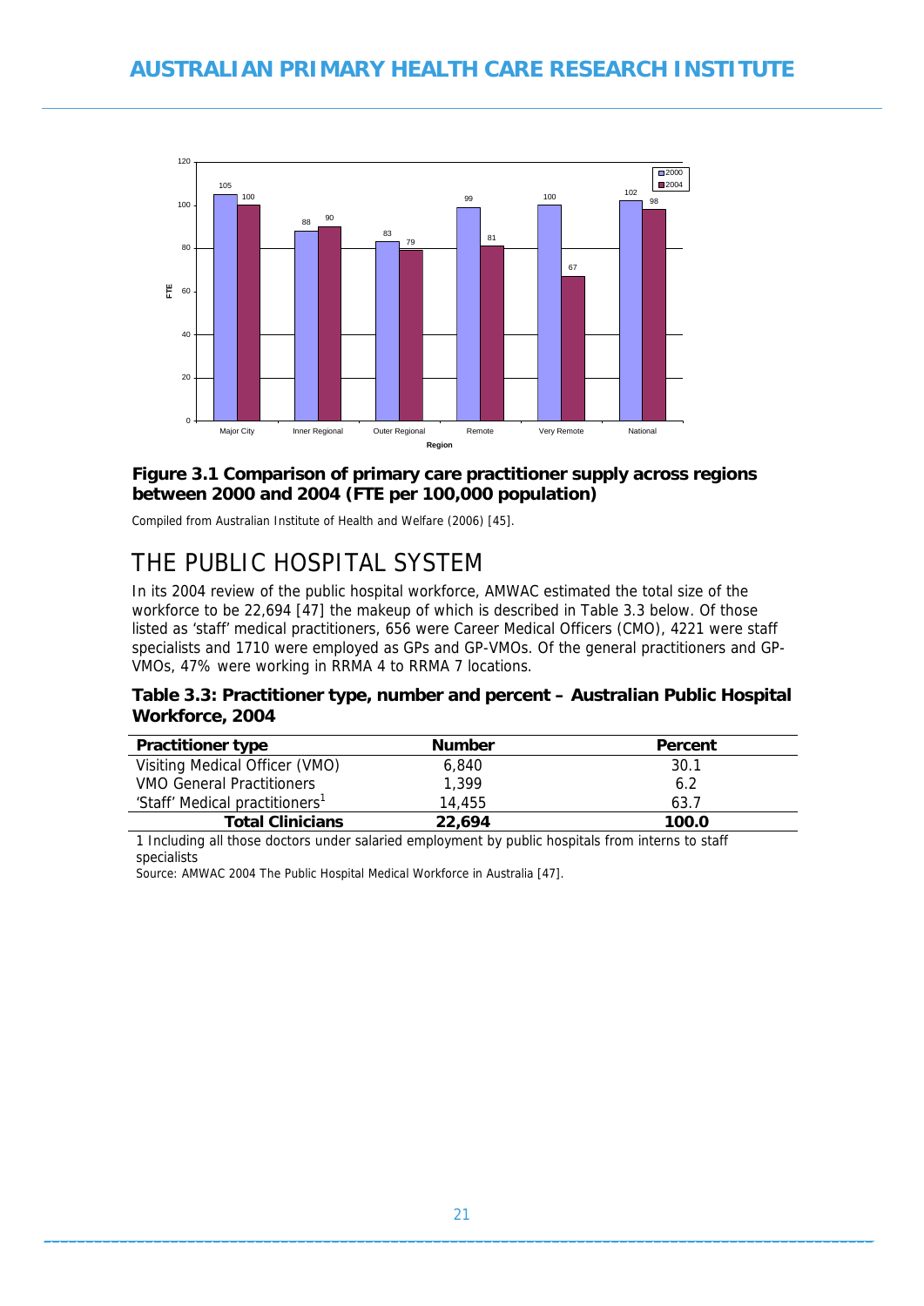**Figure 3.1 Comparison of primary care practitioner supply across regions between 2000 and 2004 (FTE per 100,000 population)**

Compiled from Australian Institute of Health and Welfare (2006) [45].

# THE PUBLIC HOSPITAL SYSTEM

In its 2004 review of the public hospital workforce, AMWAC estimated the total size of the workforce to be 22,694 [47] the makeup of which is described in Table 3.3 below. Of those listed as 'staff' medical practitioners, 656 were Career Medical Officers (CMO), 4221 were staff specialists and 1710 were employed as GPs and GP-VMOs. Of the general practitioners and GP-VMOs, 47% were working in RRMA 4 to RRMA 7 locations.

**Table 3.3: Practitioner type, number and percent – Australian Public Hospital Workforce, 2004**

| Practitioner type | Number | Percent |
|---|---|---|
| Visiting Medical Officer (VMO) | 6,840 | 30.1 |
| VMO General Practitioners | 1,399 | 6.2 |
| 'Staff' Medical practitioners[1] | 14,455 | 63.7 |
| **Total Clinicians** | **22,694** | **100.0** |

1 Including all those doctors under salaried employment by public hospitals from interns to staff specialists

Source: AMWAC 2004 The Public Hospital Medical Workforce in Australia [47].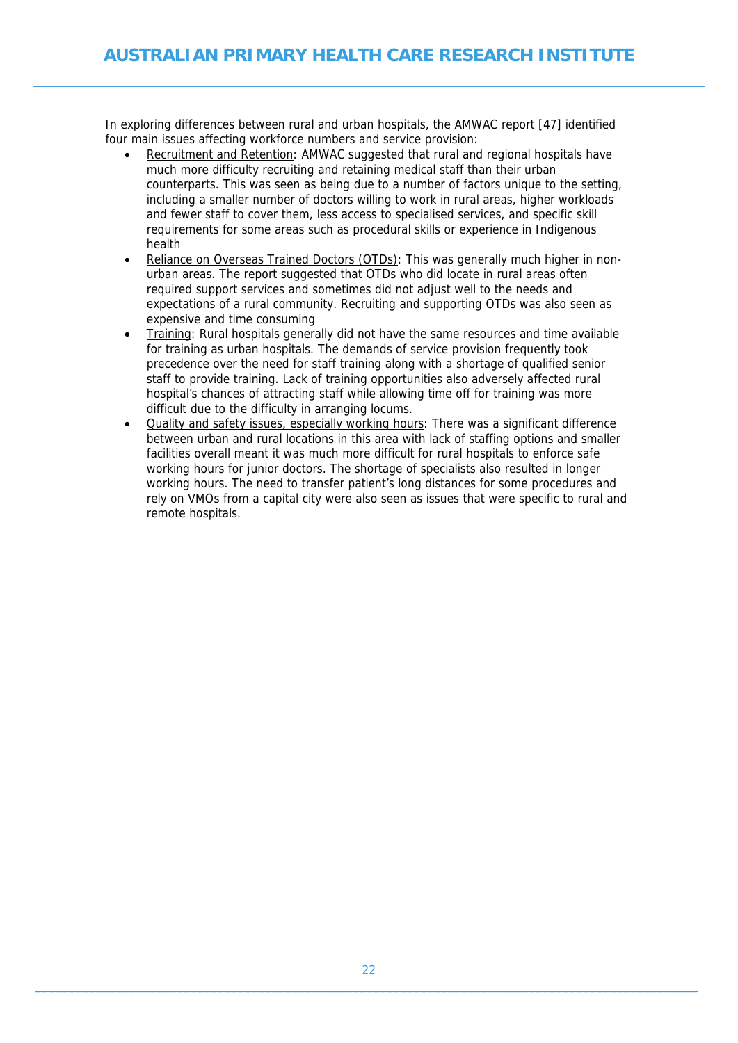In exploring differences between rural and urban hospitals, the AMWAC report [47] identified four main issues affecting workforce numbers and service provision:

- <u>Recruitment and Retention</u>: AMWAC suggested that rural and regional hospitals have much more difficulty recruiting and retaining medical staff than their urban counterparts. This was seen as being due to a number of factors unique to the setting, including a smaller number of doctors willing to work in rural areas, higher workloads and fewer staff to cover them, less access to specialised services, and specific skill requirements for some areas such as procedural skills or experience in Indigenous health
- <u>Reliance on Overseas Trained Doctors (OTDs)</u>: This was generally much higher in non-urban areas. The report suggested that OTDs who did locate in rural areas often required support services and sometimes did not adjust well to the needs and expectations of a rural community. Recruiting and supporting OTDs was also seen as expensive and time consuming
- <u>Training</u>: Rural hospitals generally did not have the same resources and time available for training as urban hospitals. The demands of service provision frequently took precedence over the need for staff training along with a shortage of qualified senior staff to provide training. Lack of training opportunities also adversely affected rural hospital's chances of attracting staff while allowing time off for training was more difficult due to the difficulty in arranging locums.
- <u>Quality and safety issues, especially working hours</u>: There was a significant difference between urban and rural locations in this area with lack of staffing options and smaller facilities overall meant it was much more difficult for rural hospitals to enforce safe working hours for junior doctors. The shortage of specialists also resulted in longer working hours. The need to transfer patient's long distances for some procedures and rely on VMOs from a capital city were also seen as issues that were specific to rural and remote hospitals.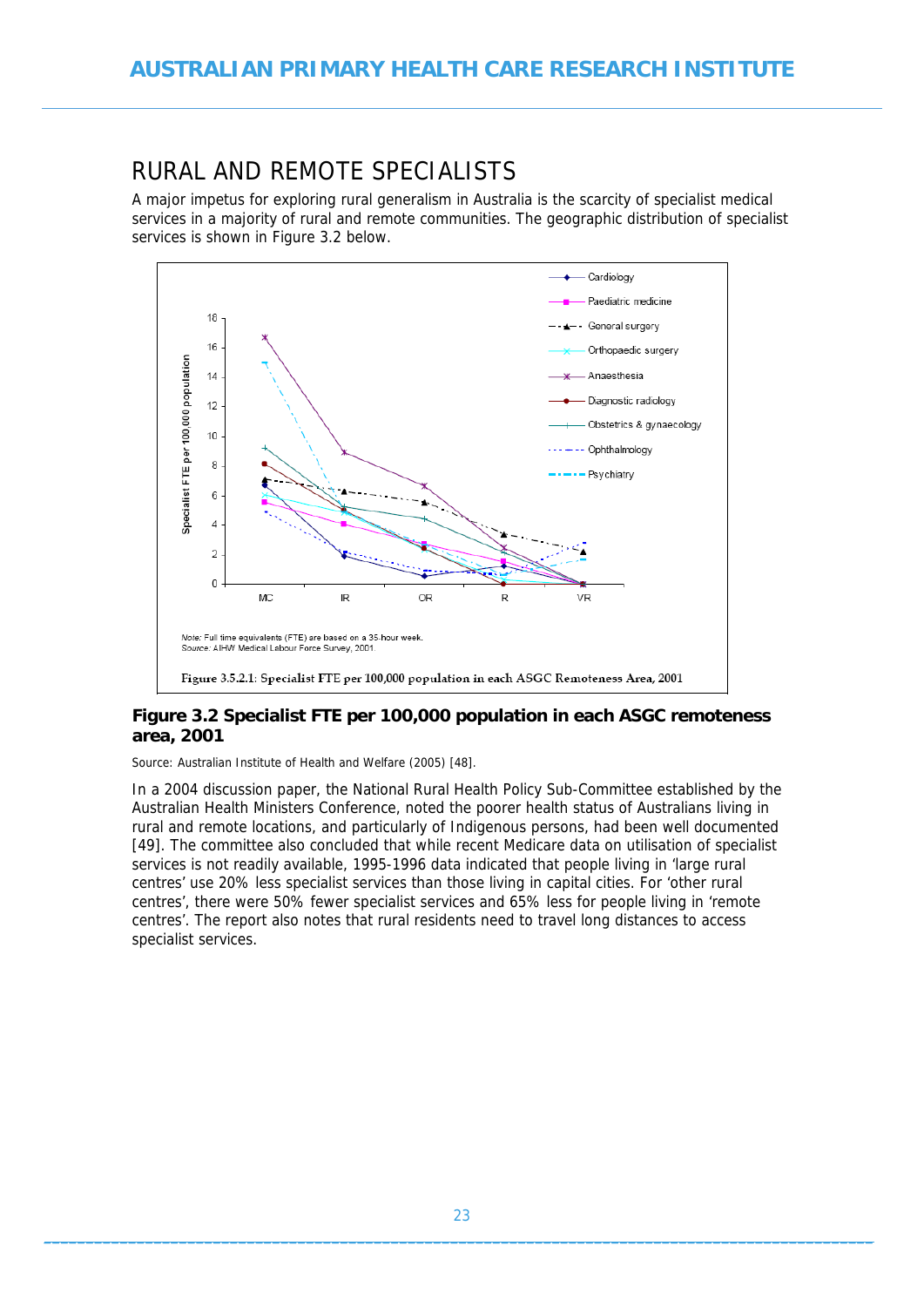## RURAL AND REMOTE SPECIALISTS

A major impetus for exploring rural generalism in Australia is the scarcity of specialist medical services in a majority of rural and remote communities. The geographic distribution of specialist services is shown in Figure 3.2 below.

Note: Full time equivalents (FTE) are based on a 35-hour week.
Source: AIHW Medical Labour Force Survey, 2001.

Figure 3.5.2.1: Specialist FTE per 100,000 population in each ASGC Remoteness Area, 2001

**Figure 3.2 Specialist FTE per 100,000 population in each ASGC remoteness area, 2001**

Source: Australian Institute of Health and Welfare (2005) [48].

In a 2004 discussion paper, the National Rural Health Policy Sub-Committee established by the Australian Health Ministers Conference, noted the poorer health status of Australians living in rural and remote locations, and particularly of Indigenous persons, had been well documented [49]. The committee also concluded that while recent Medicare data on utilisation of specialist services is not readily available, 1995-1996 data indicated that people living in 'large rural centres' use 20% less specialist services than those living in capital cities. For 'other rural centres', there were 50% fewer specialist services and 65% less for people living in 'remote centres'. The report also notes that rural residents need to travel long distances to access specialist services.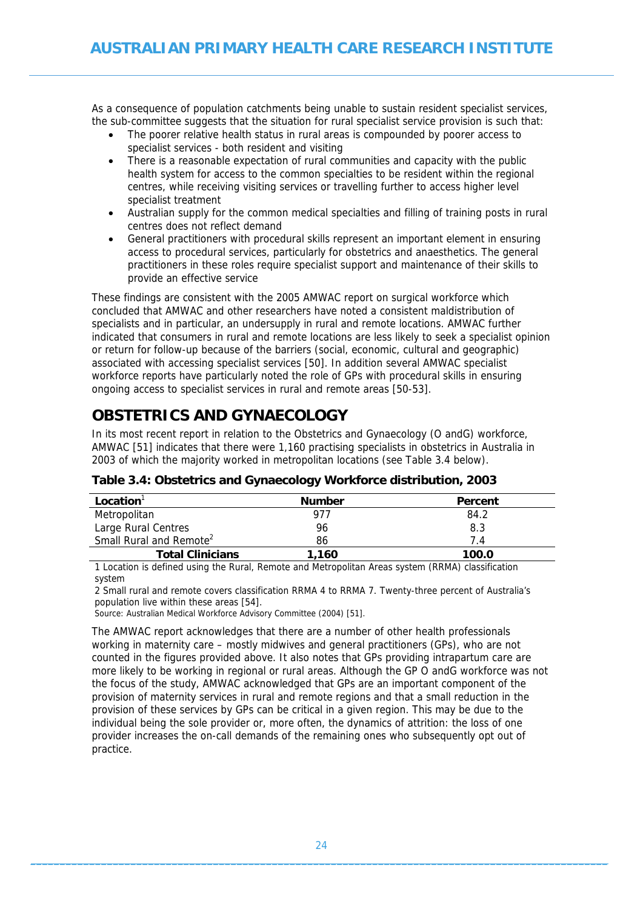As a consequence of population catchments being unable to sustain resident specialist services, the sub-committee suggests that the situation for rural specialist service provision is such that:

- The poorer relative health status in rural areas is compounded by poorer access to specialist services - both resident and visiting
- There is a reasonable expectation of rural communities and capacity with the public health system for access to the common specialties to be resident within the regional centres, while receiving visiting services or travelling further to access higher level specialist treatment
- Australian supply for the common medical specialties and filling of training posts in rural centres does not reflect demand
- General practitioners with procedural skills represent an important element in ensuring access to procedural services, particularly for obstetrics and anaesthetics. The general practitioners in these roles require specialist support and maintenance of their skills to provide an effective service

These findings are consistent with the 2005 AMWAC report on surgical workforce which concluded that AMWAC and other researchers have noted a consistent maldistribution of specialists and in particular, an undersupply in rural and remote locations. AMWAC further indicated that consumers in rural and remote locations are less likely to seek a specialist opinion or return for follow-up because of the barriers (social, economic, cultural and geographic) associated with accessing specialist services [50]. In addition several AMWAC specialist workforce reports have particularly noted the role of GPs with procedural skills in ensuring ongoing access to specialist services in rural and remote areas [50-53].

## OBSTETRICS AND GYNAECOLOGY

In its most recent report in relation to the Obstetrics and Gynaecology (O andG) workforce, AMWAC [51] indicates that there were 1,160 practising specialists in obstetrics in Australia in 2003 of which the majority worked in metropolitan locations (see Table 3.4 below).

**Table 3.4: Obstetrics and Gynaecology Workforce distribution, 2003**

| Location[1] | Number | Percent |
|---|---|---|
| Metropolitan | 977 | 84.2 |
| Large Rural Centres | 96 | 8.3 |
| Small Rural and Remote[2] | 86 | 7.4 |
| **Total Clinicians** | **1,160** | **100.0** |

1 Location is defined using the Rural, Remote and Metropolitan Areas system (RRMA) classification system

2 Small rural and remote covers classification RRMA 4 to RRMA 7. Twenty-three percent of Australia's population live within these areas [54].

Source: Australian Medical Workforce Advisory Committee (2004) [51].

The AMWAC report acknowledges that there are a number of other health professionals working in maternity care – mostly midwives and general practitioners (GPs), who are not counted in the figures provided above. It also notes that GPs providing intrapartum care are more likely to be working in regional or rural areas. Although the GP O andG workforce was not the focus of the study, AMWAC acknowledged that GPs are an important component of the provision of maternity services in rural and remote regions and that a small reduction in the provision of these services by GPs can be critical in a given region. This may be due to the individual being the sole provider or, more often, the dynamics of attrition: the loss of one provider increases the on-call demands of the remaining ones who subsequently opt out of practice.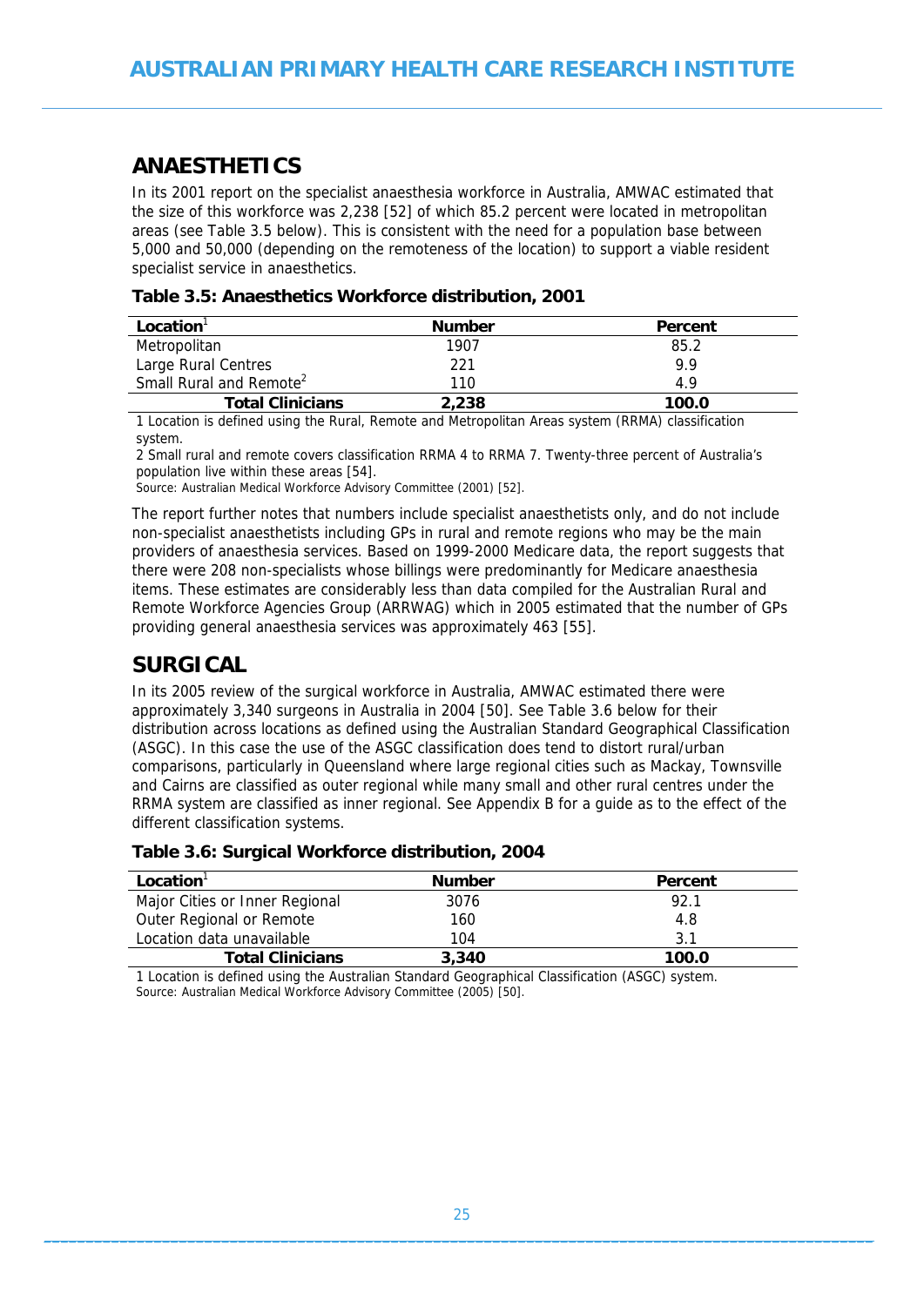## ANAESTHETICS

In its 2001 report on the specialist anaesthesia workforce in Australia, AMWAC estimated that the size of this workforce was 2,238 [52] of which 85.2 percent were located in metropolitan areas (see Table 3.5 below). This is consistent with the need for a population base between 5,000 and 50,000 (depending on the remoteness of the location) to support a viable resident specialist service in anaesthetics.

**Table 3.5: Anaesthetics Workforce distribution, 2001**

| Location[1] | Number | Percent |
|---|---|---|
| Metropolitan | 1907 | 85.2 |
| Large Rural Centres | 221 | 9.9 |
| Small Rural and Remote[2] | 110 | 4.9 |
| **Total Clinicians** | **2,238** | **100.0** |

1 Location is defined using the Rural, Remote and Metropolitan Areas system (RRMA) classification system.

2 Small rural and remote covers classification RRMA 4 to RRMA 7. Twenty-three percent of Australia's population live within these areas [54].

Source: Australian Medical Workforce Advisory Committee (2001) [52].

The report further notes that numbers include specialist anaesthetists only, and do not include non-specialist anaesthetists including GPs in rural and remote regions who may be the main providers of anaesthesia services. Based on 1999-2000 Medicare data, the report suggests that there were 208 non-specialists whose billings were predominantly for Medicare anaesthesia items. These estimates are considerably less than data compiled for the Australian Rural and Remote Workforce Agencies Group (ARRWAG) which in 2005 estimated that the number of GPs providing general anaesthesia services was approximately 463 [55].

## SURGICAL

In its 2005 review of the surgical workforce in Australia, AMWAC estimated there were approximately 3,340 surgeons in Australia in 2004 [50]. See Table 3.6 below for their distribution across locations as defined using the Australian Standard Geographical Classification (ASGC). In this case the use of the ASGC classification does tend to distort rural/urban comparisons, particularly in Queensland where large regional cities such as Mackay, Townsville and Cairns are classified as outer regional while many small and other rural centres under the RRMA system are classified as inner regional. See Appendix B for a guide as to the effect of the different classification systems.

**Table 3.6: Surgical Workforce distribution, 2004**

| Location[1] | Number | Percent |
|---|---|---|
| Major Cities or Inner Regional | 3076 | 92.1 |
| Outer Regional or Remote | 160 | 4.8 |
| Location data unavailable | 104 | 3.1 |
| **Total Clinicians** | **3,340** | **100.0** |

1 Location is defined using the Australian Standard Geographical Classification (ASGC) system.

Source: Australian Medical Workforce Advisory Committee (2005) [50].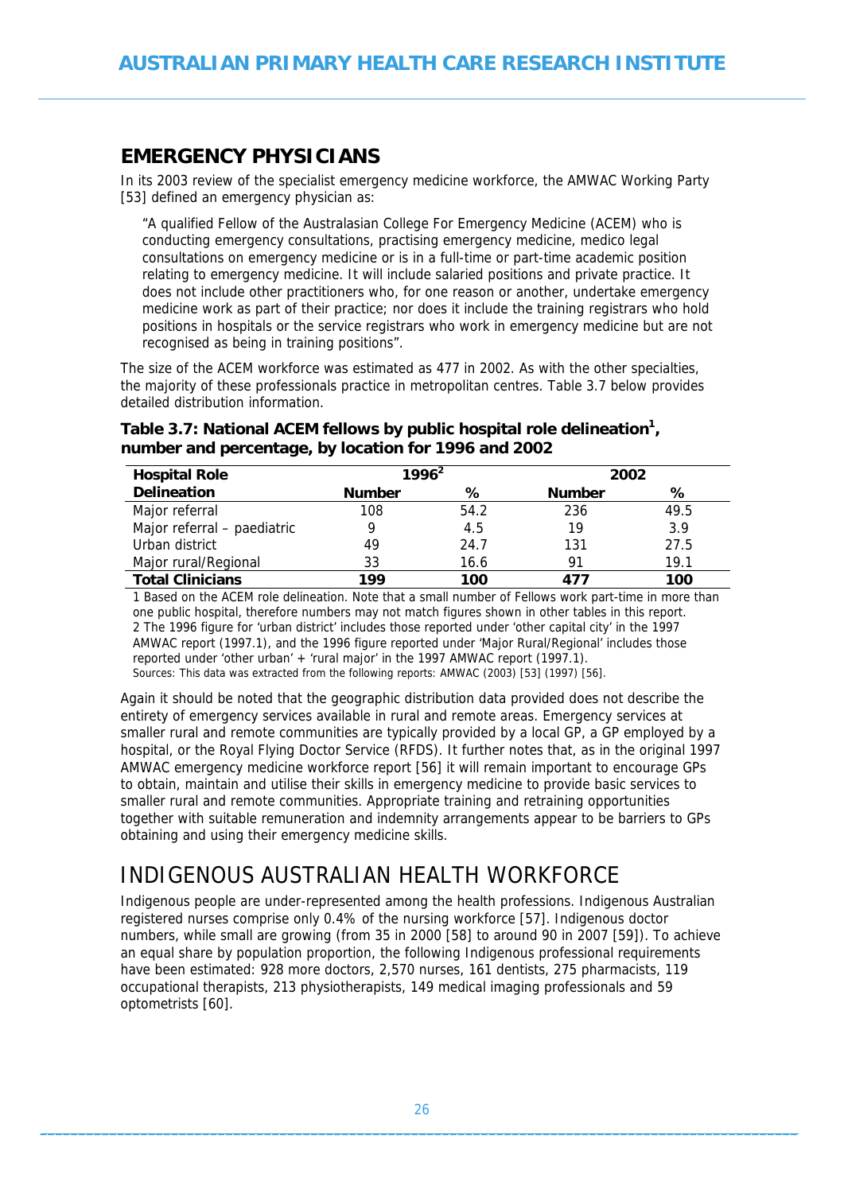## EMERGENCY PHYSICIANS

In its 2003 review of the specialist emergency medicine workforce, the AMWAC Working Party [53] defined an emergency physician as:

> "A qualified Fellow of the Australasian College For Emergency Medicine (ACEM) who is conducting emergency consultations, practising emergency medicine, medico legal consultations on emergency medicine or is in a full-time or part-time academic position relating to emergency medicine. It will include salaried positions and private practice. It does not include other practitioners who, for one reason or another, undertake emergency medicine work as part of their practice; nor does it include the training registrars who hold positions in hospitals or the service registrars who work in emergency medicine but are not recognised as being in training positions".

The size of the ACEM workforce was estimated as 477 in 2002. As with the other specialties, the majority of these professionals practice in metropolitan centres. Table 3.7 below provides detailed distribution information.

**Table 3.7: National ACEM fellows by public hospital role delineation[1], number and percentage, by location for 1996 and 2002**

| Hospital Role Delineation | 1996[2] | | 2002 | |
|---|---|---|---|---|
| | **Number** | **%** | **Number** | **%** |
| Major referral | 108 | 54.2 | 236 | 49.5 |
| Major referral – paediatric | 9 | 4.5 | 19 | 3.9 |
| Urban district | 49 | 24.7 | 131 | 27.5 |
| Major rural/Regional | 33 | 16.6 | 91 | 19.1 |
| **Total Clinicians** | **199** | **100** | **477** | **100** |

1 Based on the ACEM role delineation. Note that a small number of Fellows work part-time in more than one public hospital, therefore numbers may not match figures shown in other tables in this report.
2 The 1996 figure for 'urban district' includes those reported under 'other capital city' in the 1997 AMWAC report (1997.1), and the 1996 figure reported under 'Major Rural/Regional' includes those reported under 'other urban' + 'rural major' in the 1997 AMWAC report (1997.1).
Sources: This data was extracted from the following reports: AMWAC (2003) [53] (1997) [56].

Again it should be noted that the geographic distribution data provided does not describe the entirety of emergency services available in rural and remote areas. Emergency services at smaller rural and remote communities are typically provided by a local GP, a GP employed by a hospital, or the Royal Flying Doctor Service (RFDS). It further notes that, as in the original 1997 AMWAC emergency medicine workforce report [56] it will remain important to encourage GPs to obtain, maintain and utilise their skills in emergency medicine to provide basic services to smaller rural and remote communities. Appropriate training and retraining opportunities together with suitable remuneration and indemnity arrangements appear to be barriers to GPs obtaining and using their emergency medicine skills.

# INDIGENOUS AUSTRALIAN HEALTH WORKFORCE

Indigenous people are under-represented among the health professions. Indigenous Australian registered nurses comprise only 0.4% of the nursing workforce [57]. Indigenous doctor numbers, while small are growing (from 35 in 2000 [58] to around 90 in 2007 [59]). To achieve an equal share by population proportion, the following Indigenous professional requirements have been estimated: 928 more doctors, 2,570 nurses, 161 dentists, 275 pharmacists, 119 occupational therapists, 213 physiotherapists, 149 medical imaging professionals and 59 optometrists [60].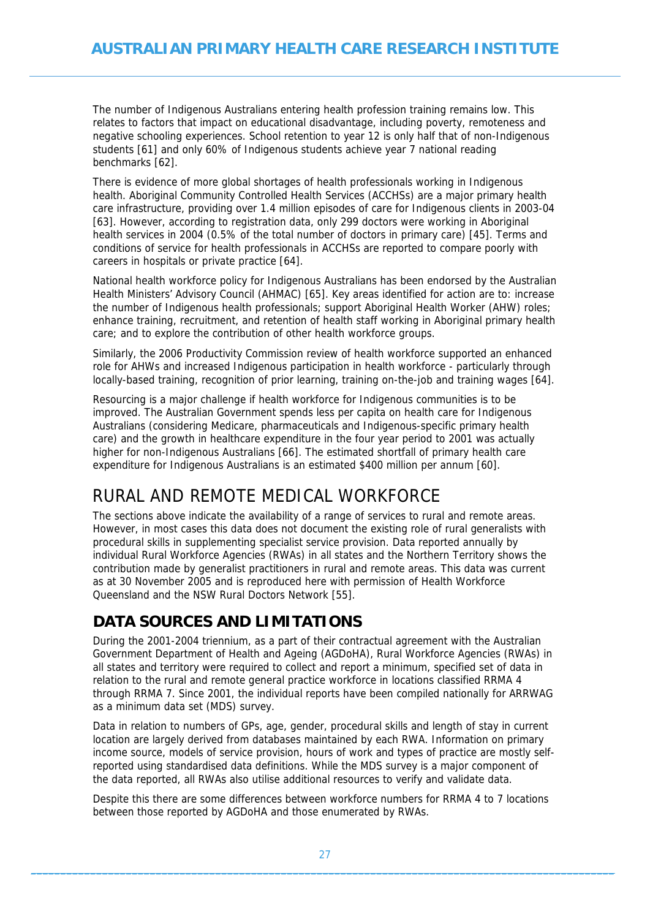The number of Indigenous Australians entering health profession training remains low. This relates to factors that impact on educational disadvantage, including poverty, remoteness and negative schooling experiences. School retention to year 12 is only half that of non-Indigenous students [61] and only 60% of Indigenous students achieve year 7 national reading benchmarks [62].

There is evidence of more global shortages of health professionals working in Indigenous health. Aboriginal Community Controlled Health Services (ACCHSs) are a major primary health care infrastructure, providing over 1.4 million episodes of care for Indigenous clients in 2003-04 [63]. However, according to registration data, only 299 doctors were working in Aboriginal health services in 2004 (0.5% of the total number of doctors in primary care) [45]. Terms and conditions of service for health professionals in ACCHSs are reported to compare poorly with careers in hospitals or private practice [64].

National health workforce policy for Indigenous Australians has been endorsed by the Australian Health Ministers' Advisory Council (AHMAC) [65]. Key areas identified for action are to: increase the number of Indigenous health professionals; support Aboriginal Health Worker (AHW) roles; enhance training, recruitment, and retention of health staff working in Aboriginal primary health care; and to explore the contribution of other health workforce groups.

Similarly, the 2006 Productivity Commission review of health workforce supported an enhanced role for AHWs and increased Indigenous participation in health workforce - particularly through locally-based training, recognition of prior learning, training on-the-job and training wages [64].

Resourcing is a major challenge if health workforce for Indigenous communities is to be improved. The Australian Government spends less per capita on health care for Indigenous Australians (considering Medicare, pharmaceuticals and Indigenous-specific primary health care) and the growth in healthcare expenditure in the four year period to 2001 was actually higher for non-Indigenous Australians [66]. The estimated shortfall of primary health care expenditure for Indigenous Australians is an estimated $400 million per annum [60].

# RURAL AND REMOTE MEDICAL WORKFORCE

The sections above indicate the availability of a range of services to rural and remote areas. However, in most cases this data does not document the existing role of rural generalists with procedural skills in supplementing specialist service provision. Data reported annually by individual Rural Workforce Agencies (RWAs) in all states and the Northern Territory shows the contribution made by generalist practitioners in rural and remote areas. This data was current as at 30 November 2005 and is reproduced here with permission of Health Workforce Queensland and the NSW Rural Doctors Network [55].

## DATA SOURCES AND LIMITATIONS

During the 2001-2004 triennium, as a part of their contractual agreement with the Australian Government Department of Health and Ageing (AGDoHA), Rural Workforce Agencies (RWAs) in all states and territory were required to collect and report a minimum, specified set of data in relation to the rural and remote general practice workforce in locations classified RRMA 4 through RRMA 7. Since 2001, the individual reports have been compiled nationally for ARRWAG as a minimum data set (MDS) survey.

Data in relation to numbers of GPs, age, gender, procedural skills and length of stay in current location are largely derived from databases maintained by each RWA. Information on primary income source, models of service provision, hours of work and types of practice are mostly self-reported using standardised data definitions. While the MDS survey is a major component of the data reported, all RWAs also utilise additional resources to verify and validate data.

Despite this there are some differences between workforce numbers for RRMA 4 to 7 locations between those reported by AGDoHA and those enumerated by RWAs.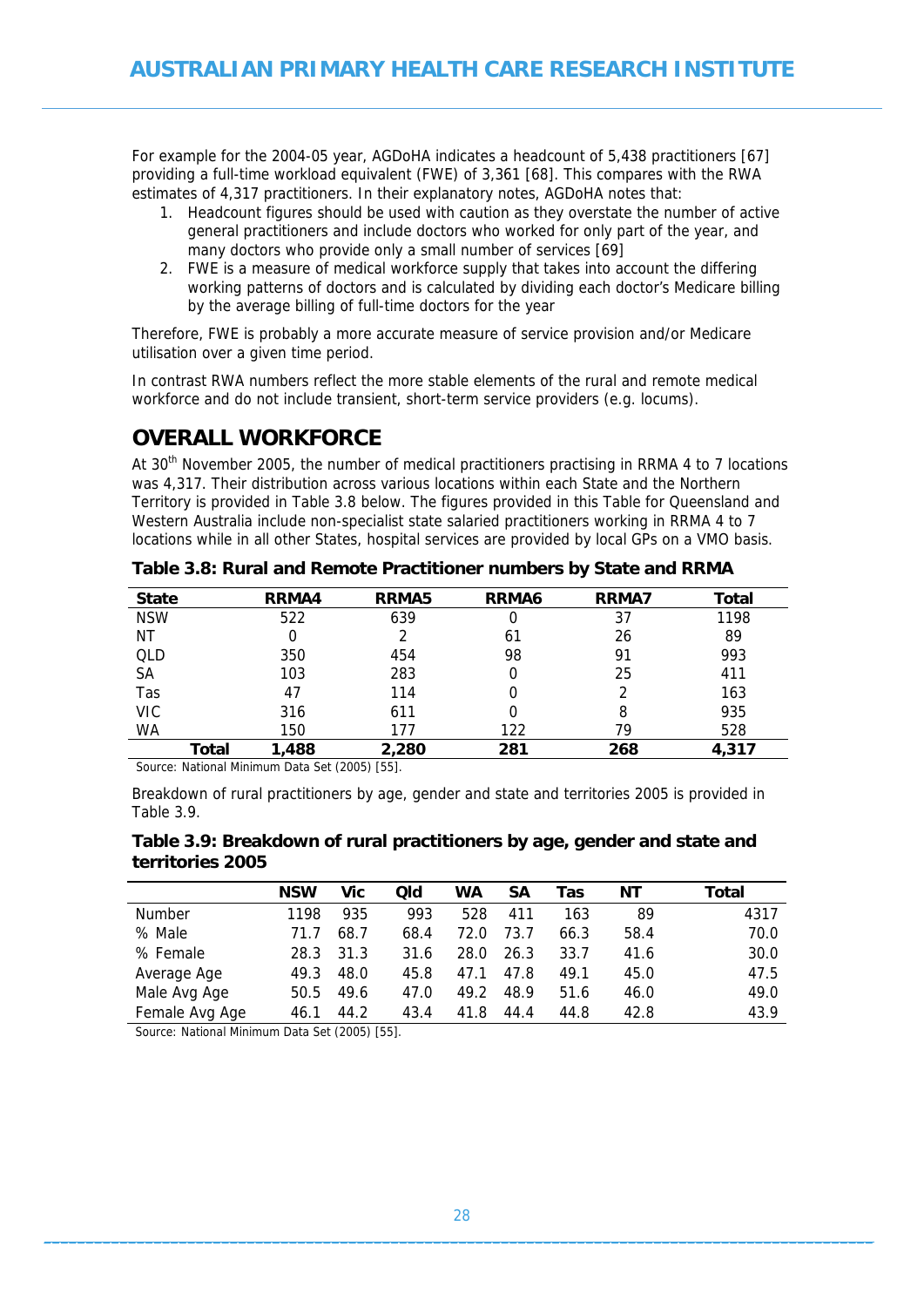For example for the 2004-05 year, AGDoHA indicates a headcount of 5,438 practitioners [67] providing a full-time workload equivalent (FWE) of 3,361 [68]. This compares with the RWA estimates of 4,317 practitioners. In their explanatory notes, AGDoHA notes that:

1. Headcount figures should be used with caution as they overstate the number of active general practitioners and include doctors who worked for only part of the year, and many doctors who provide only a small number of services [69]
2. FWE is a measure of medical workforce supply that takes into account the differing working patterns of doctors and is calculated by dividing each doctor's Medicare billing by the average billing of full-time doctors for the year

Therefore, FWE is probably a more accurate measure of service provision and/or Medicare utilisation over a given time period.

In contrast RWA numbers reflect the more stable elements of the rural and remote medical workforce and do not include transient, short-term service providers (e.g. locums).

## OVERALL WORKFORCE

At 30th November 2005, the number of medical practitioners practising in RRMA 4 to 7 locations was 4,317. Their distribution across various locations within each State and the Northern Territory is provided in Table 3.8 below. The figures provided in this Table for Queensland and Western Australia include non-specialist state salaried practitioners working in RRMA 4 to 7 locations while in all other States, hospital services are provided by local GPs on a VMO basis.

**Table 3.8: Rural and Remote Practitioner numbers by State and RRMA**

| State | RRMA4 | RRMA5 | RRMA6 | RRMA7 | Total |
|---|---|---|---|---|---|
| NSW | 522 | 639 | 0 | 37 | 1198 |
| NT | 0 | 2 | 61 | 26 | 89 |
| QLD | 350 | 454 | 98 | 91 | 993 |
| SA | 103 | 283 | 0 | 25 | 411 |
| Tas | 47 | 114 | 0 | 2 | 163 |
| VIC | 316 | 611 | 0 | 8 | 935 |
| WA | 150 | 177 | 122 | 79 | 528 |
| **Total** | **1,488** | **2,280** | **281** | **268** | **4,317** |

Source: National Minimum Data Set (2005) [55].

Breakdown of rural practitioners by age, gender and state and territories 2005 is provided in Table 3.9.

**Table 3.9: Breakdown of rural practitioners by age, gender and state and territories 2005**

| | NSW | Vic | Qld | WA | SA | Tas | NT | Total |
|---|---|---|---|---|---|---|---|---|
| Number | 1198 | 935 | 993 | 528 | 411 | 163 | 89 | 4317 |
| % Male | 71.7 | 68.7 | 68.4 | 72.0 | 73.7 | 66.3 | 58.4 | 70.0 |
| % Female | 28.3 | 31.3 | 31.6 | 28.0 | 26.3 | 33.7 | 41.6 | 30.0 |
| Average Age | 49.3 | 48.0 | 45.8 | 47.1 | 47.8 | 49.1 | 45.0 | 47.5 |
| Male Avg Age | 50.5 | 49.6 | 47.0 | 49.2 | 48.9 | 51.6 | 46.0 | 49.0 |
| Female Avg Age | 46.1 | 44.2 | 43.4 | 41.8 | 44.4 | 44.8 | 42.8 | 43.9 |

Source: National Minimum Data Set (2005) [55].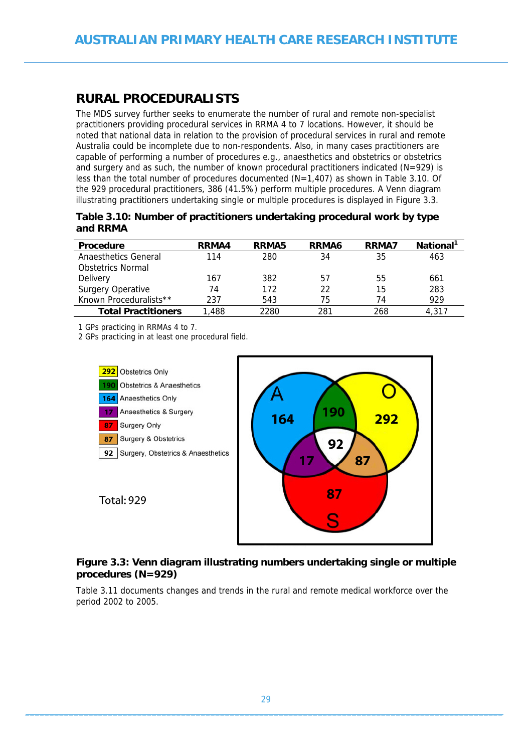## RURAL PROCEDURALISTS

The MDS survey further seeks to enumerate the number of rural and remote non-specialist practitioners providing procedural services in RRMA 4 to 7 locations. However, it should be noted that national data in relation to the provision of procedural services in rural and remote Australia could be incomplete due to non-respondents. Also, in many cases practitioners are capable of performing a number of procedures e.g., anaesthetics and obstetrics or obstetrics and surgery and as such, the number of known procedural practitioners indicated (N=929) is less than the total number of procedures documented (N=1,407) as shown in Table 3.10. Of the 929 procedural practitioners, 386 (41.5%) perform multiple procedures. A Venn diagram illustrating practitioners undertaking single or multiple procedures is displayed in Figure 3.3.

**Table 3.10: Number of practitioners undertaking procedural work by type and RRMA**

| Procedure | RRMA4 | RRMA5 | RRMA6 | RRMA7 | National[1] |
|---|---|---|---|---|---|
| Anaesthetics General | 114 | 280 | 34 | 35 | 463 |
| Obstetrics Normal Delivery | 167 | 382 | 57 | 55 | 661 |
| Surgery Operative | 74 | 172 | 22 | 15 | 283 |
| Known Proceduralists** | 237 | 543 | 75 | 74 | 929 |
| **Total Practitioners** | 1,488 | 2280 | 281 | 268 | 4,317 |

1 GPs practicing in RRMAs 4 to 7.
2 GPs practicing in at least one procedural field.

| | |
|---|---|
| 292 | Obstetrics Only |
| 190 | Obstetrics & Anaesthetics |
| 164 | Anaesthetics Only |
| 17 | Anaesthetics & Surgery |
| 87 | Surgery Only |
| 87 | Surgery & Obstetrics |
| 92 | Surgery, Obstetrics & Anaesthetics |

Total: 929

**Figure 3.3: Venn diagram illustrating numbers undertaking single or multiple procedures (N=929)**

Table 3.11 documents changes and trends in the rural and remote medical workforce over the period 2002 to 2005.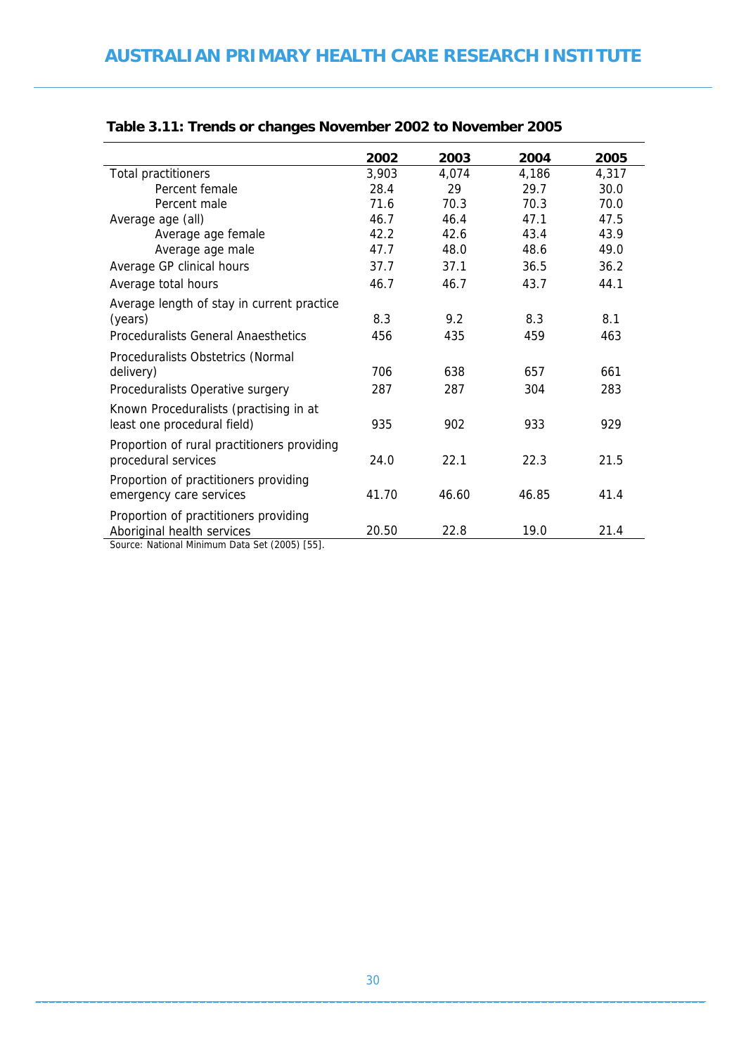**Table 3.11: Trends or changes November 2002 to November 2005**

| | 2002 | 2003 | 2004 | 2005 |
|---|---|---|---|---|
| Total practitioners | 3,903 | 4,074 | 4,186 | 4,317 |
| Percent female | 28.4 | 29 | 29.7 | 30.0 |
| Percent male | 71.6 | 70.3 | 70.3 | 70.0 |
| Average age (all) | 46.7 | 46.4 | 47.1 | 47.5 |
| Average age female | 42.2 | 42.6 | 43.4 | 43.9 |
| Average age male | 47.7 | 48.0 | 48.6 | 49.0 |
| Average GP clinical hours | 37.7 | 37.1 | 36.5 | 36.2 |
| Average total hours | 46.7 | 46.7 | 43.7 | 44.1 |
| Average length of stay in current practice (years) | 8.3 | 9.2 | 8.3 | 8.1 |
| Proceduralists General Anaesthetics | 456 | 435 | 459 | 463 |
| Proceduralists Obstetrics (Normal delivery) | 706 | 638 | 657 | 661 |
| Proceduralists Operative surgery | 287 | 287 | 304 | 283 |
| Known Proceduralists (practising in at least one procedural field) | 935 | 902 | 933 | 929 |
| Proportion of rural practitioners providing procedural services | 24.0 | 22.1 | 22.3 | 21.5 |
| Proportion of practitioners providing emergency care services | 41.70 | 46.60 | 46.85 | 41.4 |
| Proportion of practitioners providing Aboriginal health services | 20.50 | 22.8 | 19.0 | 21.4 |

Source: National Minimum Data Set (2005) [55].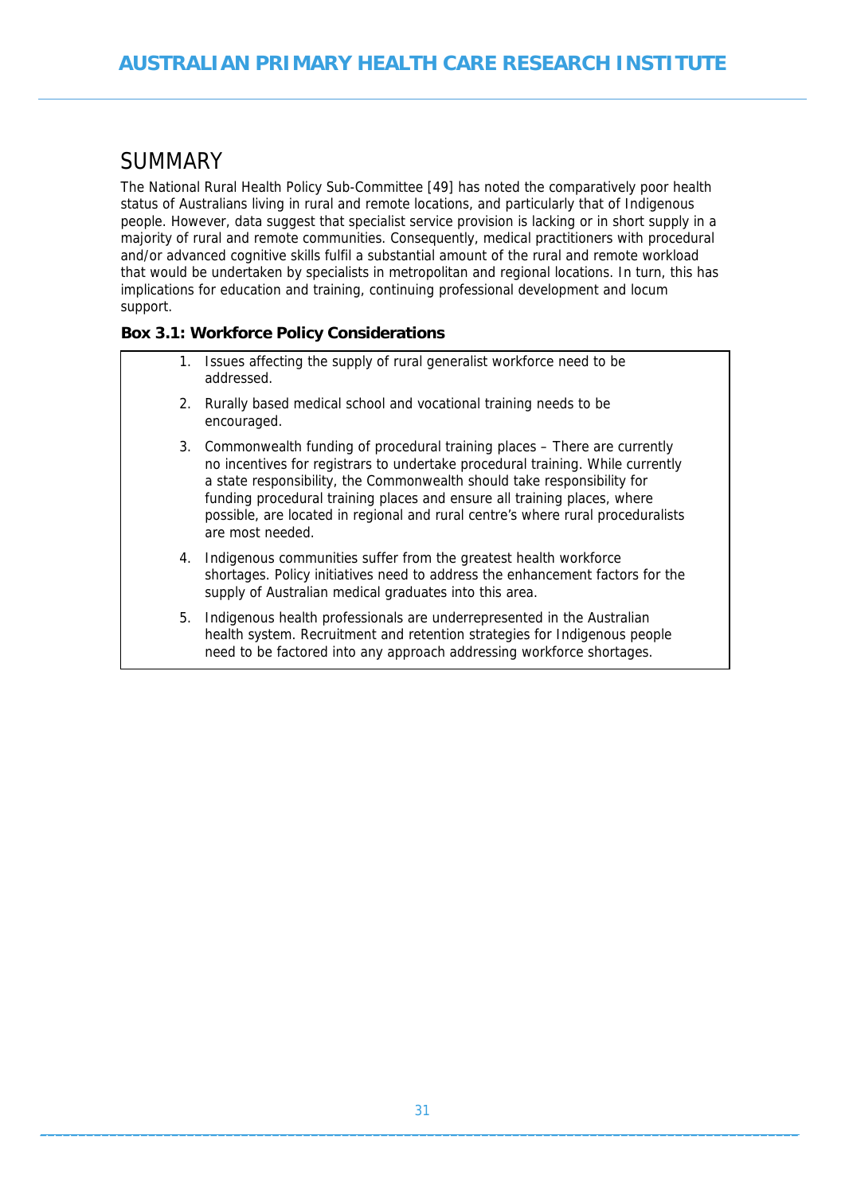# SUMMARY

The National Rural Health Policy Sub-Committee [49] has noted the comparatively poor health status of Australians living in rural and remote locations, and particularly that of Indigenous people. However, data suggest that specialist service provision is lacking or in short supply in a majority of rural and remote communities. Consequently, medical practitioners with procedural and/or advanced cognitive skills fulfil a substantial amount of the rural and remote workload that would be undertaken by specialists in metropolitan and regional locations. In turn, this has implications for education and training, continuing professional development and locum support.

**Box 3.1: Workforce Policy Considerations**

1. Issues affecting the supply of rural generalist workforce need to be addressed.
2. Rurally based medical school and vocational training needs to be encouraged.
3. Commonwealth funding of procedural training places – There are currently no incentives for registrars to undertake procedural training. While currently a state responsibility, the Commonwealth should take responsibility for funding procedural training places and ensure all training places, where possible, are located in regional and rural centre's where rural proceduralists are most needed.
4. Indigenous communities suffer from the greatest health workforce shortages. Policy initiatives need to address the enhancement factors for the supply of Australian medical graduates into this area.
5. Indigenous health professionals are underrepresented in the Australian health system. Recruitment and retention strategies for Indigenous people need to be factored into any approach addressing workforce shortages.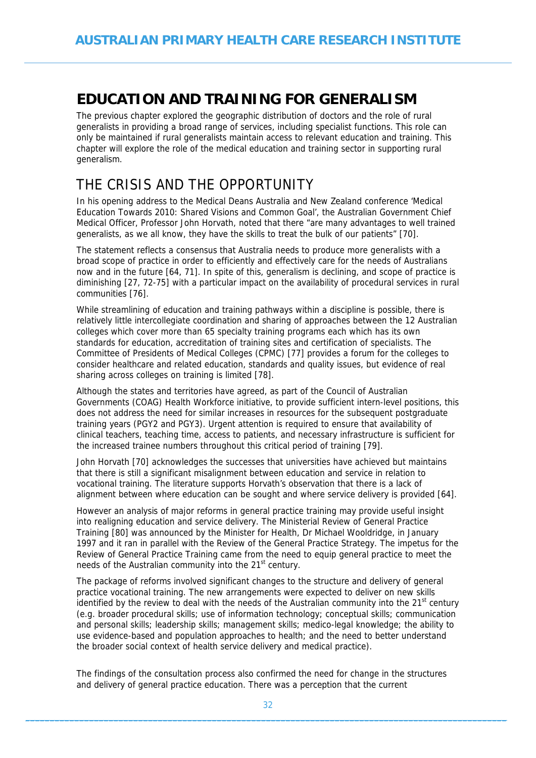# EDUCATION AND TRAINING FOR GENERALISM

The previous chapter explored the geographic distribution of doctors and the role of rural generalists in providing a broad range of services, including specialist functions. This role can only be maintained if rural generalists maintain access to relevant education and training. This chapter will explore the role of the medical education and training sector in supporting rural generalism.

## THE CRISIS AND THE OPPORTUNITY

In his opening address to the Medical Deans Australia and New Zealand conference 'Medical Education Towards 2010: Shared Visions and Common Goal', the Australian Government Chief Medical Officer, Professor John Horvath, noted that there "are many advantages to well trained generalists, as we all know, they have the skills to treat the bulk of our patients" [70].

The statement reflects a consensus that Australia needs to produce more generalists with a broad scope of practice in order to efficiently and effectively care for the needs of Australians now and in the future [64, 71]. In spite of this, generalism is declining, and scope of practice is diminishing [27, 72-75] with a particular impact on the availability of procedural services in rural communities [76].

While streamlining of education and training pathways within a discipline is possible, there is relatively little intercollegiate coordination and sharing of approaches between the 12 Australian colleges which cover more than 65 specialty training programs each which has its own standards for education, accreditation of training sites and certification of specialists. The Committee of Presidents of Medical Colleges (CPMC) [77] provides a forum for the colleges to consider healthcare and related education, standards and quality issues, but evidence of real sharing across colleges on training is limited [78].

Although the states and territories have agreed, as part of the Council of Australian Governments (COAG) Health Workforce initiative, to provide sufficient intern-level positions, this does not address the need for similar increases in resources for the subsequent postgraduate training years (PGY2 and PGY3). Urgent attention is required to ensure that availability of clinical teachers, teaching time, access to patients, and necessary infrastructure is sufficient for the increased trainee numbers throughout this critical period of training [79].

John Horvath [70] acknowledges the successes that universities have achieved but maintains that there is still a significant misalignment between education and service in relation to vocational training. The literature supports Horvath's observation that there is a lack of alignment between where education can be sought and where service delivery is provided [64].

However an analysis of major reforms in general practice training may provide useful insight into realigning education and service delivery. The Ministerial Review of General Practice Training [80] was announced by the Minister for Health, Dr Michael Wooldridge, in January 1997 and it ran in parallel with the Review of the General Practice Strategy. The impetus for the Review of General Practice Training came from the need to equip general practice to meet the needs of the Australian community into the 21st century.

The package of reforms involved significant changes to the structure and delivery of general practice vocational training. The new arrangements were expected to deliver on new skills identified by the review to deal with the needs of the Australian community into the 21st century (e.g. broader procedural skills; use of information technology; conceptual skills; communication and personal skills; leadership skills; management skills; medico-legal knowledge; the ability to use evidence-based and population approaches to health; and the need to better understand the broader social context of health service delivery and medical practice).

The findings of the consultation process also confirmed the need for change in the structures and delivery of general practice education. There was a perception that the current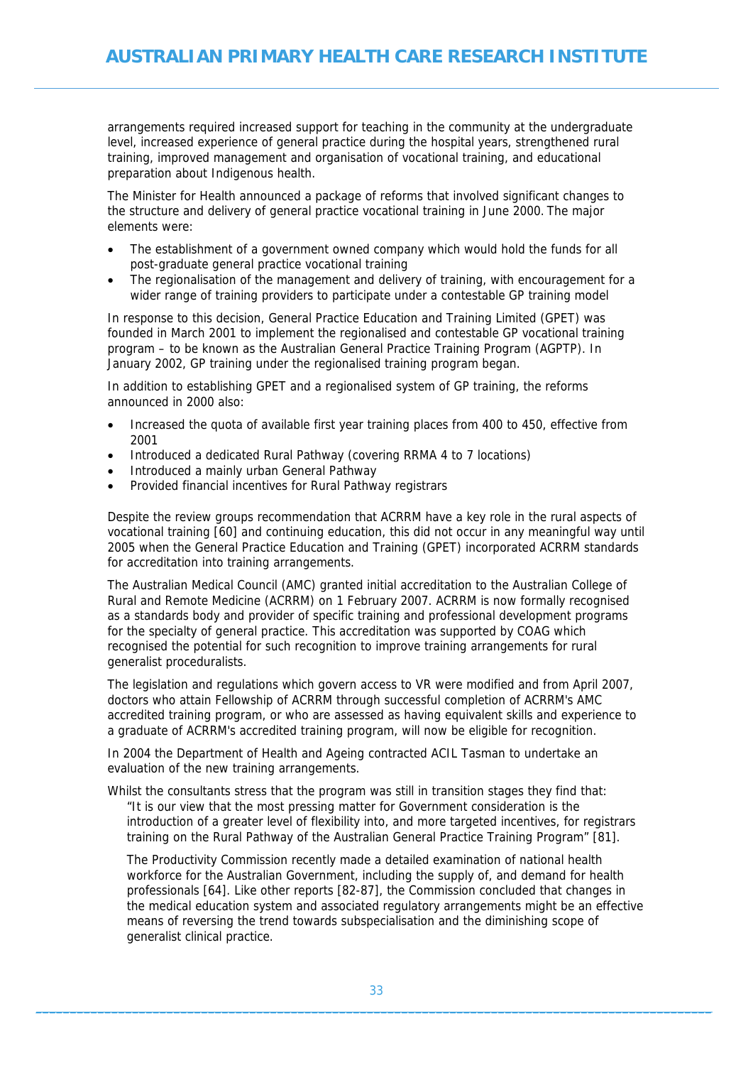arrangements required increased support for teaching in the community at the undergraduate level, increased experience of general practice during the hospital years, strengthened rural training, improved management and organisation of vocational training, and educational preparation about Indigenous health.

The Minister for Health announced a package of reforms that involved significant changes to the structure and delivery of general practice vocational training in June 2000. The major elements were:

- The establishment of a government owned company which would hold the funds for all post-graduate general practice vocational training
- The regionalisation of the management and delivery of training, with encouragement for a wider range of training providers to participate under a contestable GP training model

In response to this decision, General Practice Education and Training Limited (GPET) was founded in March 2001 to implement the regionalised and contestable GP vocational training program – to be known as the Australian General Practice Training Program (AGPTP). In January 2002, GP training under the regionalised training program began.

In addition to establishing GPET and a regionalised system of GP training, the reforms announced in 2000 also:

- Increased the quota of available first year training places from 400 to 450, effective from 2001
- Introduced a dedicated Rural Pathway (covering RRMA 4 to 7 locations)
- Introduced a mainly urban General Pathway
- Provided financial incentives for Rural Pathway registrars

Despite the review groups recommendation that ACRRM have a key role in the rural aspects of vocational training [60] and continuing education, this did not occur in any meaningful way until 2005 when the General Practice Education and Training (GPET) incorporated ACRRM standards for accreditation into training arrangements.

The Australian Medical Council (AMC) granted initial accreditation to the Australian College of Rural and Remote Medicine (ACRRM) on 1 February 2007. ACRRM is now formally recognised as a standards body and provider of specific training and professional development programs for the specialty of general practice. This accreditation was supported by COAG which recognised the potential for such recognition to improve training arrangements for rural generalist proceduralists.

The legislation and regulations which govern access to VR were modified and from April 2007, doctors who attain Fellowship of ACRRM through successful completion of ACRRM's AMC accredited training program, or who are assessed as having equivalent skills and experience to a graduate of ACRRM's accredited training program, will now be eligible for recognition.

In 2004 the Department of Health and Ageing contracted ACIL Tasman to undertake an evaluation of the new training arrangements.

Whilst the consultants stress that the program was still in transition stages they find that:

> "It is our view that the most pressing matter for Government consideration is the introduction of a greater level of flexibility into, and more targeted incentives, for registrars training on the Rural Pathway of the Australian General Practice Training Program" [81].

The Productivity Commission recently made a detailed examination of national health workforce for the Australian Government, including the supply of, and demand for health professionals [64]. Like other reports [82-87], the Commission concluded that changes in the medical education system and associated regulatory arrangements might be an effective means of reversing the trend towards subspecialisation and the diminishing scope of generalist clinical practice.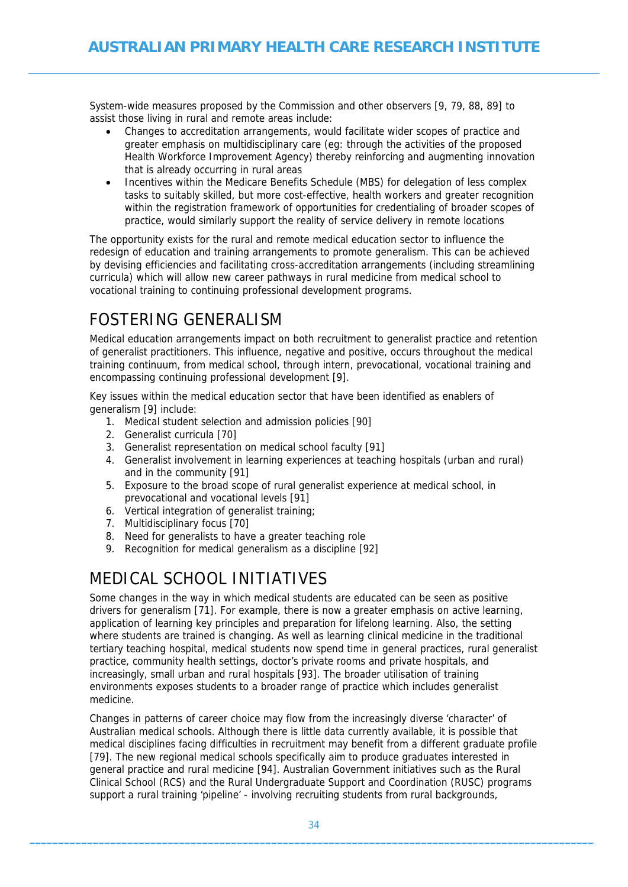System-wide measures proposed by the Commission and other observers [9, 79, 88, 89] to assist those living in rural and remote areas include:

- Changes to accreditation arrangements, would facilitate wider scopes of practice and greater emphasis on multidisciplinary care (eg: through the activities of the proposed Health Workforce Improvement Agency) thereby reinforcing and augmenting innovation that is already occurring in rural areas
- Incentives within the Medicare Benefits Schedule (MBS) for delegation of less complex tasks to suitably skilled, but more cost-effective, health workers and greater recognition within the registration framework of opportunities for credentialing of broader scopes of practice, would similarly support the reality of service delivery in remote locations

The opportunity exists for the rural and remote medical education sector to influence the redesign of education and training arrangements to promote generalism. This can be achieved by devising efficiencies and facilitating cross-accreditation arrangements (including streamlining curricula) which will allow new career pathways in rural medicine from medical school to vocational training to continuing professional development programs.

# FOSTERING GENERALISM

Medical education arrangements impact on both recruitment to generalist practice and retention of generalist practitioners. This influence, negative and positive, occurs throughout the medical training continuum, from medical school, through intern, prevocational, vocational training and encompassing continuing professional development [9].

Key issues within the medical education sector that have been identified as enablers of generalism [9] include:

1. Medical student selection and admission policies [90]
2. Generalist curricula [70]
3. Generalist representation on medical school faculty [91]
4. Generalist involvement in learning experiences at teaching hospitals (urban and rural) and in the community [91]
5. Exposure to the broad scope of rural generalist experience at medical school, in prevocational and vocational levels [91]
6. Vertical integration of generalist training;
7. Multidisciplinary focus [70]
8. Need for generalists to have a greater teaching role
9. Recognition for medical generalism as a discipline [92]

# MEDICAL SCHOOL INITIATIVES

Some changes in the way in which medical students are educated can be seen as positive drivers for generalism [71]. For example, there is now a greater emphasis on active learning, application of learning key principles and preparation for lifelong learning. Also, the setting where students are trained is changing. As well as learning clinical medicine in the traditional tertiary teaching hospital, medical students now spend time in general practices, rural generalist practice, community health settings, doctor's private rooms and private hospitals, and increasingly, small urban and rural hospitals [93]. The broader utilisation of training environments exposes students to a broader range of practice which includes generalist medicine.

Changes in patterns of career choice may flow from the increasingly diverse 'character' of Australian medical schools. Although there is little data currently available, it is possible that medical disciplines facing difficulties in recruitment may benefit from a different graduate profile [79]. The new regional medical schools specifically aim to produce graduates interested in general practice and rural medicine [94]. Australian Government initiatives such as the Rural Clinical School (RCS) and the Rural Undergraduate Support and Coordination (RUSC) programs support a rural training 'pipeline' - involving recruiting students from rural backgrounds,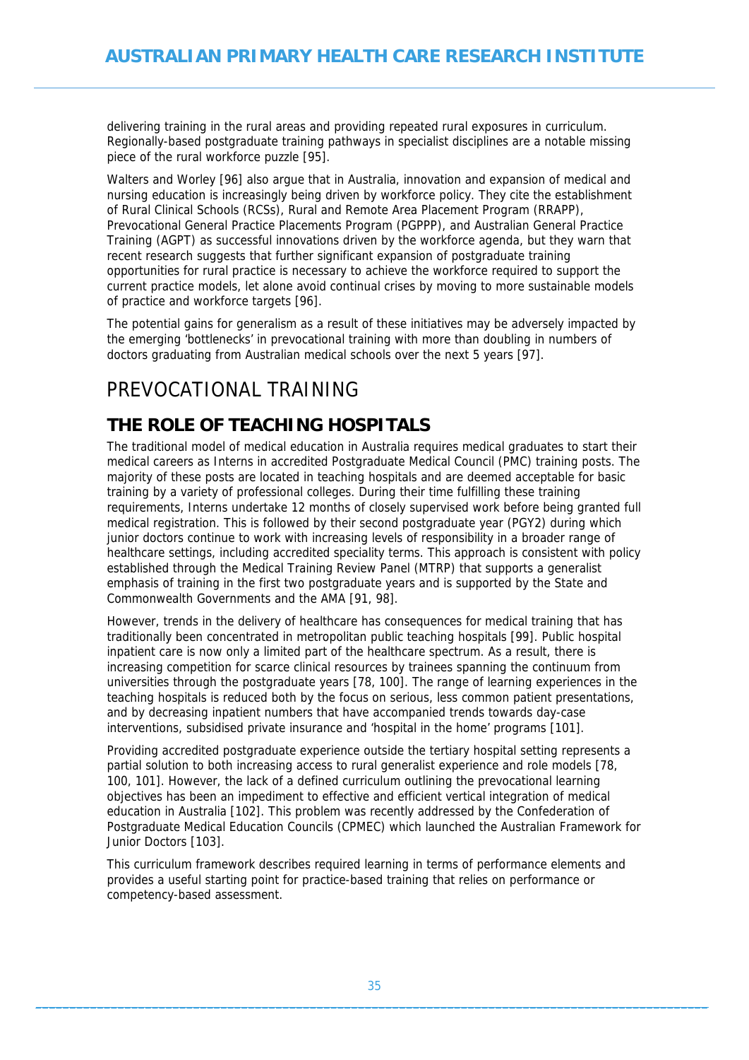delivering training in the rural areas and providing repeated rural exposures in curriculum. Regionally-based postgraduate training pathways in specialist disciplines are a notable missing piece of the rural workforce puzzle [95].

Walters and Worley [96] also argue that in Australia, innovation and expansion of medical and nursing education is increasingly being driven by workforce policy. They cite the establishment of Rural Clinical Schools (RCSs), Rural and Remote Area Placement Program (RRAPP), Prevocational General Practice Placements Program (PGPPP), and Australian General Practice Training (AGPT) as successful innovations driven by the workforce agenda, but they warn that recent research suggests that further significant expansion of postgraduate training opportunities for rural practice is necessary to achieve the workforce required to support the current practice models, let alone avoid continual crises by moving to more sustainable models of practice and workforce targets [96].

The potential gains for generalism as a result of these initiatives may be adversely impacted by the emerging 'bottlenecks' in prevocational training with more than doubling in numbers of doctors graduating from Australian medical schools over the next 5 years [97].

# PREVOCATIONAL TRAINING

## THE ROLE OF TEACHING HOSPITALS

The traditional model of medical education in Australia requires medical graduates to start their medical careers as Interns in accredited Postgraduate Medical Council (PMC) training posts. The majority of these posts are located in teaching hospitals and are deemed acceptable for basic training by a variety of professional colleges. During their time fulfilling these training requirements, Interns undertake 12 months of closely supervised work before being granted full medical registration. This is followed by their second postgraduate year (PGY2) during which junior doctors continue to work with increasing levels of responsibility in a broader range of healthcare settings, including accredited speciality terms. This approach is consistent with policy established through the Medical Training Review Panel (MTRP) that supports a generalist emphasis of training in the first two postgraduate years and is supported by the State and Commonwealth Governments and the AMA [91, 98].

However, trends in the delivery of healthcare has consequences for medical training that has traditionally been concentrated in metropolitan public teaching hospitals [99]. Public hospital inpatient care is now only a limited part of the healthcare spectrum. As a result, there is increasing competition for scarce clinical resources by trainees spanning the continuum from universities through the postgraduate years [78, 100]. The range of learning experiences in the teaching hospitals is reduced both by the focus on serious, less common patient presentations, and by decreasing inpatient numbers that have accompanied trends towards day-case interventions, subsidised private insurance and 'hospital in the home' programs [101].

Providing accredited postgraduate experience outside the tertiary hospital setting represents a partial solution to both increasing access to rural generalist experience and role models [78, 100, 101]. However, the lack of a defined curriculum outlining the prevocational learning objectives has been an impediment to effective and efficient vertical integration of medical education in Australia [102]. This problem was recently addressed by the Confederation of Postgraduate Medical Education Councils (CPMEC) which launched the Australian Framework for Junior Doctors [103].

This curriculum framework describes required learning in terms of performance elements and provides a useful starting point for practice-based training that relies on performance or competency-based assessment.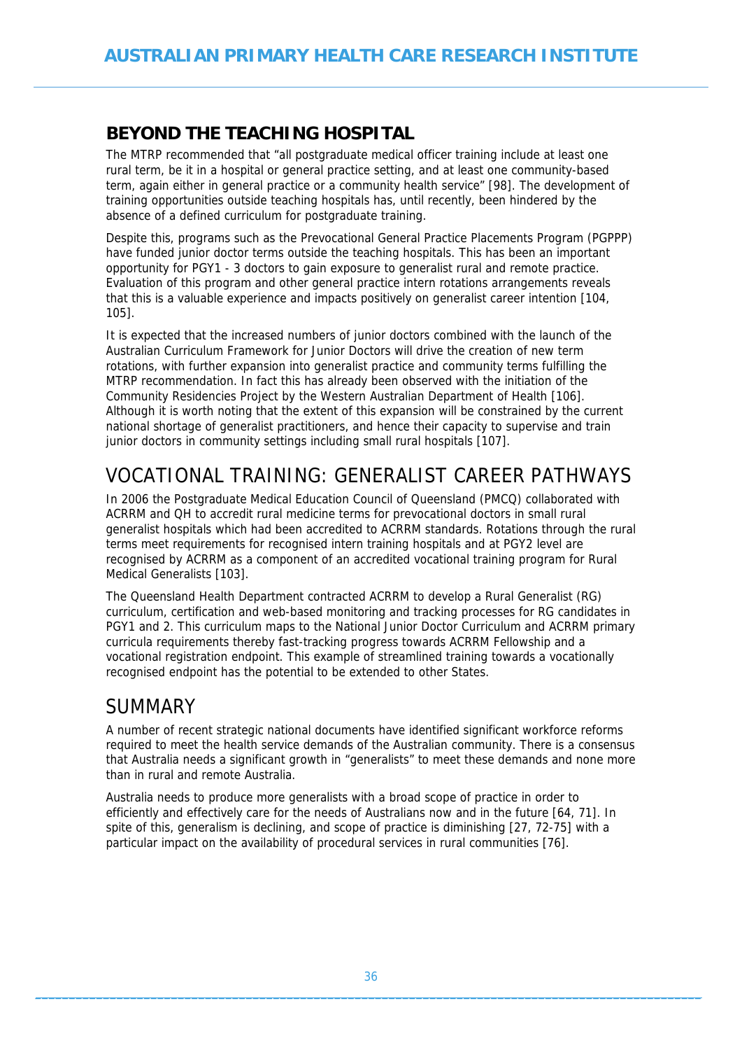## BEYOND THE TEACHING HOSPITAL

The MTRP recommended that "all postgraduate medical officer training include at least one rural term, be it in a hospital or general practice setting, and at least one community-based term, again either in general practice or a community health service" [98]. The development of training opportunities outside teaching hospitals has, until recently, been hindered by the absence of a defined curriculum for postgraduate training.

Despite this, programs such as the Prevocational General Practice Placements Program (PGPPP) have funded junior doctor terms outside the teaching hospitals. This has been an important opportunity for PGY1 - 3 doctors to gain exposure to generalist rural and remote practice. Evaluation of this program and other general practice intern rotations arrangements reveals that this is a valuable experience and impacts positively on generalist career intention [104, 105].

It is expected that the increased numbers of junior doctors combined with the launch of the Australian Curriculum Framework for Junior Doctors will drive the creation of new term rotations, with further expansion into generalist practice and community terms fulfilling the MTRP recommendation. In fact this has already been observed with the initiation of the Community Residencies Project by the Western Australian Department of Health [106]. Although it is worth noting that the extent of this expansion will be constrained by the current national shortage of generalist practitioners, and hence their capacity to supervise and train junior doctors in community settings including small rural hospitals [107].

# VOCATIONAL TRAINING: GENERALIST CAREER PATHWAYS

In 2006 the Postgraduate Medical Education Council of Queensland (PMCQ) collaborated with ACRRM and QH to accredit rural medicine terms for prevocational doctors in small rural generalist hospitals which had been accredited to ACRRM standards. Rotations through the rural terms meet requirements for recognised intern training hospitals and at PGY2 level are recognised by ACRRM as a component of an accredited vocational training program for Rural Medical Generalists [103].

The Queensland Health Department contracted ACRRM to develop a Rural Generalist (RG) curriculum, certification and web-based monitoring and tracking processes for RG candidates in PGY1 and 2. This curriculum maps to the National Junior Doctor Curriculum and ACRRM primary curricula requirements thereby fast-tracking progress towards ACRRM Fellowship and a vocational registration endpoint. This example of streamlined training towards a vocationally recognised endpoint has the potential to be extended to other States.

# SUMMARY

A number of recent strategic national documents have identified significant workforce reforms required to meet the health service demands of the Australian community. There is a consensus that Australia needs a significant growth in "generalists" to meet these demands and none more than in rural and remote Australia.

Australia needs to produce more generalists with a broad scope of practice in order to efficiently and effectively care for the needs of Australians now and in the future [64, 71]. In spite of this, generalism is declining, and scope of practice is diminishing [27, 72-75] with a particular impact on the availability of procedural services in rural communities [76].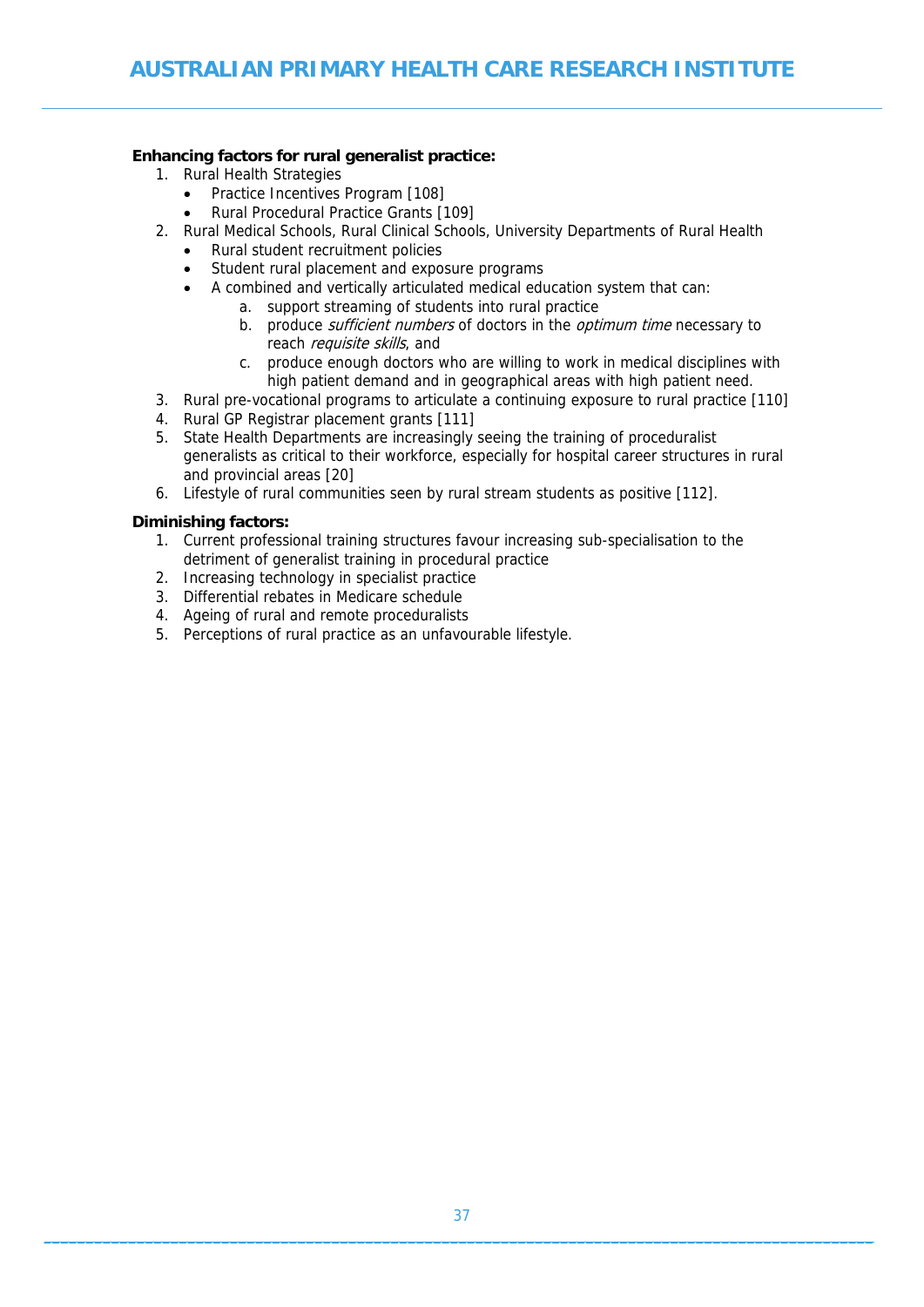**Enhancing factors for rural generalist practice:**

1. Rural Health Strategies
   - Practice Incentives Program [108]
   - Rural Procedural Practice Grants [109]
2. Rural Medical Schools, Rural Clinical Schools, University Departments of Rural Health
   - Rural student recruitment policies
   - Student rural placement and exposure programs
   - A combined and vertically articulated medical education system that can:
     a. support streaming of students into rural practice
     b. produce *sufficient numbers* of doctors in the *optimum time* necessary to reach *requisite skills*, and
     c. produce enough doctors who are willing to work in medical disciplines with high patient demand and in geographical areas with high patient need.
3. Rural pre-vocational programs to articulate a continuing exposure to rural practice [110]
4. Rural GP Registrar placement grants [111]
5. State Health Departments are increasingly seeing the training of proceduralist generalists as critical to their workforce, especially for hospital career structures in rural and provincial areas [20]
6. Lifestyle of rural communities seen by rural stream students as positive [112].

**Diminishing factors:**

1. Current professional training structures favour increasing sub-specialisation to the detriment of generalist training in procedural practice
2. Increasing technology in specialist practice
3. Differential rebates in Medicare schedule
4. Ageing of rural and remote proceduralists
5. Perceptions of rural practice as an unfavourable lifestyle.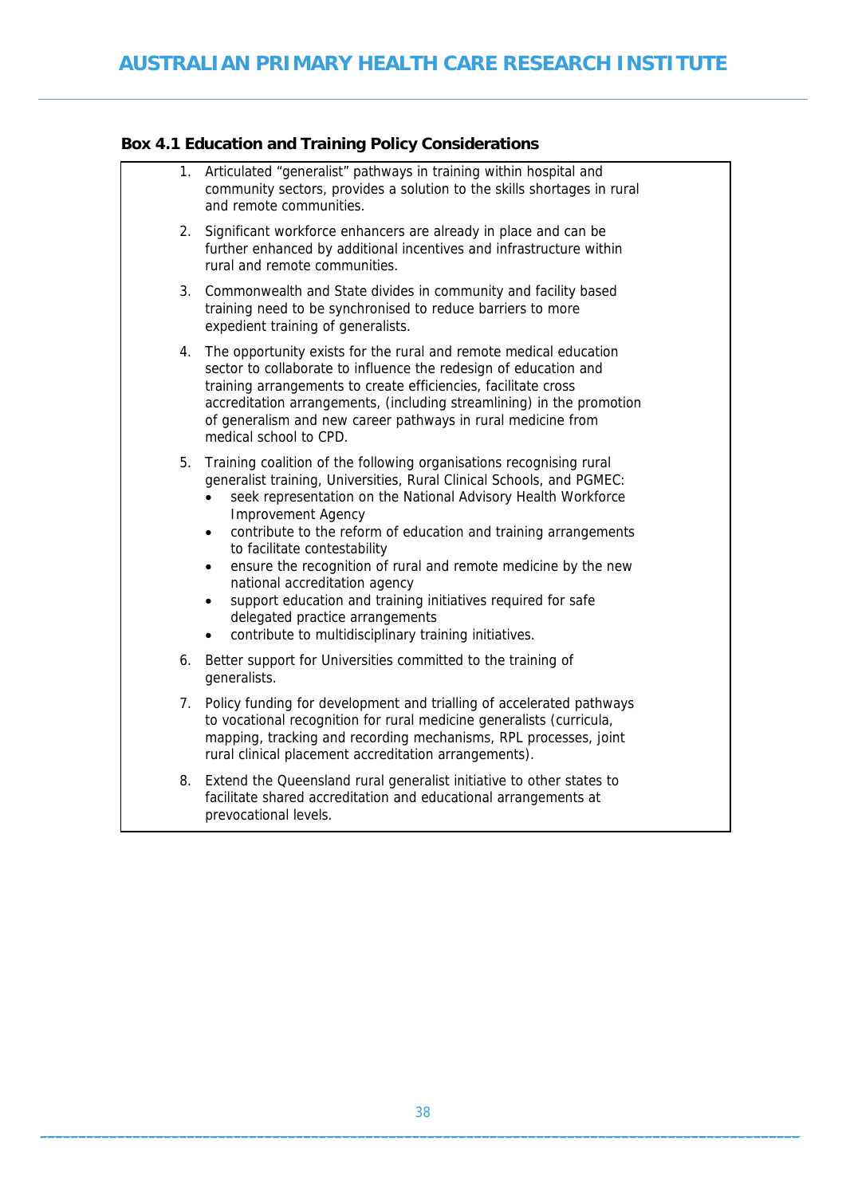**Box 4.1 Education and Training Policy Considerations**

1. Articulated "generalist" pathways in training within hospital and community sectors, provides a solution to the skills shortages in rural and remote communities.

2. Significant workforce enhancers are already in place and can be further enhanced by additional incentives and infrastructure within rural and remote communities.

3. Commonwealth and State divides in community and facility based training need to be synchronised to reduce barriers to more expedient training of generalists.

4. The opportunity exists for the rural and remote medical education sector to collaborate to influence the redesign of education and training arrangements to create efficiencies, facilitate cross accreditation arrangements, (including streamlining) in the promotion of generalism and new career pathways in rural medicine from medical school to CPD.

5. Training coalition of the following organisations recognising rural generalist training, Universities, Rural Clinical Schools, and PGMEC:
   - seek representation on the National Advisory Health Workforce Improvement Agency
   - contribute to the reform of education and training arrangements to facilitate contestability
   - ensure the recognition of rural and remote medicine by the new national accreditation agency
   - support education and training initiatives required for safe delegated practice arrangements
   - contribute to multidisciplinary training initiatives.

6. Better support for Universities committed to the training of generalists.

7. Policy funding for development and trialling of accelerated pathways to vocational recognition for rural medicine generalists (curricula, mapping, tracking and recording mechanisms, RPL processes, joint rural clinical placement accreditation arrangements).

8. Extend the Queensland rural generalist initiative to other states to facilitate shared accreditation and educational arrangements at prevocational levels.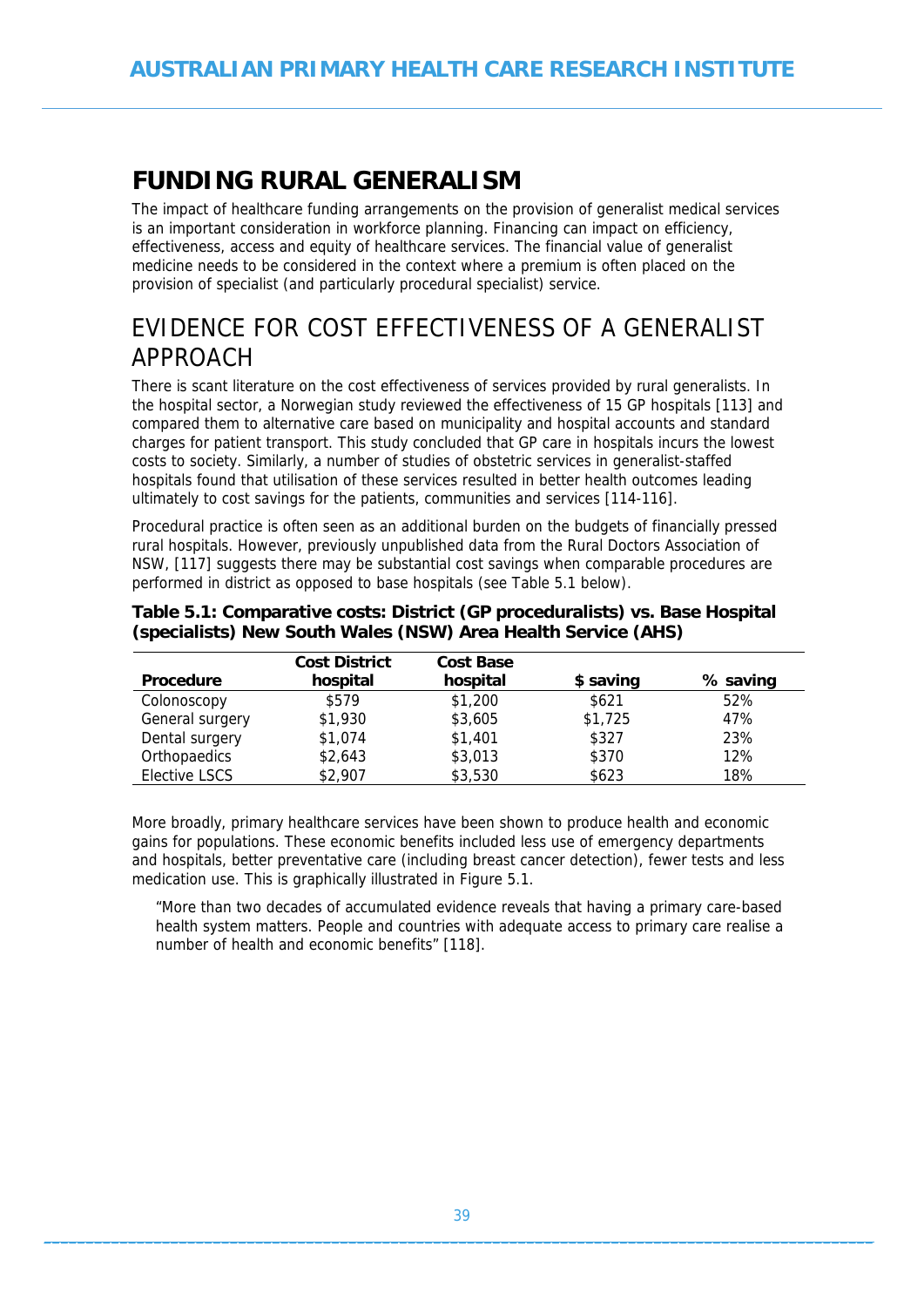# FUNDING RURAL GENERALISM

The impact of healthcare funding arrangements on the provision of generalist medical services is an important consideration in workforce planning. Financing can impact on efficiency, effectiveness, access and equity of healthcare services. The financial value of generalist medicine needs to be considered in the context where a premium is often placed on the provision of specialist (and particularly procedural specialist) service.

## EVIDENCE FOR COST EFFECTIVENESS OF A GENERALIST APPROACH

There is scant literature on the cost effectiveness of services provided by rural generalists. In the hospital sector, a Norwegian study reviewed the effectiveness of 15 GP hospitals [113] and compared them to alternative care based on municipality and hospital accounts and standard charges for patient transport. This study concluded that GP care in hospitals incurs the lowest costs to society. Similarly, a number of studies of obstetric services in generalist-staffed hospitals found that utilisation of these services resulted in better health outcomes leading ultimately to cost savings for the patients, communities and services [114-116].

Procedural practice is often seen as an additional burden on the budgets of financially pressed rural hospitals. However, previously unpublished data from the Rural Doctors Association of NSW, [117] suggests there may be substantial cost savings when comparable procedures are performed in district as opposed to base hospitals (see Table 5.1 below).

**Table 5.1: Comparative costs: District (GP proceduralists) vs. Base Hospital (specialists) New South Wales (NSW) Area Health Service (AHS)**

| Procedure | Cost District hospital | Cost Base hospital | $ saving | % saving |
|---|---|---|---|---|
| Colonoscopy | $579 | $1,200 | $621 | 52% |
| General surgery | $1,930 | $3,605 | $1,725 | 47% |
| Dental surgery | $1,074 | $1,401 | $327 | 23% |
| Orthopaedics | $2,643 | $3,013 | $370 | 12% |
| Elective LSCS | $2,907 | $3,530 | $623 | 18% |

More broadly, primary healthcare services have been shown to produce health and economic gains for populations. These economic benefits included less use of emergency departments and hospitals, better preventative care (including breast cancer detection), fewer tests and less medication use. This is graphically illustrated in Figure 5.1.

> "More than two decades of accumulated evidence reveals that having a primary care-based health system matters. People and countries with adequate access to primary care realise a number of health and economic benefits" [118].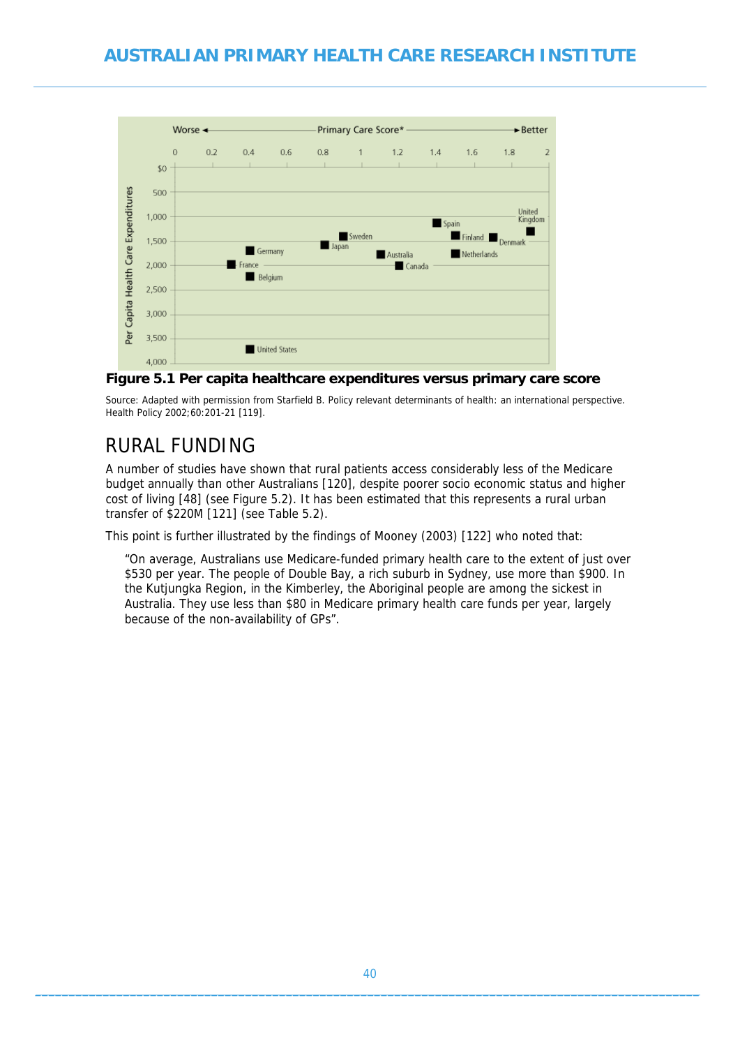Figure 5.1 Per capita healthcare expenditures versus primary care score

Source: Adapted with permission from Starfield B. Policy relevant determinants of health: an international perspective. Health Policy 2002;60:201-21 [119].

## RURAL FUNDING

A number of studies have shown that rural patients access considerably less of the Medicare budget annually than other Australians [120], despite poorer socio economic status and higher cost of living [48] (see Figure 5.2). It has been estimated that this represents a rural urban transfer of $220M [121] (see Table 5.2).

This point is further illustrated by the findings of Mooney (2003) [122] who noted that:

> "On average, Australians use Medicare-funded primary health care to the extent of just over $530 per year. The people of Double Bay, a rich suburb in Sydney, use more than $900. In the Kutjungka Region, in the Kimberley, the Aboriginal people are among the sickest in Australia. They use less than $80 in Medicare primary health care funds per year, largely because of the non-availability of GPs".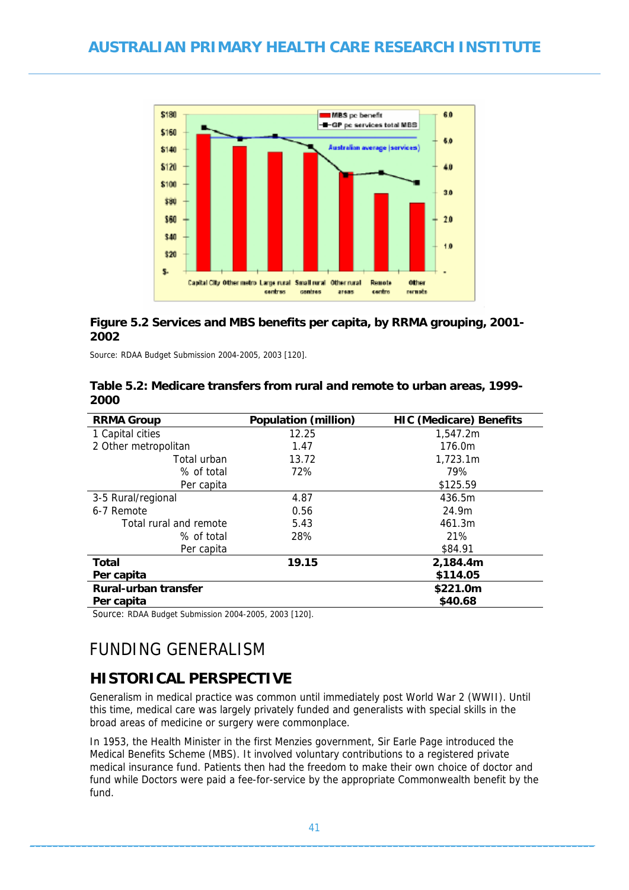**Figure 5.2 Services and MBS benefits per capita, by RRMA grouping, 2001-2002**

Source: RDAA Budget Submission 2004-2005, 2003 [120].

**Table 5.2: Medicare transfers from rural and remote to urban areas, 1999-2000**

| RRMA Group | Population (million) | HIC (Medicare) Benefits |
|---|---|---|
| 1 Capital cities | 12.25 | 1,547.2m |
| 2 Other metropolitan | 1.47 | 176.0m |
| Total urban | 13.72 | 1,723.1m |
| % of total | 72% | 79% |
| Per capita | | $125.59 |
| 3-5 Rural/regional | 4.87 | 436.5m |
| 6-7 Remote | 0.56 | 24.9m |
| Total rural and remote | 5.43 | 461.3m |
| % of total | 28% | 21% |
| Per capita | | $84.91 |
| **Total** | **19.15** | **2,184.4m** |
| **Per capita** | | **$114.05** |
| **Rural-urban transfer** | | **$221.0m** |
| **Per capita** | | **$40.68** |

Source: RDAA Budget Submission 2004-2005, 2003 [120].

# FUNDING GENERALISM

## HISTORICAL PERSPECTIVE

Generalism in medical practice was common until immediately post World War 2 (WWII). Until this time, medical care was largely privately funded and generalists with special skills in the broad areas of medicine or surgery were commonplace.

In 1953, the Health Minister in the first Menzies government, Sir Earle Page introduced the Medical Benefits Scheme (MBS). It involved voluntary contributions to a registered private medical insurance fund. Patients then had the freedom to make their own choice of doctor and fund while Doctors were paid a fee-for-service by the appropriate Commonwealth benefit by the fund.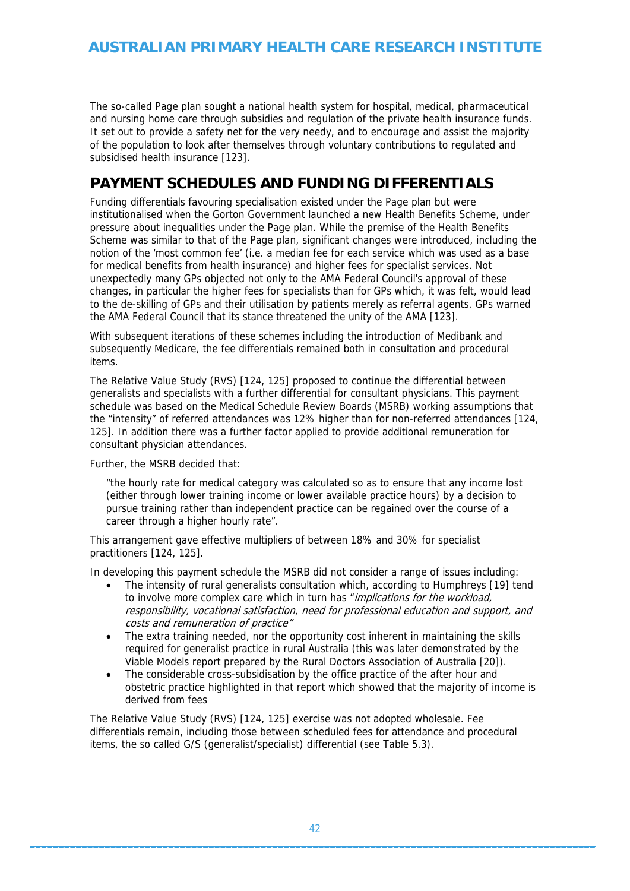The so-called Page plan sought a national health system for hospital, medical, pharmaceutical and nursing home care through subsidies and regulation of the private health insurance funds. It set out to provide a safety net for the very needy, and to encourage and assist the majority of the population to look after themselves through voluntary contributions to regulated and subsidised health insurance [123].

## PAYMENT SCHEDULES AND FUNDING DIFFERENTIALS

Funding differentials favouring specialisation existed under the Page plan but were institutionalised when the Gorton Government launched a new Health Benefits Scheme, under pressure about inequalities under the Page plan. While the premise of the Health Benefits Scheme was similar to that of the Page plan, significant changes were introduced, including the notion of the 'most common fee' (i.e. a median fee for each service which was used as a base for medical benefits from health insurance) and higher fees for specialist services. Not unexpectedly many GPs objected not only to the AMA Federal Council's approval of these changes, in particular the higher fees for specialists than for GPs which, it was felt, would lead to the de-skilling of GPs and their utilisation by patients merely as referral agents. GPs warned the AMA Federal Council that its stance threatened the unity of the AMA [123].

With subsequent iterations of these schemes including the introduction of Medibank and subsequently Medicare, the fee differentials remained both in consultation and procedural items.

The Relative Value Study (RVS) [124, 125] proposed to continue the differential between generalists and specialists with a further differential for consultant physicians. This payment schedule was based on the Medical Schedule Review Boards (MSRB) working assumptions that the "intensity" of referred attendances was 12% higher than for non-referred attendances [124, 125]. In addition there was a further factor applied to provide additional remuneration for consultant physician attendances.

Further, the MSRB decided that:

> "the hourly rate for medical category was calculated so as to ensure that any income lost (either through lower training income or lower available practice hours) by a decision to pursue training rather than independent practice can be regained over the course of a career through a higher hourly rate".

This arrangement gave effective multipliers of between 18% and 30% for specialist practitioners [124, 125].

In developing this payment schedule the MSRB did not consider a range of issues including:

- The intensity of rural generalists consultation which, according to Humphreys [19] tend to involve more complex care which in turn has "*implications for the workload, responsibility, vocational satisfaction, need for professional education and support, and costs and remuneration of practice*"
- The extra training needed, nor the opportunity cost inherent in maintaining the skills required for generalist practice in rural Australia (this was later demonstrated by the Viable Models report prepared by the Rural Doctors Association of Australia [20]).
- The considerable cross-subsidisation by the office practice of the after hour and obstetric practice highlighted in that report which showed that the majority of income is derived from fees

The Relative Value Study (RVS) [124, 125] exercise was not adopted wholesale. Fee differentials remain, including those between scheduled fees for attendance and procedural items, the so called G/S (generalist/specialist) differential (see Table 5.3).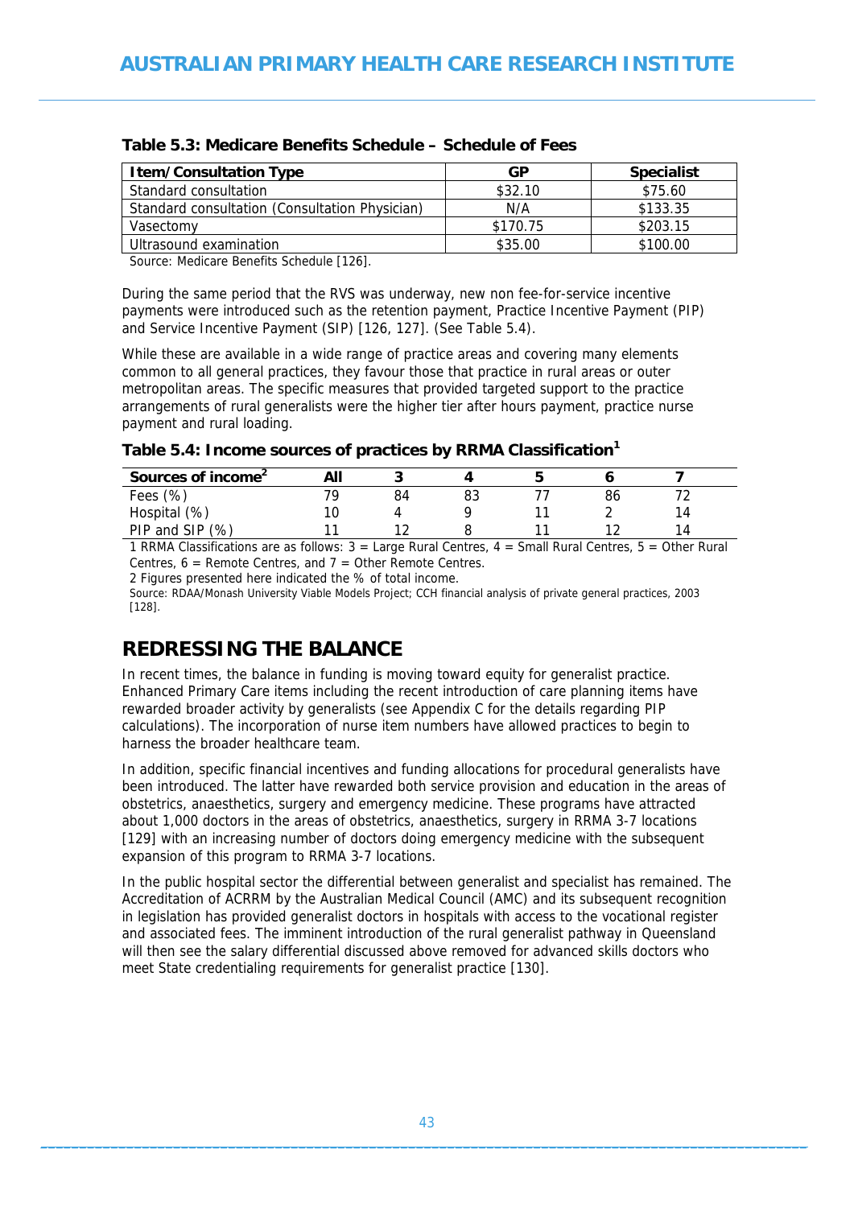**Table 5.3: Medicare Benefits Schedule – Schedule of Fees**

| Item/Consultation Type | GP | Specialist |
|---|---|---|
| Standard consultation | $32.10 | $75.60 |
| Standard consultation (Consultation Physician) | N/A | $133.35 |
| Vasectomy | $170.75 | $203.15 |
| Ultrasound examination | $35.00 | $100.00 |

Source: Medicare Benefits Schedule [126].

During the same period that the RVS was underway, new non fee-for-service incentive payments were introduced such as the retention payment, Practice Incentive Payment (PIP) and Service Incentive Payment (SIP) [126, 127]. (See Table 5.4).

While these are available in a wide range of practice areas and covering many elements common to all general practices, they favour those that practice in rural areas or outer metropolitan areas. The specific measures that provided targeted support to the practice arrangements of rural generalists were the higher tier after hours payment, practice nurse payment and rural loading.

**Table 5.4: Income sources of practices by RRMA Classification[1]**

| Sources of income[2] | All | 3 | 4 | 5 | 6 | 7 |
|---|---|---|---|---|---|---|
| Fees (%) | 79 | 84 | 83 | 77 | 86 | 72 |
| Hospital (%) | 10 | 4 | 9 | 11 | 2 | 14 |
| PIP and SIP (%) | 11 | 12 | 8 | 11 | 12 | 14 |

1 RRMA Classifications are as follows: 3 = Large Rural Centres, 4 = Small Rural Centres, 5 = Other Rural Centres, 6 = Remote Centres, and 7 = Other Remote Centres.

2 Figures presented here indicated the % of total income.

Source: RDAA/Monash University Viable Models Project; CCH financial analysis of private general practices, 2003 [128].

## REDRESSING THE BALANCE

In recent times, the balance in funding is moving toward equity for generalist practice. Enhanced Primary Care items including the recent introduction of care planning items have rewarded broader activity by generalists (see Appendix C for the details regarding PIP calculations). The incorporation of nurse item numbers have allowed practices to begin to harness the broader healthcare team.

In addition, specific financial incentives and funding allocations for procedural generalists have been introduced. The latter have rewarded both service provision and education in the areas of obstetrics, anaesthetics, surgery and emergency medicine. These programs have attracted about 1,000 doctors in the areas of obstetrics, anaesthetics, surgery in RRMA 3-7 locations [129] with an increasing number of doctors doing emergency medicine with the subsequent expansion of this program to RRMA 3-7 locations.

In the public hospital sector the differential between generalist and specialist has remained. The Accreditation of ACRRM by the Australian Medical Council (AMC) and its subsequent recognition in legislation has provided generalist doctors in hospitals with access to the vocational register and associated fees. The imminent introduction of the rural generalist pathway in Queensland will then see the salary differential discussed above removed for advanced skills doctors who meet State credentialing requirements for generalist practice [130].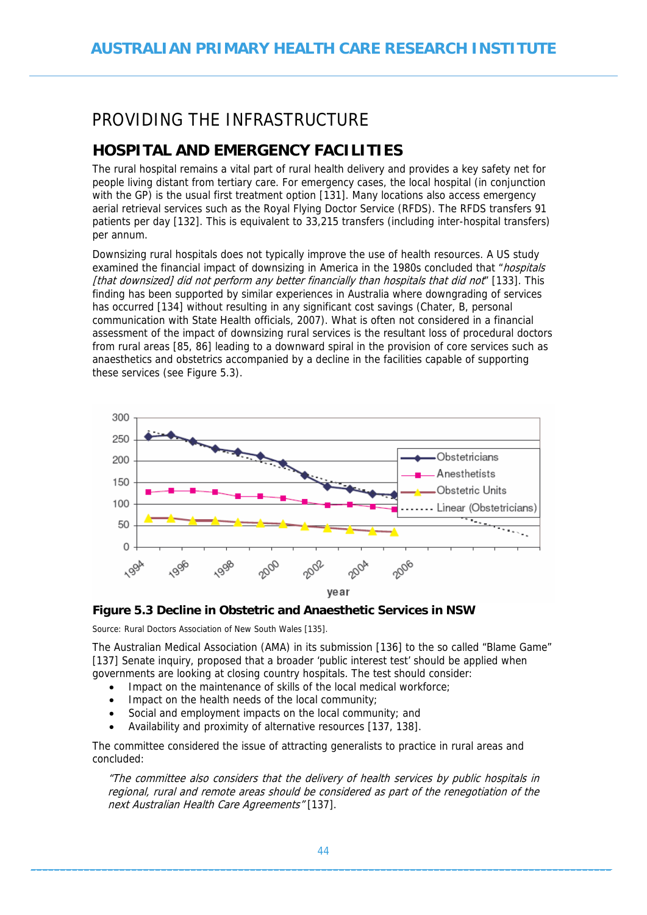# PROVIDING THE INFRASTRUCTURE

## HOSPITAL AND EMERGENCY FACILITIES

The rural hospital remains a vital part of rural health delivery and provides a key safety net for people living distant from tertiary care. For emergency cases, the local hospital (in conjunction with the GP) is the usual first treatment option [131]. Many locations also access emergency aerial retrieval services such as the Royal Flying Doctor Service (RFDS). The RFDS transfers 91 patients per day [132]. This is equivalent to 33,215 transfers (including inter-hospital transfers) per annum.

Downsizing rural hospitals does not typically improve the use of health resources. A US study examined the financial impact of downsizing in America in the 1980s concluded that "*hospitals [that downsized] did not perform any better financially than hospitals that did not*" [133]. This finding has been supported by similar experiences in Australia where downgrading of services has occurred [134] without resulting in any significant cost savings (Chater, B, personal communication with State Health officials, 2007). What is often not considered in a financial assessment of the impact of downsizing rural services is the resultant loss of procedural doctors from rural areas [85, 86] leading to a downward spiral in the provision of core services such as anaesthetics and obstetrics accompanied by a decline in the facilities capable of supporting these services (see Figure 5.3).

**Figure 5.3 Decline in Obstetric and Anaesthetic Services in NSW**

Source: Rural Doctors Association of New South Wales [135].

The Australian Medical Association (AMA) in its submission [136] to the so called "Blame Game" [137] Senate inquiry, proposed that a broader 'public interest test' should be applied when governments are looking at closing country hospitals. The test should consider:

- Impact on the maintenance of skills of the local medical workforce;
- Impact on the health needs of the local community;
- Social and employment impacts on the local community; and
- Availability and proximity of alternative resources [137, 138].

The committee considered the issue of attracting generalists to practice in rural areas and concluded:

> *"The committee also considers that the delivery of health services by public hospitals in regional, rural and remote areas should be considered as part of the renegotiation of the next Australian Health Care Agreements"* [137].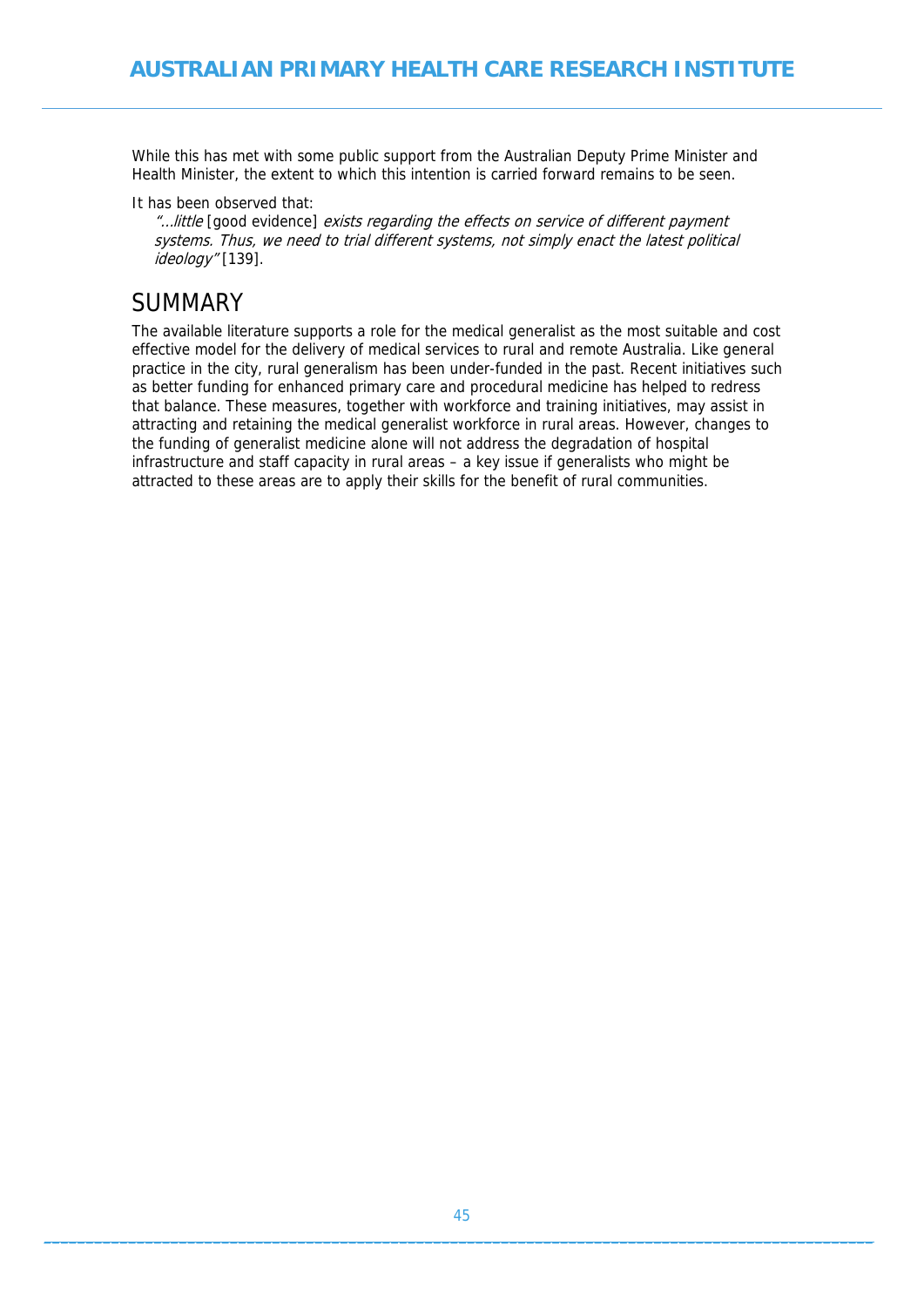While this has met with some public support from the Australian Deputy Prime Minister and Health Minister, the extent to which this intention is carried forward remains to be seen.

It has been observed that:

> *"...little* [good evidence] *exists regarding the effects on service of different payment systems. Thus, we need to trial different systems, not simply enact the latest political ideology"* [139].

## SUMMARY

The available literature supports a role for the medical generalist as the most suitable and cost effective model for the delivery of medical services to rural and remote Australia. Like general practice in the city, rural generalism has been under-funded in the past. Recent initiatives such as better funding for enhanced primary care and procedural medicine has helped to redress that balance. These measures, together with workforce and training initiatives, may assist in attracting and retaining the medical generalist workforce in rural areas. However, changes to the funding of generalist medicine alone will not address the degradation of hospital infrastructure and staff capacity in rural areas – a key issue if generalists who might be attracted to these areas are to apply their skills for the benefit of rural communities.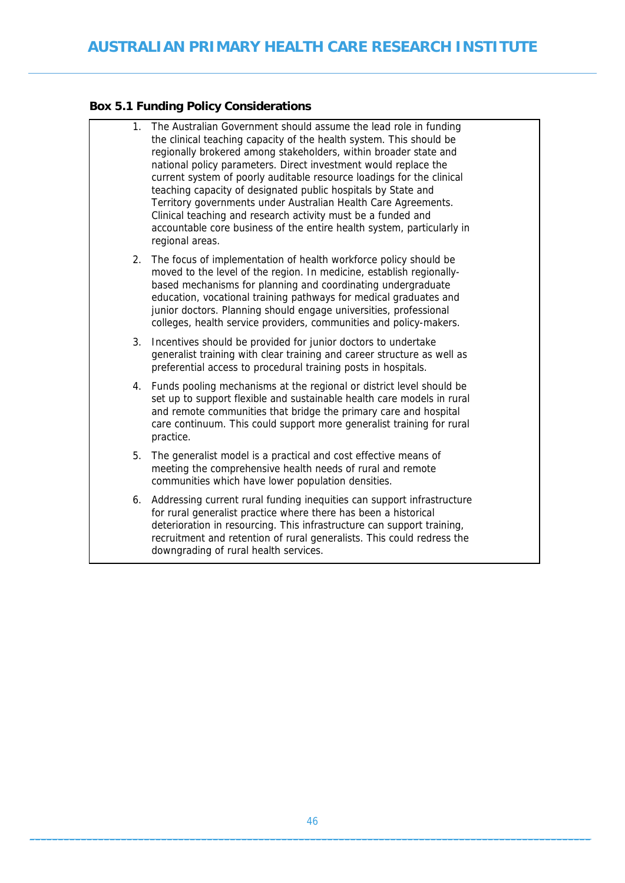**Box 5.1 Funding Policy Considerations**

1. The Australian Government should assume the lead role in funding the clinical teaching capacity of the health system. This should be regionally brokered among stakeholders, within broader state and national policy parameters. Direct investment would replace the current system of poorly auditable resource loadings for the clinical teaching capacity of designated public hospitals by State and Territory governments under Australian Health Care Agreements. Clinical teaching and research activity must be a funded and accountable core business of the entire health system, particularly in regional areas.

2. The focus of implementation of health workforce policy should be moved to the level of the region. In medicine, establish regionally-based mechanisms for planning and coordinating undergraduate education, vocational training pathways for medical graduates and junior doctors. Planning should engage universities, professional colleges, health service providers, communities and policy-makers.

3. Incentives should be provided for junior doctors to undertake generalist training with clear training and career structure as well as preferential access to procedural training posts in hospitals.

4. Funds pooling mechanisms at the regional or district level should be set up to support flexible and sustainable health care models in rural and remote communities that bridge the primary care and hospital care continuum. This could support more generalist training for rural practice.

5. The generalist model is a practical and cost effective means of meeting the comprehensive health needs of rural and remote communities which have lower population densities.

6. Addressing current rural funding inequities can support infrastructure for rural generalist practice where there has been a historical deterioration in resourcing. This infrastructure can support training, recruitment and retention of rural generalists. This could redress the downgrading of rural health services.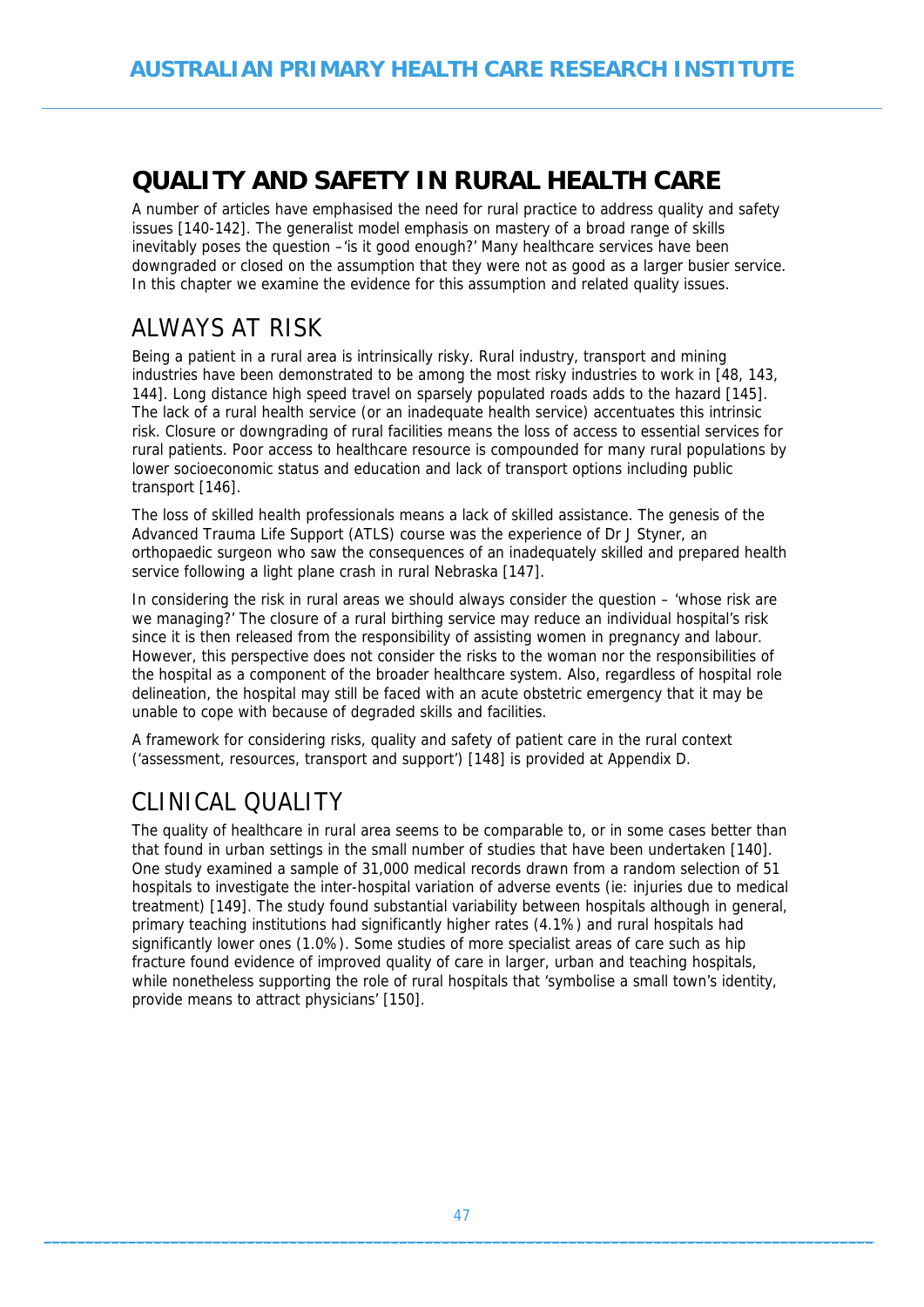# QUALITY AND SAFETY IN RURAL HEALTH CARE

A number of articles have emphasised the need for rural practice to address quality and safety issues [140-142]. The generalist model emphasis on mastery of a broad range of skills inevitably poses the question –'is it good enough?' Many healthcare services have been downgraded or closed on the assumption that they were not as good as a larger busier service. In this chapter we examine the evidence for this assumption and related quality issues.

## ALWAYS AT RISK

Being a patient in a rural area is intrinsically risky. Rural industry, transport and mining industries have been demonstrated to be among the most risky industries to work in [48, 143, 144]. Long distance high speed travel on sparsely populated roads adds to the hazard [145]. The lack of a rural health service (or an inadequate health service) accentuates this intrinsic risk. Closure or downgrading of rural facilities means the loss of access to essential services for rural patients. Poor access to healthcare resource is compounded for many rural populations by lower socioeconomic status and education and lack of transport options including public transport [146].

The loss of skilled health professionals means a lack of skilled assistance. The genesis of the Advanced Trauma Life Support (ATLS) course was the experience of Dr J Styner, an orthopaedic surgeon who saw the consequences of an inadequately skilled and prepared health service following a light plane crash in rural Nebraska [147].

In considering the risk in rural areas we should always consider the question – 'whose risk are we managing?' The closure of a rural birthing service may reduce an individual hospital's risk since it is then released from the responsibility of assisting women in pregnancy and labour. However, this perspective does not consider the risks to the woman nor the responsibilities of the hospital as a component of the broader healthcare system. Also, regardless of hospital role delineation, the hospital may still be faced with an acute obstetric emergency that it may be unable to cope with because of degraded skills and facilities.

A framework for considering risks, quality and safety of patient care in the rural context ('assessment, resources, transport and support') [148] is provided at Appendix D.

## CLINICAL QUALITY

The quality of healthcare in rural area seems to be comparable to, or in some cases better than that found in urban settings in the small number of studies that have been undertaken [140]. One study examined a sample of 31,000 medical records drawn from a random selection of 51 hospitals to investigate the inter-hospital variation of adverse events (ie: injuries due to medical treatment) [149]. The study found substantial variability between hospitals although in general, primary teaching institutions had significantly higher rates (4.1%) and rural hospitals had significantly lower ones (1.0%). Some studies of more specialist areas of care such as hip fracture found evidence of improved quality of care in larger, urban and teaching hospitals, while nonetheless supporting the role of rural hospitals that 'symbolise a small town's identity, provide means to attract physicians' [150].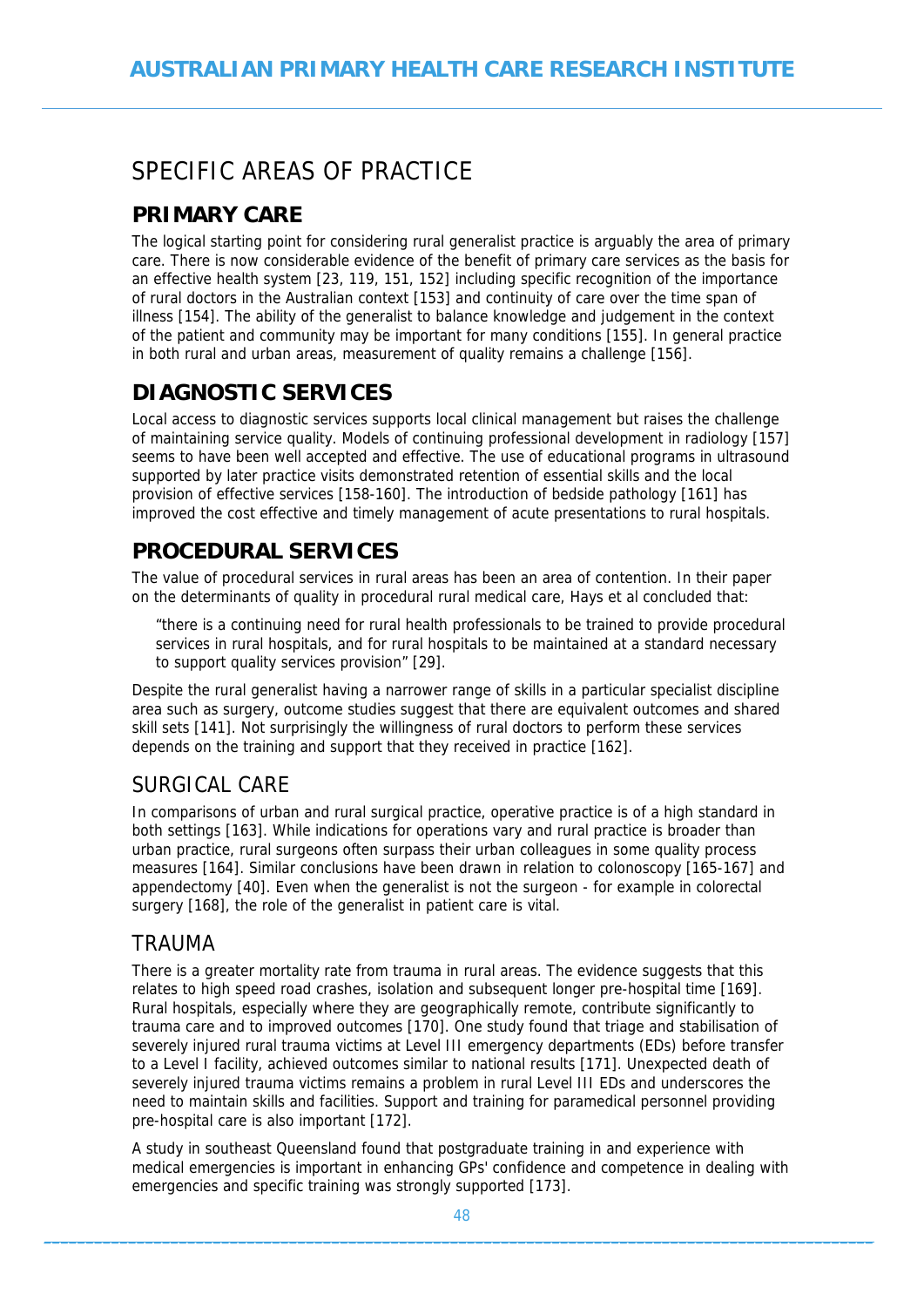# SPECIFIC AREAS OF PRACTICE

## PRIMARY CARE

The logical starting point for considering rural generalist practice is arguably the area of primary care. There is now considerable evidence of the benefit of primary care services as the basis for an effective health system [23, 119, 151, 152] including specific recognition of the importance of rural doctors in the Australian context [153] and continuity of care over the time span of illness [154]. The ability of the generalist to balance knowledge and judgement in the context of the patient and community may be important for many conditions [155]. In general practice in both rural and urban areas, measurement of quality remains a challenge [156].

## DIAGNOSTIC SERVICES

Local access to diagnostic services supports local clinical management but raises the challenge of maintaining service quality. Models of continuing professional development in radiology [157] seems to have been well accepted and effective. The use of educational programs in ultrasound supported by later practice visits demonstrated retention of essential skills and the local provision of effective services [158-160]. The introduction of bedside pathology [161] has improved the cost effective and timely management of acute presentations to rural hospitals.

## PROCEDURAL SERVICES

The value of procedural services in rural areas has been an area of contention. In their paper on the determinants of quality in procedural rural medical care, Hays et al concluded that:

> "there is a continuing need for rural health professionals to be trained to provide procedural services in rural hospitals, and for rural hospitals to be maintained at a standard necessary to support quality services provision" [29].

Despite the rural generalist having a narrower range of skills in a particular specialist discipline area such as surgery, outcome studies suggest that there are equivalent outcomes and shared skill sets [141]. Not surprisingly the willingness of rural doctors to perform these services depends on the training and support that they received in practice [162].

### SURGICAL CARE

In comparisons of urban and rural surgical practice, operative practice is of a high standard in both settings [163]. While indications for operations vary and rural practice is broader than urban practice, rural surgeons often surpass their urban colleagues in some quality process measures [164]. Similar conclusions have been drawn in relation to colonoscopy [165-167] and appendectomy [40]. Even when the generalist is not the surgeon - for example in colorectal surgery [168], the role of the generalist in patient care is vital.

### TRAUMA

There is a greater mortality rate from trauma in rural areas. The evidence suggests that this relates to high speed road crashes, isolation and subsequent longer pre-hospital time [169]. Rural hospitals, especially where they are geographically remote, contribute significantly to trauma care and to improved outcomes [170]. One study found that triage and stabilisation of severely injured rural trauma victims at Level III emergency departments (EDs) before transfer to a Level I facility, achieved outcomes similar to national results [171]. Unexpected death of severely injured trauma victims remains a problem in rural Level III EDs and underscores the need to maintain skills and facilities. Support and training for paramedical personnel providing pre-hospital care is also important [172].

A study in southeast Queensland found that postgraduate training in and experience with medical emergencies is important in enhancing GPs' confidence and competence in dealing with emergencies and specific training was strongly supported [173].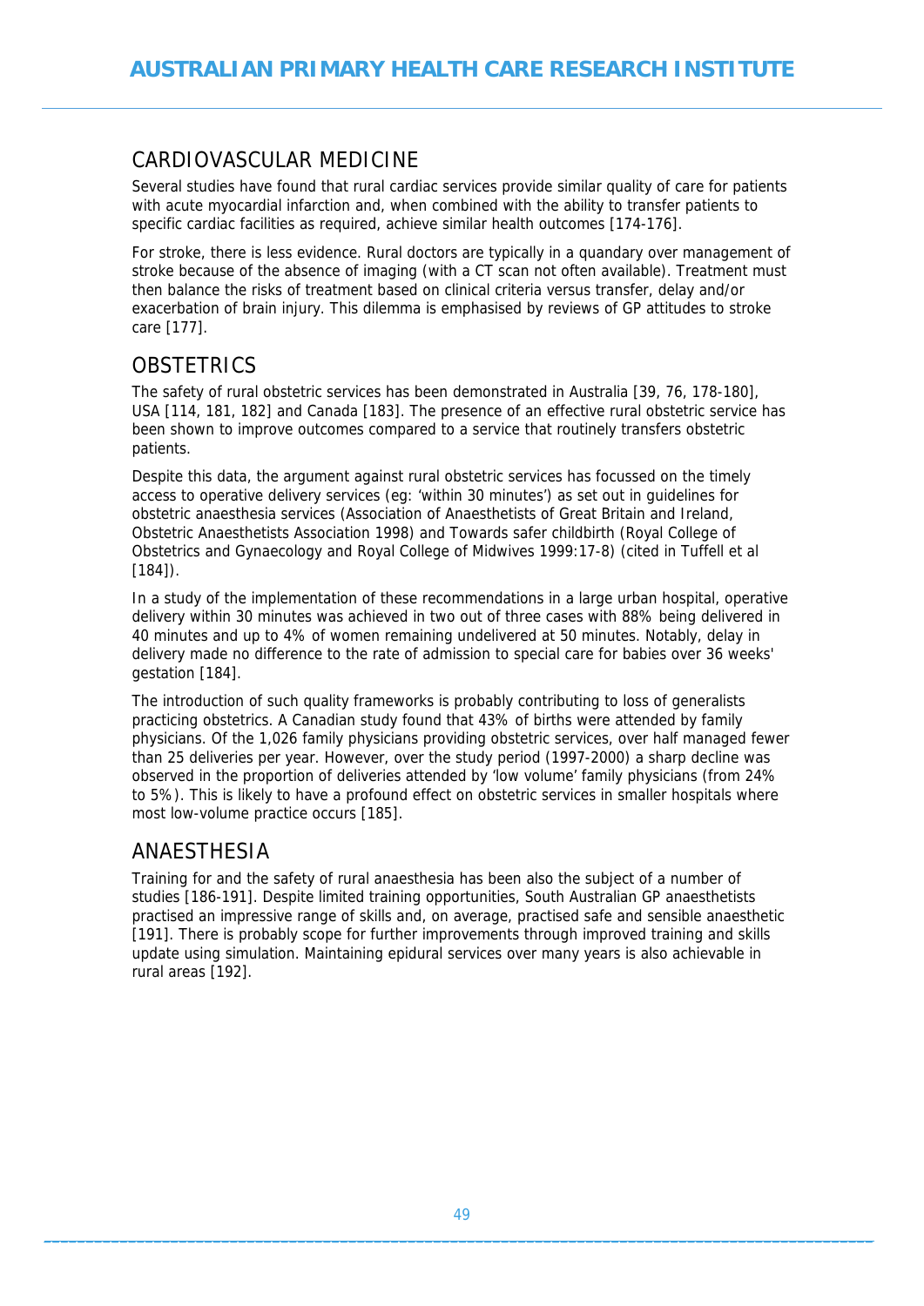## CARDIOVASCULAR MEDICINE

Several studies have found that rural cardiac services provide similar quality of care for patients with acute myocardial infarction and, when combined with the ability to transfer patients to specific cardiac facilities as required, achieve similar health outcomes [174-176].

For stroke, there is less evidence. Rural doctors are typically in a quandary over management of stroke because of the absence of imaging (with a CT scan not often available). Treatment must then balance the risks of treatment based on clinical criteria versus transfer, delay and/or exacerbation of brain injury. This dilemma is emphasised by reviews of GP attitudes to stroke care [177].

## OBSTETRICS

The safety of rural obstetric services has been demonstrated in Australia [39, 76, 178-180], USA [114, 181, 182] and Canada [183]. The presence of an effective rural obstetric service has been shown to improve outcomes compared to a service that routinely transfers obstetric patients.

Despite this data, the argument against rural obstetric services has focussed on the timely access to operative delivery services (eg: 'within 30 minutes') as set out in guidelines for obstetric anaesthesia services (Association of Anaesthetists of Great Britain and Ireland, Obstetric Anaesthetists Association 1998) and Towards safer childbirth (Royal College of Obstetrics and Gynaecology and Royal College of Midwives 1999:17-8) (cited in Tuffell et al [184]).

In a study of the implementation of these recommendations in a large urban hospital, operative delivery within 30 minutes was achieved in two out of three cases with 88% being delivered in 40 minutes and up to 4% of women remaining undelivered at 50 minutes. Notably, delay in delivery made no difference to the rate of admission to special care for babies over 36 weeks' gestation [184].

The introduction of such quality frameworks is probably contributing to loss of generalists practicing obstetrics. A Canadian study found that 43% of births were attended by family physicians. Of the 1,026 family physicians providing obstetric services, over half managed fewer than 25 deliveries per year. However, over the study period (1997-2000) a sharp decline was observed in the proportion of deliveries attended by 'low volume' family physicians (from 24% to 5%). This is likely to have a profound effect on obstetric services in smaller hospitals where most low-volume practice occurs [185].

## ANAESTHESIA

Training for and the safety of rural anaesthesia has been also the subject of a number of studies [186-191]. Despite limited training opportunities, South Australian GP anaesthetists practised an impressive range of skills and, on average, practised safe and sensible anaesthetic [191]. There is probably scope for further improvements through improved training and skills update using simulation. Maintaining epidural services over many years is also achievable in rural areas [192].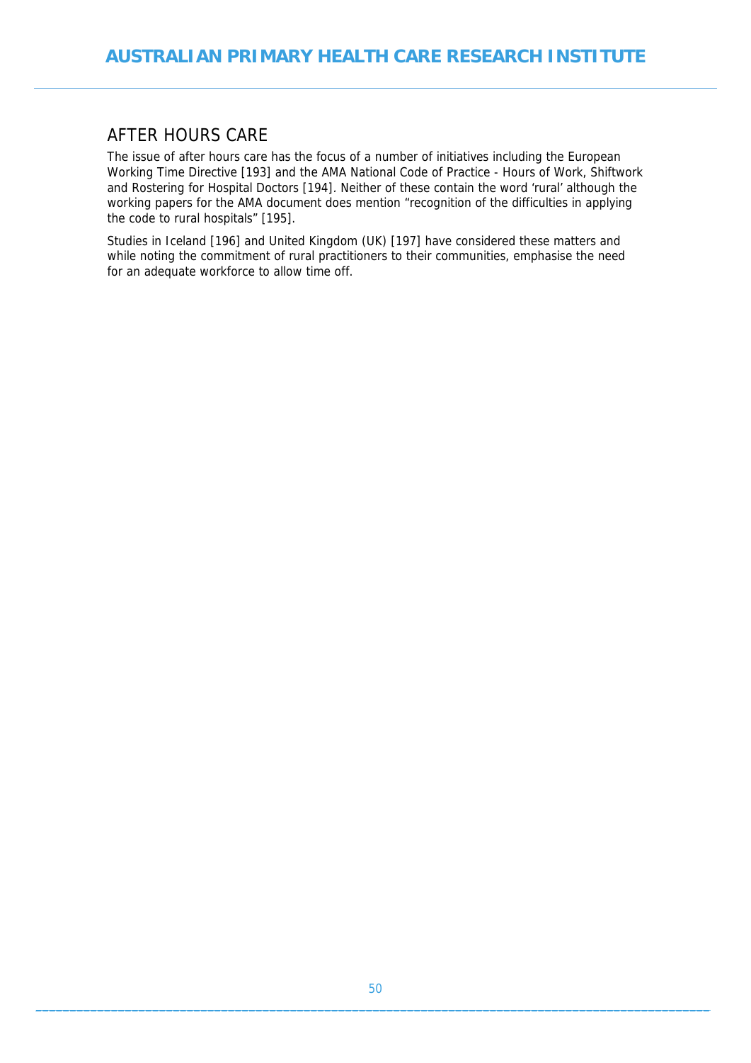## AFTER HOURS CARE

The issue of after hours care has the focus of a number of initiatives including the European Working Time Directive [193] and the AMA National Code of Practice - Hours of Work, Shiftwork and Rostering for Hospital Doctors [194]. Neither of these contain the word 'rural' although the working papers for the AMA document does mention "recognition of the difficulties in applying the code to rural hospitals" [195].

Studies in Iceland [196] and United Kingdom (UK) [197] have considered these matters and while noting the commitment of rural practitioners to their communities, emphasise the need for an adequate workforce to allow time off.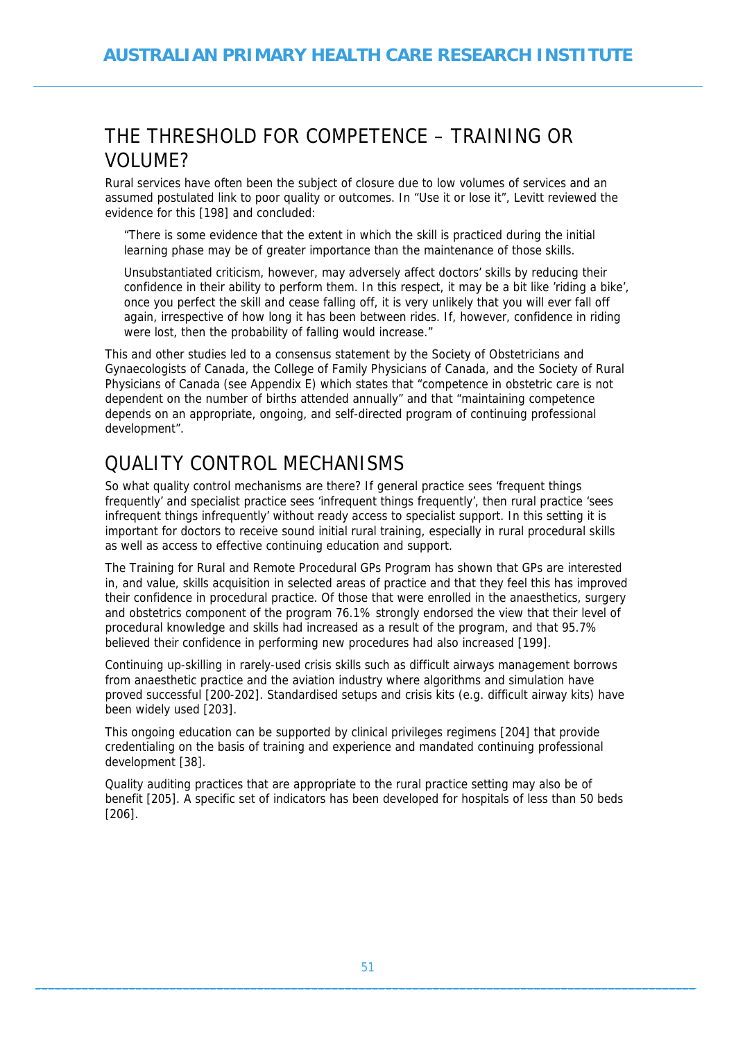## THE THRESHOLD FOR COMPETENCE – TRAINING OR VOLUME?

Rural services have often been the subject of closure due to low volumes of services and an assumed postulated link to poor quality or outcomes. In "Use it or lose it", Levitt reviewed the evidence for this [198] and concluded:

> "There is some evidence that the extent in which the skill is practiced during the initial learning phase may be of greater importance than the maintenance of those skills.
>
> Unsubstantiated criticism, however, may adversely affect doctors' skills by reducing their confidence in their ability to perform them. In this respect, it may be a bit like 'riding a bike', once you perfect the skill and cease falling off, it is very unlikely that you will ever fall off again, irrespective of how long it has been between rides. If, however, confidence in riding were lost, then the probability of falling would increase."

This and other studies led to a consensus statement by the Society of Obstetricians and Gynaecologists of Canada, the College of Family Physicians of Canada, and the Society of Rural Physicians of Canada (see Appendix E) which states that "competence in obstetric care is not dependent on the number of births attended annually" and that "maintaining competence depends on an appropriate, ongoing, and self-directed program of continuing professional development".

## QUALITY CONTROL MECHANISMS

So what quality control mechanisms are there? If general practice sees 'frequent things frequently' and specialist practice sees 'infrequent things frequently', then rural practice 'sees infrequent things infrequently' without ready access to specialist support. In this setting it is important for doctors to receive sound initial rural training, especially in rural procedural skills as well as access to effective continuing education and support.

The Training for Rural and Remote Procedural GPs Program has shown that GPs are interested in, and value, skills acquisition in selected areas of practice and that they feel this has improved their confidence in procedural practice. Of those that were enrolled in the anaesthetics, surgery and obstetrics component of the program 76.1% strongly endorsed the view that their level of procedural knowledge and skills had increased as a result of the program, and that 95.7% believed their confidence in performing new procedures had also increased [199].

Continuing up-skilling in rarely-used crisis skills such as difficult airways management borrows from anaesthetic practice and the aviation industry where algorithms and simulation have proved successful [200-202]. Standardised setups and crisis kits (e.g. difficult airway kits) have been widely used [203].

This ongoing education can be supported by clinical privileges regimens [204] that provide credentialing on the basis of training and experience and mandated continuing professional development [38].

Quality auditing practices that are appropriate to the rural practice setting may also be of benefit [205]. A specific set of indicators has been developed for hospitals of less than 50 beds [206].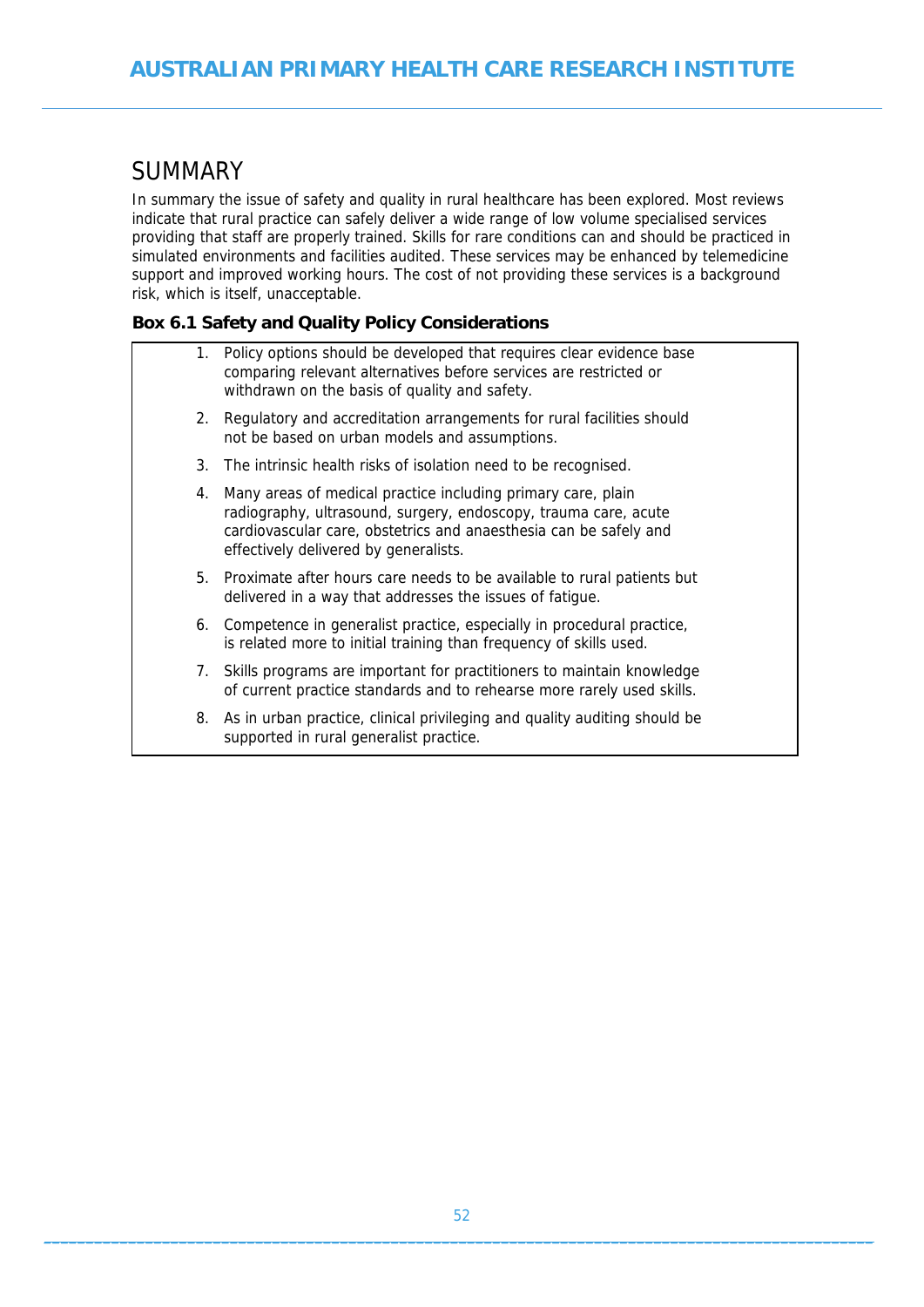## SUMMARY

In summary the issue of safety and quality in rural healthcare has been explored. Most reviews indicate that rural practice can safely deliver a wide range of low volume specialised services providing that staff are properly trained. Skills for rare conditions can and should be practiced in simulated environments and facilities audited. These services may be enhanced by telemedicine support and improved working hours. The cost of not providing these services is a background risk, which is itself, unacceptable.

**Box 6.1 Safety and Quality Policy Considerations**

1. Policy options should be developed that requires clear evidence base comparing relevant alternatives before services are restricted or withdrawn on the basis of quality and safety.
2. Regulatory and accreditation arrangements for rural facilities should not be based on urban models and assumptions.
3. The intrinsic health risks of isolation need to be recognised.
4. Many areas of medical practice including primary care, plain radiography, ultrasound, surgery, endoscopy, trauma care, acute cardiovascular care, obstetrics and anaesthesia can be safely and effectively delivered by generalists.
5. Proximate after hours care needs to be available to rural patients but delivered in a way that addresses the issues of fatigue.
6. Competence in generalist practice, especially in procedural practice, is related more to initial training than frequency of skills used.
7. Skills programs are important for practitioners to maintain knowledge of current practice standards and to rehearse more rarely used skills.
8. As in urban practice, clinical privileging and quality auditing should be supported in rural generalist practice.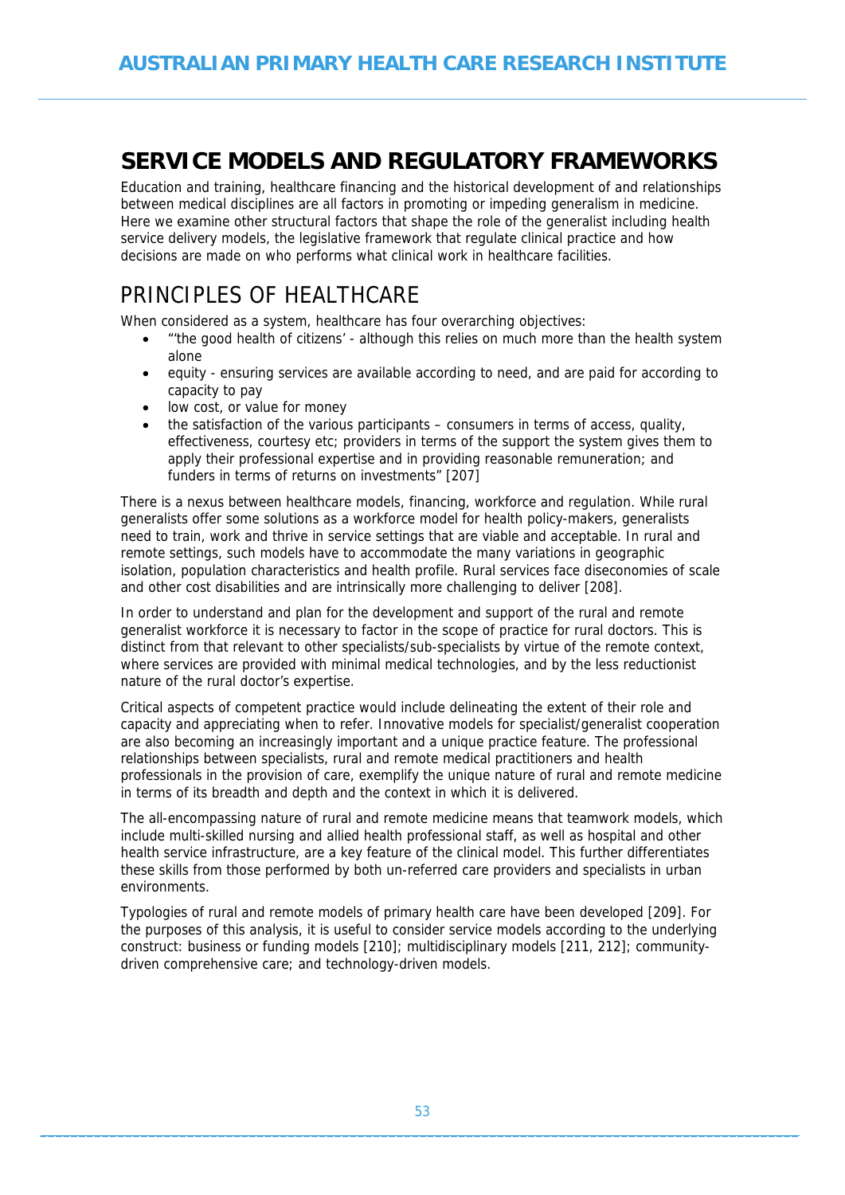## SERVICE MODELS AND REGULATORY FRAMEWORKS

Education and training, healthcare financing and the historical development of and relationships between medical disciplines are all factors in promoting or impeding generalism in medicine. Here we examine other structural factors that shape the role of the generalist including health service delivery models, the legislative framework that regulate clinical practice and how decisions are made on who performs what clinical work in healthcare facilities.

### PRINCIPLES OF HEALTHCARE

When considered as a system, healthcare has four overarching objectives:

- "'the good health of citizens' - although this relies on much more than the health system alone
- equity - ensuring services are available according to need, and are paid for according to capacity to pay
- low cost, or value for money
- the satisfaction of the various participants – consumers in terms of access, quality, effectiveness, courtesy etc; providers in terms of the support the system gives them to apply their professional expertise and in providing reasonable remuneration; and funders in terms of returns on investments" [207]

There is a nexus between healthcare models, financing, workforce and regulation. While rural generalists offer some solutions as a workforce model for health policy-makers, generalists need to train, work and thrive in service settings that are viable and acceptable. In rural and remote settings, such models have to accommodate the many variations in geographic isolation, population characteristics and health profile. Rural services face diseconomies of scale and other cost disabilities and are intrinsically more challenging to deliver [208].

In order to understand and plan for the development and support of the rural and remote generalist workforce it is necessary to factor in the scope of practice for rural doctors. This is distinct from that relevant to other specialists/sub-specialists by virtue of the remote context, where services are provided with minimal medical technologies, and by the less reductionist nature of the rural doctor's expertise.

Critical aspects of competent practice would include delineating the extent of their role and capacity and appreciating when to refer. Innovative models for specialist/generalist cooperation are also becoming an increasingly important and a unique practice feature. The professional relationships between specialists, rural and remote medical practitioners and health professionals in the provision of care, exemplify the unique nature of rural and remote medicine in terms of its breadth and depth and the context in which it is delivered.

The all-encompassing nature of rural and remote medicine means that teamwork models, which include multi-skilled nursing and allied health professional staff, as well as hospital and other health service infrastructure, are a key feature of the clinical model. This further differentiates these skills from those performed by both un-referred care providers and specialists in urban environments.

Typologies of rural and remote models of primary health care have been developed [209]. For the purposes of this analysis, it is useful to consider service models according to the underlying construct: business or funding models [210]; multidisciplinary models [211, 212]; community-driven comprehensive care; and technology-driven models.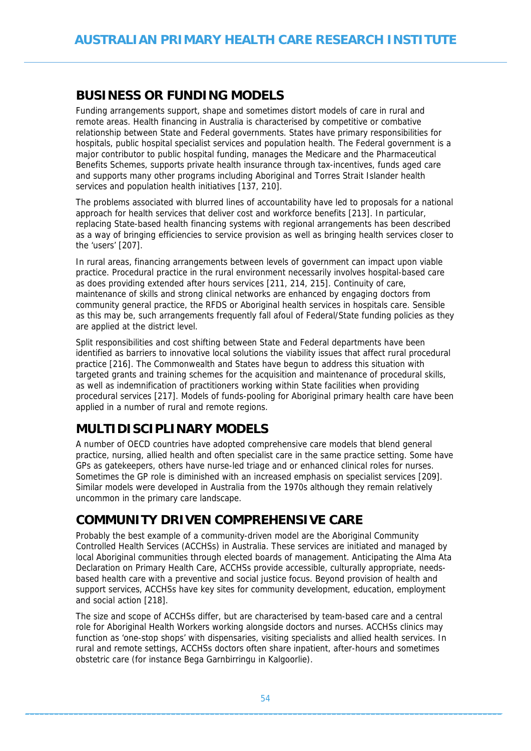## BUSINESS OR FUNDING MODELS

Funding arrangements support, shape and sometimes distort models of care in rural and remote areas. Health financing in Australia is characterised by competitive or combative relationship between State and Federal governments. States have primary responsibilities for hospitals, public hospital specialist services and population health. The Federal government is a major contributor to public hospital funding, manages the Medicare and the Pharmaceutical Benefits Schemes, supports private health insurance through tax-incentives, funds aged care and supports many other programs including Aboriginal and Torres Strait Islander health services and population health initiatives [137, 210].

The problems associated with blurred lines of accountability have led to proposals for a national approach for health services that deliver cost and workforce benefits [213]. In particular, replacing State-based health financing systems with regional arrangements has been described as a way of bringing efficiencies to service provision as well as bringing health services closer to the 'users' [207].

In rural areas, financing arrangements between levels of government can impact upon viable practice. Procedural practice in the rural environment necessarily involves hospital-based care as does providing extended after hours services [211, 214, 215]. Continuity of care, maintenance of skills and strong clinical networks are enhanced by engaging doctors from community general practice, the RFDS or Aboriginal health services in hospitals care. Sensible as this may be, such arrangements frequently fall afoul of Federal/State funding policies as they are applied at the district level.

Split responsibilities and cost shifting between State and Federal departments have been identified as barriers to innovative local solutions the viability issues that affect rural procedural practice [216]. The Commonwealth and States have begun to address this situation with targeted grants and training schemes for the acquisition and maintenance of procedural skills, as well as indemnification of practitioners working within State facilities when providing procedural services [217]. Models of funds-pooling for Aboriginal primary health care have been applied in a number of rural and remote regions.

## MULTIDISCIPLINARY MODELS

A number of OECD countries have adopted comprehensive care models that blend general practice, nursing, allied health and often specialist care in the same practice setting. Some have GPs as gatekeepers, others have nurse-led triage and or enhanced clinical roles for nurses. Sometimes the GP role is diminished with an increased emphasis on specialist services [209]. Similar models were developed in Australia from the 1970s although they remain relatively uncommon in the primary care landscape.

## COMMUNITY DRIVEN COMPREHENSIVE CARE

Probably the best example of a community-driven model are the Aboriginal Community Controlled Health Services (ACCHSs) in Australia. These services are initiated and managed by local Aboriginal communities through elected boards of management. Anticipating the Alma Ata Declaration on Primary Health Care, ACCHSs provide accessible, culturally appropriate, needs-based health care with a preventive and social justice focus. Beyond provision of health and support services, ACCHSs have key sites for community development, education, employment and social action [218].

The size and scope of ACCHSs differ, but are characterised by team-based care and a central role for Aboriginal Health Workers working alongside doctors and nurses. ACCHSs clinics may function as 'one-stop shops' with dispensaries, visiting specialists and allied health services. In rural and remote settings, ACCHSs doctors often share inpatient, after-hours and sometimes obstetric care (for instance Bega Garnbirringu in Kalgoorlie).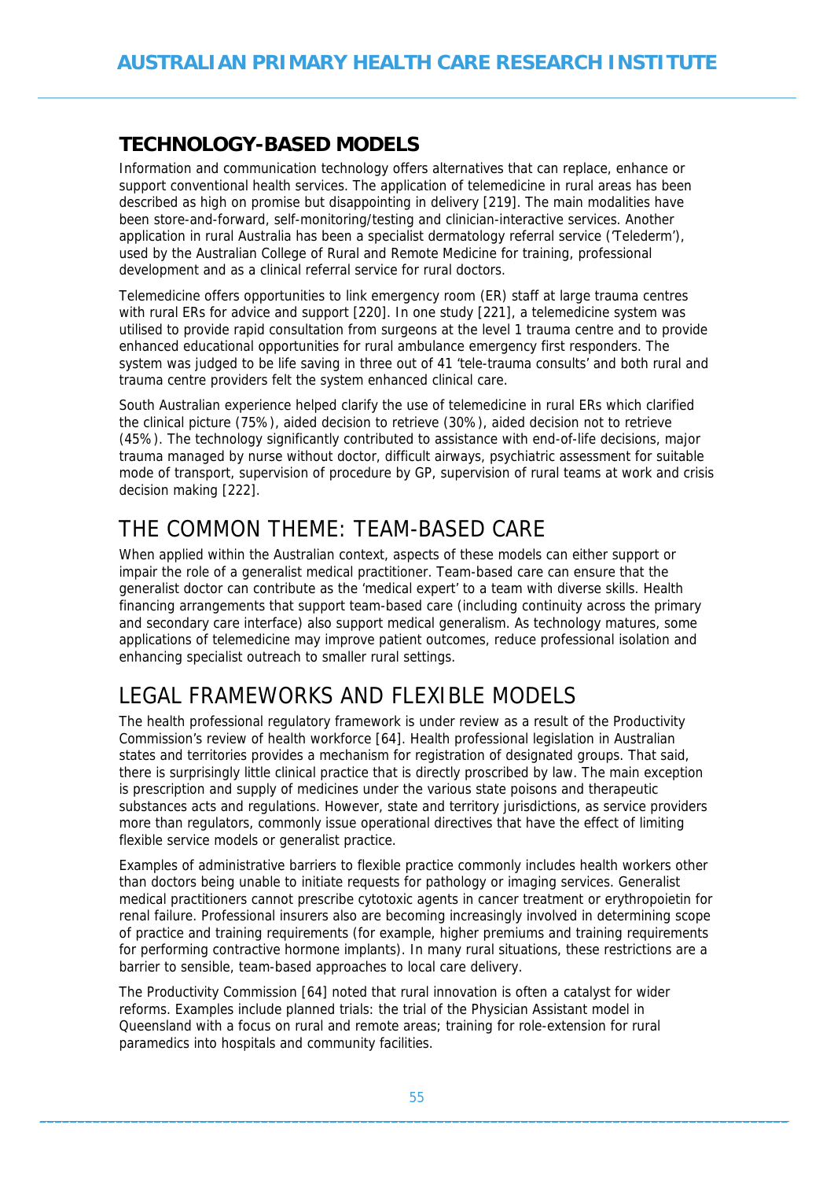## TECHNOLOGY-BASED MODELS

Information and communication technology offers alternatives that can replace, enhance or support conventional health services. The application of telemedicine in rural areas has been described as high on promise but disappointing in delivery [219]. The main modalities have been store-and-forward, self-monitoring/testing and clinician-interactive services. Another application in rural Australia has been a specialist dermatology referral service ('Telederm'), used by the Australian College of Rural and Remote Medicine for training, professional development and as a clinical referral service for rural doctors.

Telemedicine offers opportunities to link emergency room (ER) staff at large trauma centres with rural ERs for advice and support [220]. In one study [221], a telemedicine system was utilised to provide rapid consultation from surgeons at the level 1 trauma centre and to provide enhanced educational opportunities for rural ambulance emergency first responders. The system was judged to be life saving in three out of 41 'tele-trauma consults' and both rural and trauma centre providers felt the system enhanced clinical care.

South Australian experience helped clarify the use of telemedicine in rural ERs which clarified the clinical picture (75%), aided decision to retrieve (30%), aided decision not to retrieve (45%). The technology significantly contributed to assistance with end-of-life decisions, major trauma managed by nurse without doctor, difficult airways, psychiatric assessment for suitable mode of transport, supervision of procedure by GP, supervision of rural teams at work and crisis decision making [222].

# THE COMMON THEME: TEAM-BASED CARE

When applied within the Australian context, aspects of these models can either support or impair the role of a generalist medical practitioner. Team-based care can ensure that the generalist doctor can contribute as the 'medical expert' to a team with diverse skills. Health financing arrangements that support team-based care (including continuity across the primary and secondary care interface) also support medical generalism. As technology matures, some applications of telemedicine may improve patient outcomes, reduce professional isolation and enhancing specialist outreach to smaller rural settings.

# LEGAL FRAMEWORKS AND FLEXIBLE MODELS

The health professional regulatory framework is under review as a result of the Productivity Commission's review of health workforce [64]. Health professional legislation in Australian states and territories provides a mechanism for registration of designated groups. That said, there is surprisingly little clinical practice that is directly proscribed by law. The main exception is prescription and supply of medicines under the various state poisons and therapeutic substances acts and regulations. However, state and territory jurisdictions, as service providers more than regulators, commonly issue operational directives that have the effect of limiting flexible service models or generalist practice.

Examples of administrative barriers to flexible practice commonly includes health workers other than doctors being unable to initiate requests for pathology or imaging services. Generalist medical practitioners cannot prescribe cytotoxic agents in cancer treatment or erythropoietin for renal failure. Professional insurers also are becoming increasingly involved in determining scope of practice and training requirements (for example, higher premiums and training requirements for performing contractive hormone implants). In many rural situations, these restrictions are a barrier to sensible, team-based approaches to local care delivery.

The Productivity Commission [64] noted that rural innovation is often a catalyst for wider reforms. Examples include planned trials: the trial of the Physician Assistant model in Queensland with a focus on rural and remote areas; training for role-extension for rural paramedics into hospitals and community facilities.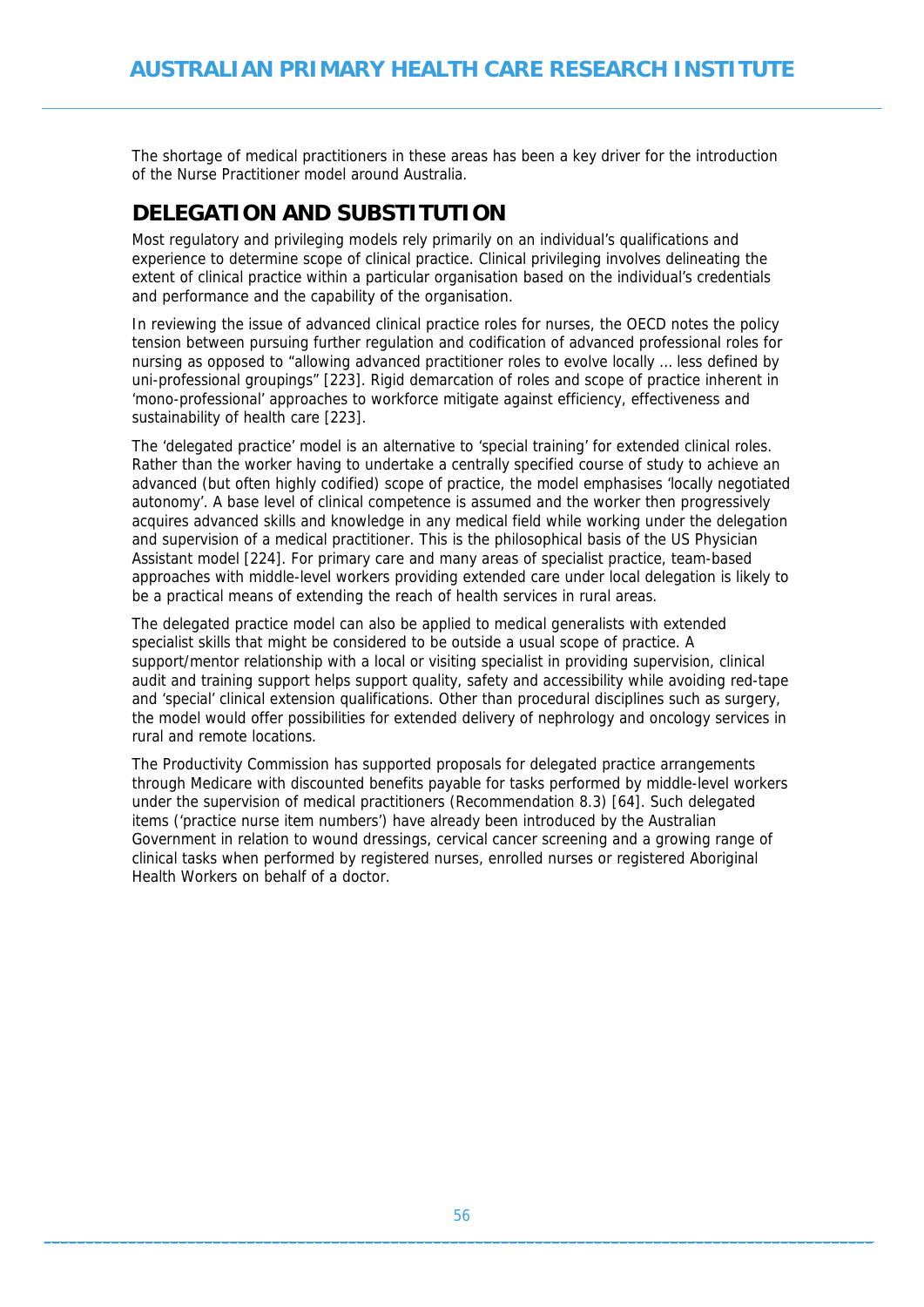The shortage of medical practitioners in these areas has been a key driver for the introduction of the Nurse Practitioner model around Australia.

## DELEGATION AND SUBSTITUTION

Most regulatory and privileging models rely primarily on an individual's qualifications and experience to determine scope of clinical practice. Clinical privileging involves delineating the extent of clinical practice within a particular organisation based on the individual's credentials and performance and the capability of the organisation.

In reviewing the issue of advanced clinical practice roles for nurses, the OECD notes the policy tension between pursuing further regulation and codification of advanced professional roles for nursing as opposed to "allowing advanced practitioner roles to evolve locally … less defined by uni-professional groupings" [223]. Rigid demarcation of roles and scope of practice inherent in 'mono-professional' approaches to workforce mitigate against efficiency, effectiveness and sustainability of health care [223].

The 'delegated practice' model is an alternative to 'special training' for extended clinical roles. Rather than the worker having to undertake a centrally specified course of study to achieve an advanced (but often highly codified) scope of practice, the model emphasises 'locally negotiated autonomy'. A base level of clinical competence is assumed and the worker then progressively acquires advanced skills and knowledge in any medical field while working under the delegation and supervision of a medical practitioner. This is the philosophical basis of the US Physician Assistant model [224]. For primary care and many areas of specialist practice, team-based approaches with middle-level workers providing extended care under local delegation is likely to be a practical means of extending the reach of health services in rural areas.

The delegated practice model can also be applied to medical generalists with extended specialist skills that might be considered to be outside a usual scope of practice. A support/mentor relationship with a local or visiting specialist in providing supervision, clinical audit and training support helps support quality, safety and accessibility while avoiding red-tape and 'special' clinical extension qualifications. Other than procedural disciplines such as surgery, the model would offer possibilities for extended delivery of nephrology and oncology services in rural and remote locations.

The Productivity Commission has supported proposals for delegated practice arrangements through Medicare with discounted benefits payable for tasks performed by middle-level workers under the supervision of medical practitioners (Recommendation 8.3) [64]. Such delegated items ('practice nurse item numbers') have already been introduced by the Australian Government in relation to wound dressings, cervical cancer screening and a growing range of clinical tasks when performed by registered nurses, enrolled nurses or registered Aboriginal Health Workers on behalf of a doctor.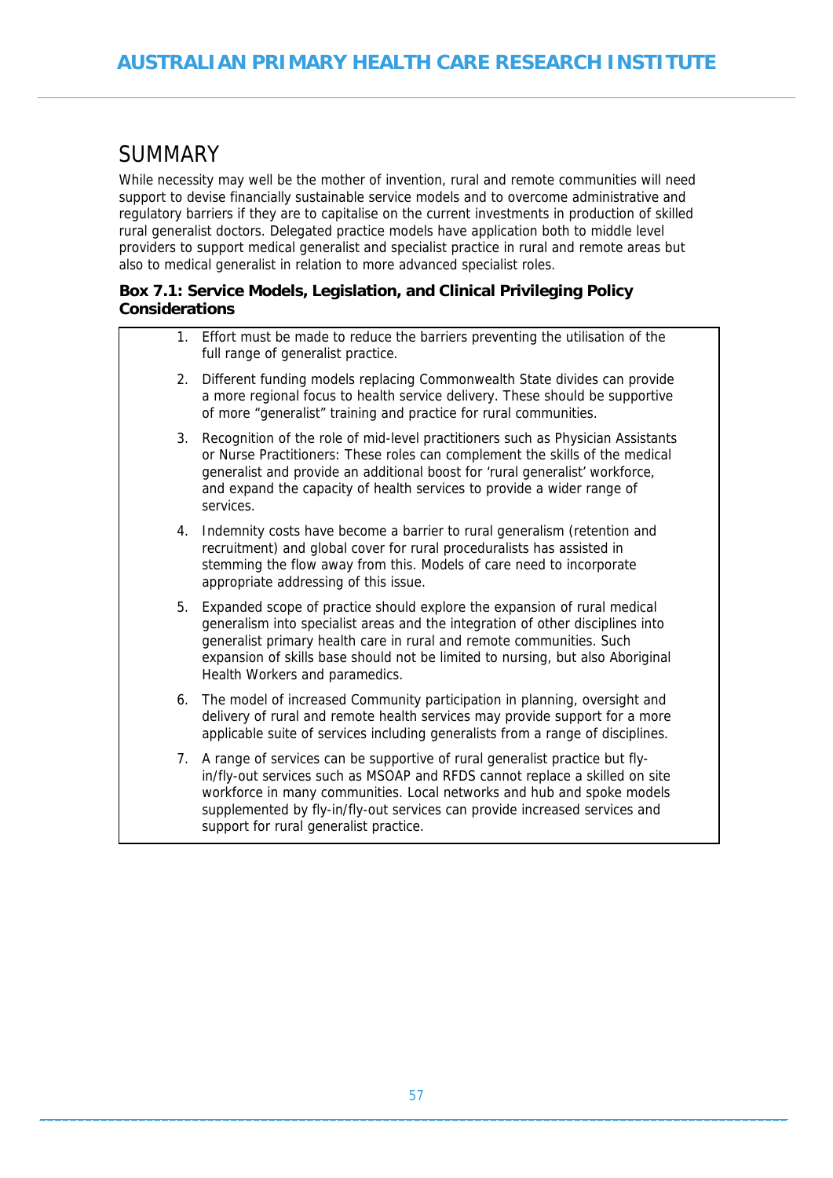## SUMMARY

While necessity may well be the mother of invention, rural and remote communities will need support to devise financially sustainable service models and to overcome administrative and regulatory barriers if they are to capitalise on the current investments in production of skilled rural generalist doctors. Delegated practice models have application both to middle level providers to support medical generalist and specialist practice in rural and remote areas but also to medical generalist in relation to more advanced specialist roles.

**Box 7.1: Service Models, Legislation, and Clinical Privileging Policy Considerations**

1. Effort must be made to reduce the barriers preventing the utilisation of the full range of generalist practice.
2. Different funding models replacing Commonwealth State divides can provide a more regional focus to health service delivery. These should be supportive of more "generalist" training and practice for rural communities.
3. Recognition of the role of mid-level practitioners such as Physician Assistants or Nurse Practitioners: These roles can complement the skills of the medical generalist and provide an additional boost for 'rural generalist' workforce, and expand the capacity of health services to provide a wider range of services.
4. Indemnity costs have become a barrier to rural generalism (retention and recruitment) and global cover for rural proceduralists has assisted in stemming the flow away from this. Models of care need to incorporate appropriate addressing of this issue.
5. Expanded scope of practice should explore the expansion of rural medical generalism into specialist areas and the integration of other disciplines into generalist primary health care in rural and remote communities. Such expansion of skills base should not be limited to nursing, but also Aboriginal Health Workers and paramedics.
6. The model of increased Community participation in planning, oversight and delivery of rural and remote health services may provide support for a more applicable suite of services including generalists from a range of disciplines.
7. A range of services can be supportive of rural generalist practice but fly-in/fly-out services such as MSOAP and RFDS cannot replace a skilled on site workforce in many communities. Local networks and hub and spoke models supplemented by fly-in/fly-out services can provide increased services and support for rural generalist practice.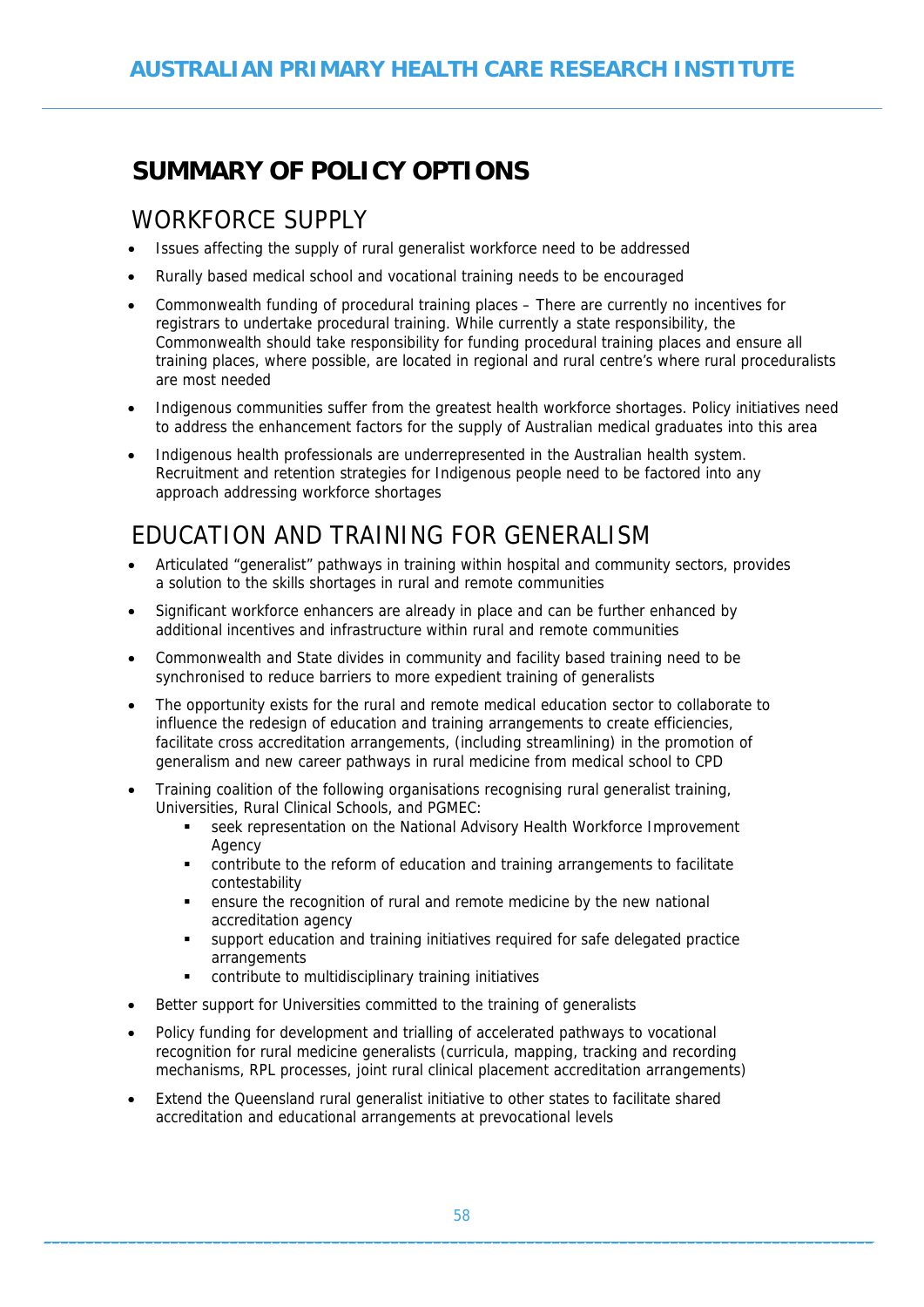# SUMMARY OF POLICY OPTIONS

## WORKFORCE SUPPLY

- Issues affecting the supply of rural generalist workforce need to be addressed
- Rurally based medical school and vocational training needs to be encouraged
- Commonwealth funding of procedural training places – There are currently no incentives for registrars to undertake procedural training. While currently a state responsibility, the Commonwealth should take responsibility for funding procedural training places and ensure all training places, where possible, are located in regional and rural centre's where rural proceduralists are most needed
- Indigenous communities suffer from the greatest health workforce shortages. Policy initiatives need to address the enhancement factors for the supply of Australian medical graduates into this area
- Indigenous health professionals are underrepresented in the Australian health system. Recruitment and retention strategies for Indigenous people need to be factored into any approach addressing workforce shortages

## EDUCATION AND TRAINING FOR GENERALISM

- Articulated "generalist" pathways in training within hospital and community sectors, provides a solution to the skills shortages in rural and remote communities
- Significant workforce enhancers are already in place and can be further enhanced by additional incentives and infrastructure within rural and remote communities
- Commonwealth and State divides in community and facility based training need to be synchronised to reduce barriers to more expedient training of generalists
- The opportunity exists for the rural and remote medical education sector to collaborate to influence the redesign of education and training arrangements to create efficiencies, facilitate cross accreditation arrangements, (including streamlining) in the promotion of generalism and new career pathways in rural medicine from medical school to CPD
- Training coalition of the following organisations recognising rural generalist training, Universities, Rural Clinical Schools, and PGMEC:
  - seek representation on the National Advisory Health Workforce Improvement Agency
  - contribute to the reform of education and training arrangements to facilitate contestability
  - ensure the recognition of rural and remote medicine by the new national accreditation agency
  - support education and training initiatives required for safe delegated practice arrangements
  - contribute to multidisciplinary training initiatives
- Better support for Universities committed to the training of generalists
- Policy funding for development and trialling of accelerated pathways to vocational recognition for rural medicine generalists (curricula, mapping, tracking and recording mechanisms, RPL processes, joint rural clinical placement accreditation arrangements)
- Extend the Queensland rural generalist initiative to other states to facilitate shared accreditation and educational arrangements at prevocational levels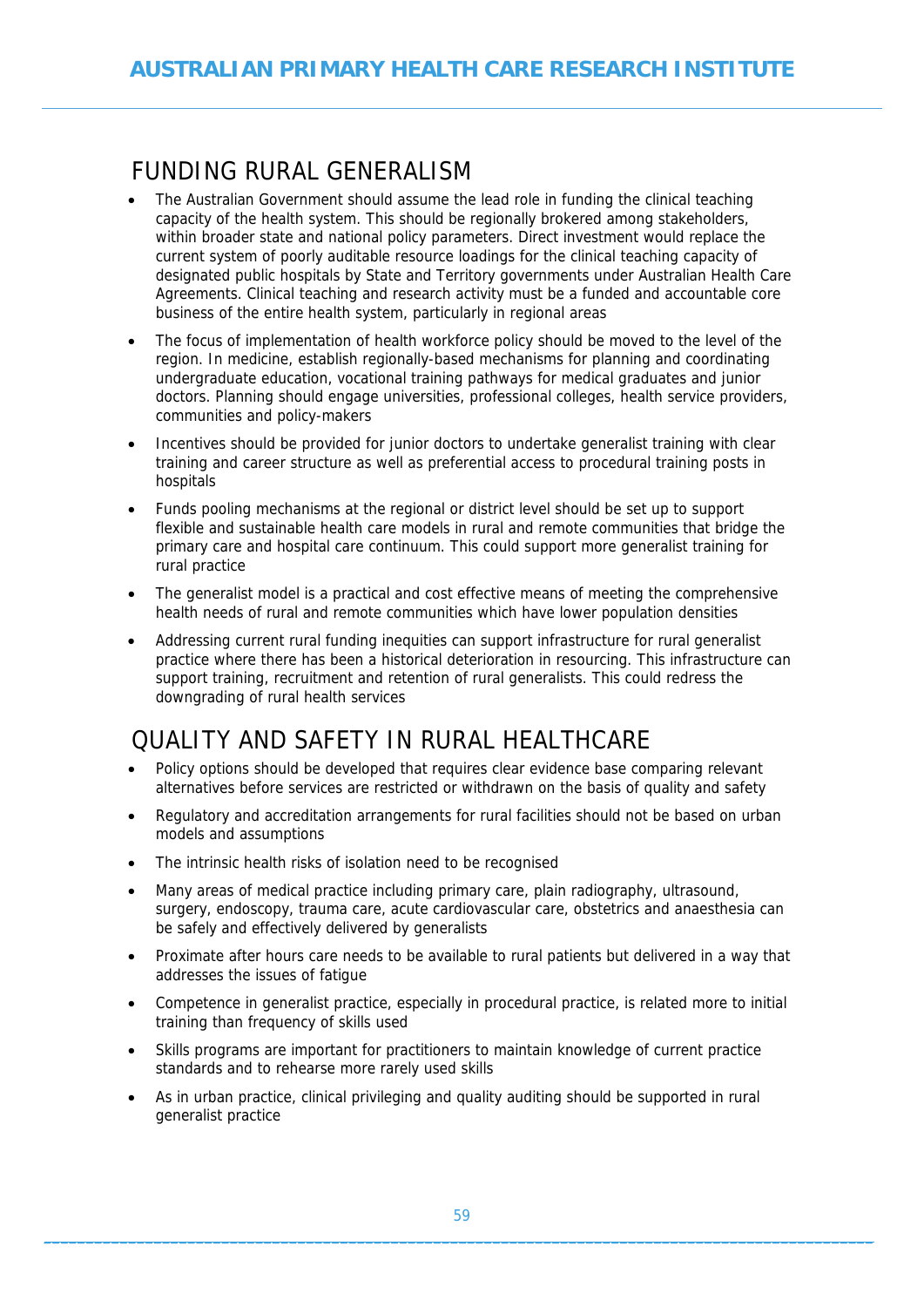## FUNDING RURAL GENERALISM

- The Australian Government should assume the lead role in funding the clinical teaching capacity of the health system. This should be regionally brokered among stakeholders, within broader state and national policy parameters. Direct investment would replace the current system of poorly auditable resource loadings for the clinical teaching capacity of designated public hospitals by State and Territory governments under Australian Health Care Agreements. Clinical teaching and research activity must be a funded and accountable core business of the entire health system, particularly in regional areas
- The focus of implementation of health workforce policy should be moved to the level of the region. In medicine, establish regionally-based mechanisms for planning and coordinating undergraduate education, vocational training pathways for medical graduates and junior doctors. Planning should engage universities, professional colleges, health service providers, communities and policy-makers
- Incentives should be provided for junior doctors to undertake generalist training with clear training and career structure as well as preferential access to procedural training posts in hospitals
- Funds pooling mechanisms at the regional or district level should be set up to support flexible and sustainable health care models in rural and remote communities that bridge the primary care and hospital care continuum. This could support more generalist training for rural practice
- The generalist model is a practical and cost effective means of meeting the comprehensive health needs of rural and remote communities which have lower population densities
- Addressing current rural funding inequities can support infrastructure for rural generalist practice where there has been a historical deterioration in resourcing. This infrastructure can support training, recruitment and retention of rural generalists. This could redress the downgrading of rural health services

## QUALITY AND SAFETY IN RURAL HEALTHCARE

- Policy options should be developed that requires clear evidence base comparing relevant alternatives before services are restricted or withdrawn on the basis of quality and safety
- Regulatory and accreditation arrangements for rural facilities should not be based on urban models and assumptions
- The intrinsic health risks of isolation need to be recognised
- Many areas of medical practice including primary care, plain radiography, ultrasound, surgery, endoscopy, trauma care, acute cardiovascular care, obstetrics and anaesthesia can be safely and effectively delivered by generalists
- Proximate after hours care needs to be available to rural patients but delivered in a way that addresses the issues of fatigue
- Competence in generalist practice, especially in procedural practice, is related more to initial training than frequency of skills used
- Skills programs are important for practitioners to maintain knowledge of current practice standards and to rehearse more rarely used skills
- As in urban practice, clinical privileging and quality auditing should be supported in rural generalist practice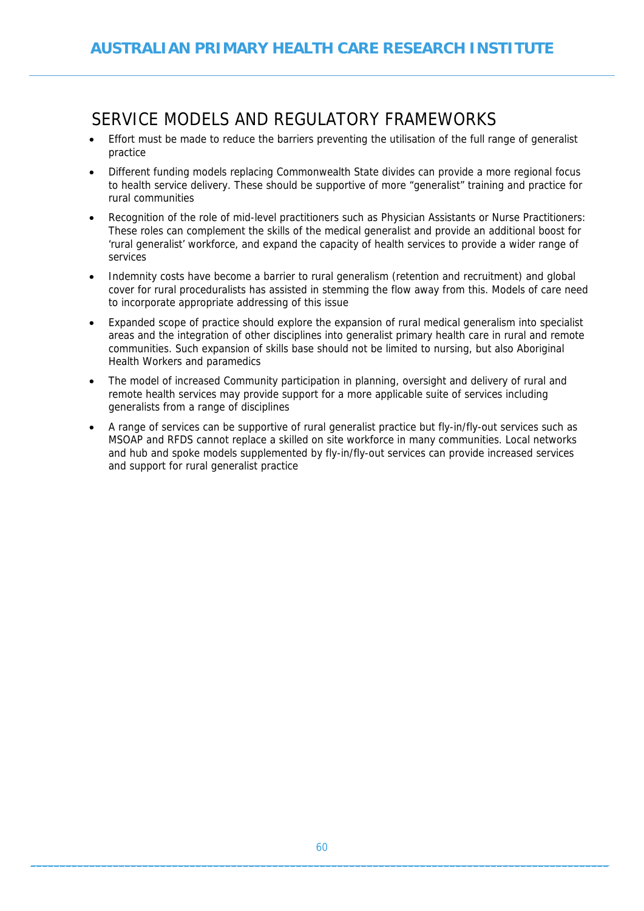## SERVICE MODELS AND REGULATORY FRAMEWORKS

- Effort must be made to reduce the barriers preventing the utilisation of the full range of generalist practice
- Different funding models replacing Commonwealth State divides can provide a more regional focus to health service delivery. These should be supportive of more "generalist" training and practice for rural communities
- Recognition of the role of mid-level practitioners such as Physician Assistants or Nurse Practitioners: These roles can complement the skills of the medical generalist and provide an additional boost for 'rural generalist' workforce, and expand the capacity of health services to provide a wider range of services
- Indemnity costs have become a barrier to rural generalism (retention and recruitment) and global cover for rural proceduralists has assisted in stemming the flow away from this. Models of care need to incorporate appropriate addressing of this issue
- Expanded scope of practice should explore the expansion of rural medical generalism into specialist areas and the integration of other disciplines into generalist primary health care in rural and remote communities. Such expansion of skills base should not be limited to nursing, but also Aboriginal Health Workers and paramedics
- The model of increased Community participation in planning, oversight and delivery of rural and remote health services may provide support for a more applicable suite of services including generalists from a range of disciplines
- A range of services can be supportive of rural generalist practice but fly-in/fly-out services such as MSOAP and RFDS cannot replace a skilled on site workforce in many communities. Local networks and hub and spoke models supplemented by fly-in/fly-out services can provide increased services and support for rural generalist practice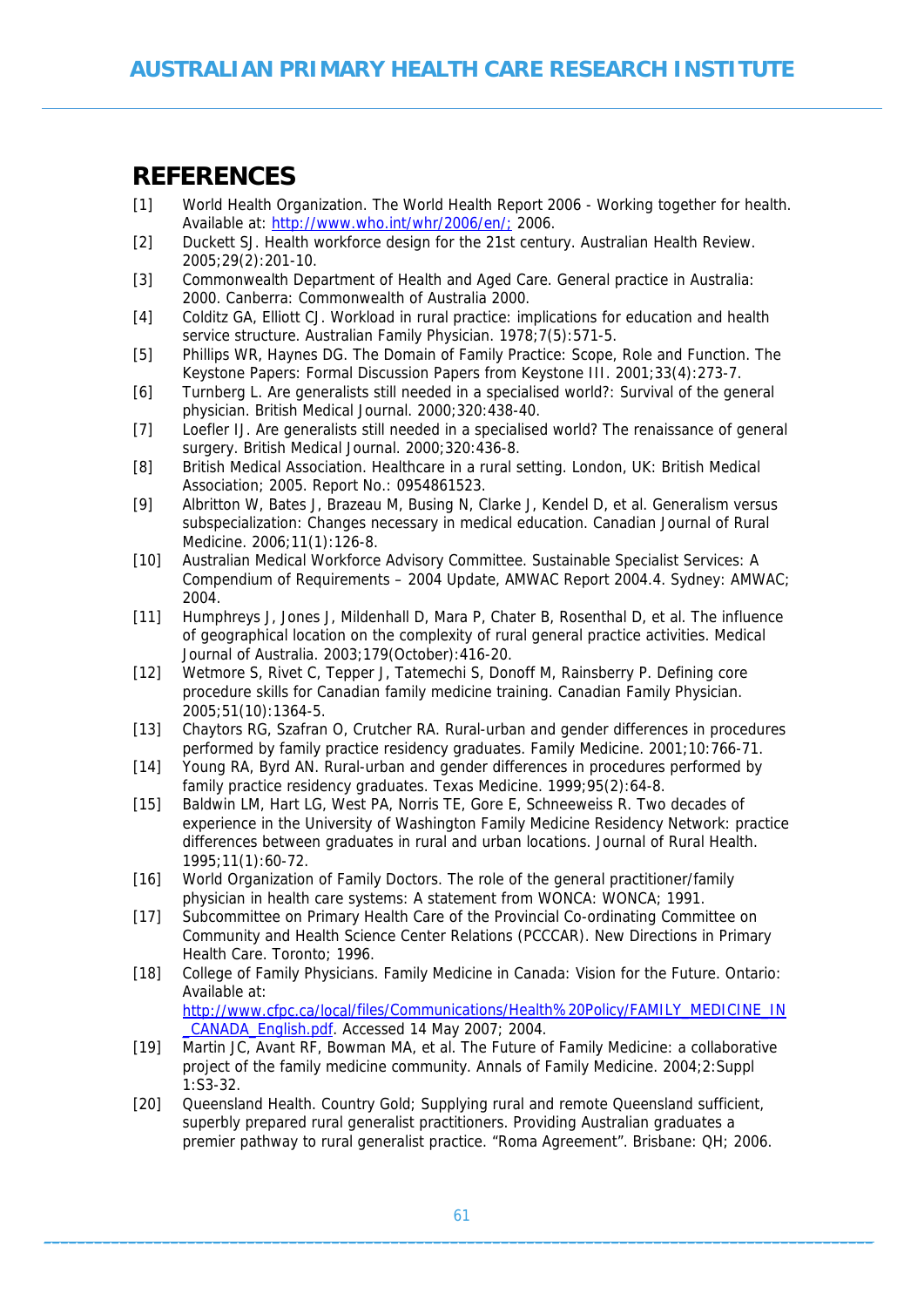# REFERENCES

[1] World Health Organization. The World Health Report 2006 - Working together for health. Available at: http://www.who.int/whr/2006/en/; 2006.

[2] Duckett SJ. Health workforce design for the 21st century. Australian Health Review. 2005;29(2):201-10.

[3] Commonwealth Department of Health and Aged Care. General practice in Australia: 2000. Canberra: Commonwealth of Australia 2000.

[4] Colditz GA, Elliott CJ. Workload in rural practice: implications for education and health service structure. Australian Family Physician. 1978;7(5):571-5.

[5] Phillips WR, Haynes DG. The Domain of Family Practice: Scope, Role and Function. The Keystone Papers: Formal Discussion Papers from Keystone III. 2001;33(4):273-7.

[6] Turnberg L. Are generalists still needed in a specialised world?: Survival of the general physician. British Medical Journal. 2000;320:438-40.

[7] Loefler IJ. Are generalists still needed in a specialised world? The renaissance of general surgery. British Medical Journal. 2000;320:436-8.

[8] British Medical Association. Healthcare in a rural setting. London, UK: British Medical Association; 2005. Report No.: 0954861523.

[9] Albritton W, Bates J, Brazeau M, Busing N, Clarke J, Kendel D, et al. Generalism versus subspecialization: Changes necessary in medical education. Canadian Journal of Rural Medicine. 2006;11(1):126-8.

[10] Australian Medical Workforce Advisory Committee. Sustainable Specialist Services: A Compendium of Requirements – 2004 Update, AMWAC Report 2004.4. Sydney: AMWAC; 2004.

[11] Humphreys J, Jones J, Mildenhall D, Mara P, Chater B, Rosenthal D, et al. The influence of geographical location on the complexity of rural general practice activities. Medical Journal of Australia. 2003;179(October):416-20.

[12] Wetmore S, Rivet C, Tepper J, Tatemechi S, Donoff M, Rainsberry P. Defining core procedure skills for Canadian family medicine training. Canadian Family Physician. 2005;51(10):1364-5.

[13] Chaytors RG, Szafran O, Crutcher RA. Rural-urban and gender differences in procedures performed by family practice residency graduates. Family Medicine. 2001;10:766-71.

[14] Young RA, Byrd AN. Rural-urban and gender differences in procedures performed by family practice residency graduates. Texas Medicine. 1999;95(2):64-8.

[15] Baldwin LM, Hart LG, West PA, Norris TE, Gore E, Schneeweiss R. Two decades of experience in the University of Washington Family Medicine Residency Network: practice differences between graduates in rural and urban locations. Journal of Rural Health. 1995;11(1):60-72.

[16] World Organization of Family Doctors. The role of the general practitioner/family physician in health care systems: A statement from WONCA: WONCA; 1991.

[17] Subcommittee on Primary Health Care of the Provincial Co-ordinating Committee on Community and Health Science Center Relations (PCCCAR). New Directions in Primary Health Care. Toronto; 1996.

[18] College of Family Physicians. Family Medicine in Canada: Vision for the Future. Ontario: Available at: http://www.cfpc.ca/local/files/Communications/Health%20Policy/FAMILY_MEDICINE_IN_CANADA_English.pdf. Accessed 14 May 2007; 2004.

[19] Martin JC, Avant RF, Bowman MA, et al. The Future of Family Medicine: a collaborative project of the family medicine community. Annals of Family Medicine. 2004;2:Suppl 1:S3-32.

[20] Queensland Health. Country Gold; Supplying rural and remote Queensland sufficient, superbly prepared rural generalist practitioners. Providing Australian graduates a premier pathway to rural generalist practice. "Roma Agreement". Brisbane: QH; 2006.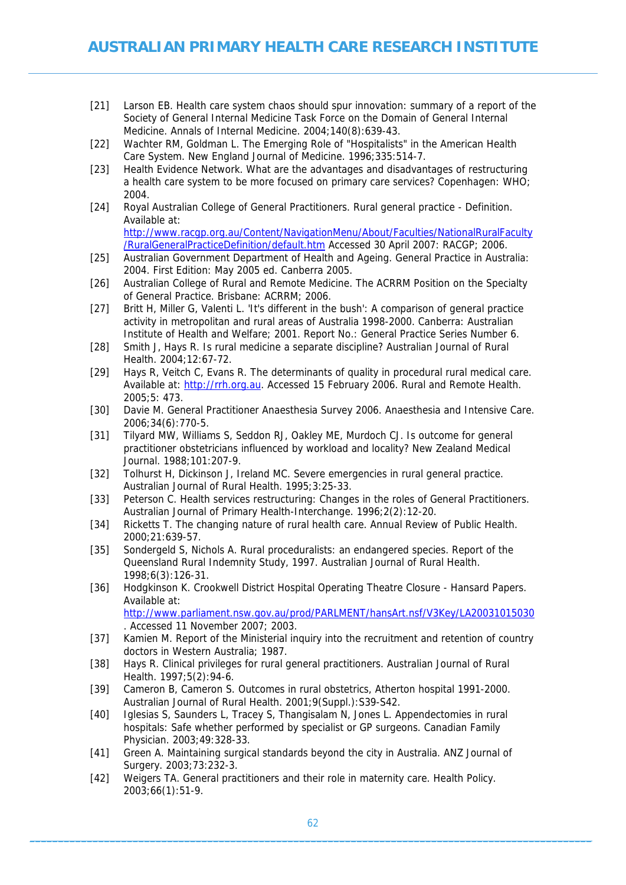[21] Larson EB. Health care system chaos should spur innovation: summary of a report of the Society of General Internal Medicine Task Force on the Domain of General Internal Medicine. Annals of Internal Medicine. 2004;140(8):639-43.

[22] Wachter RM, Goldman L. The Emerging Role of "Hospitalists" in the American Health Care System. New England Journal of Medicine. 1996;335:514-7.

[23] Health Evidence Network. What are the advantages and disadvantages of restructuring a health care system to be more focused on primary care services? Copenhagen: WHO; 2004.

[24] Royal Australian College of General Practitioners. Rural general practice - Definition. Available at: http://www.racgp.org.au/Content/NavigationMenu/About/Faculties/NationalRuralFaculty/RuralGeneralPracticeDefinition/default.htm Accessed 30 April 2007: RACGP; 2006.

[25] Australian Government Department of Health and Ageing. General Practice in Australia: 2004. First Edition: May 2005 ed. Canberra 2005.

[26] Australian College of Rural and Remote Medicine. The ACRRM Position on the Specialty of General Practice. Brisbane: ACRRM; 2006.

[27] Britt H, Miller G, Valenti L. 'It's different in the bush': A comparison of general practice activity in metropolitan and rural areas of Australia 1998-2000. Canberra: Australian Institute of Health and Welfare; 2001. Report No.: General Practice Series Number 6.

[28] Smith J, Hays R. Is rural medicine a separate discipline? Australian Journal of Rural Health. 2004;12:67-72.

[29] Hays R, Veitch C, Evans R. The determinants of quality in procedural rural medical care. Available at: http://rrh.org.au. Accessed 15 February 2006. Rural and Remote Health. 2005;5: 473.

[30] Davie M. General Practitioner Anaesthesia Survey 2006. Anaesthesia and Intensive Care. 2006;34(6):770-5.

[31] Tilyard MW, Williams S, Seddon RJ, Oakley ME, Murdoch CJ. Is outcome for general practitioner obstetricians influenced by workload and locality? New Zealand Medical Journal. 1988;101:207-9.

[32] Tolhurst H, Dickinson J, Ireland MC. Severe emergencies in rural general practice. Australian Journal of Rural Health. 1995;3:25-33.

[33] Peterson C. Health services restructuring: Changes in the roles of General Practitioners. Australian Journal of Primary Health-Interchange. 1996;2(2):12-20.

[34] Ricketts T. The changing nature of rural health care. Annual Review of Public Health. 2000;21:639-57.

[35] Sondergeld S, Nichols A. Rural proceduralists: an endangered species. Report of the Queensland Rural Indemnity Study, 1997. Australian Journal of Rural Health. 1998;6(3):126-31.

[36] Hodgkinson K. Crookwell District Hospital Operating Theatre Closure - Hansard Papers. Available at: http://www.parliament.nsw.gov.au/prod/PARLMENT/hansArt.nsf/V3Key/LA20031015030 . Accessed 11 November 2007; 2003.

[37] Kamien M. Report of the Ministerial inquiry into the recruitment and retention of country doctors in Western Australia; 1987.

[38] Hays R. Clinical privileges for rural general practitioners. Australian Journal of Rural Health. 1997;5(2):94-6.

[39] Cameron B, Cameron S. Outcomes in rural obstetrics, Atherton hospital 1991-2000. Australian Journal of Rural Health. 2001;9(Suppl.):S39-S42.

[40] Iglesias S, Saunders L, Tracey S, Thangisalam N, Jones L. Appendectomies in rural hospitals: Safe whether performed by specialist or GP surgeons. Canadian Family Physician. 2003;49:328-33.

[41] Green A. Maintaining surgical standards beyond the city in Australia. ANZ Journal of Surgery. 2003;73:232-3.

[42] Weigers TA. General practitioners and their role in maternity care. Health Policy. 2003;66(1):51-9.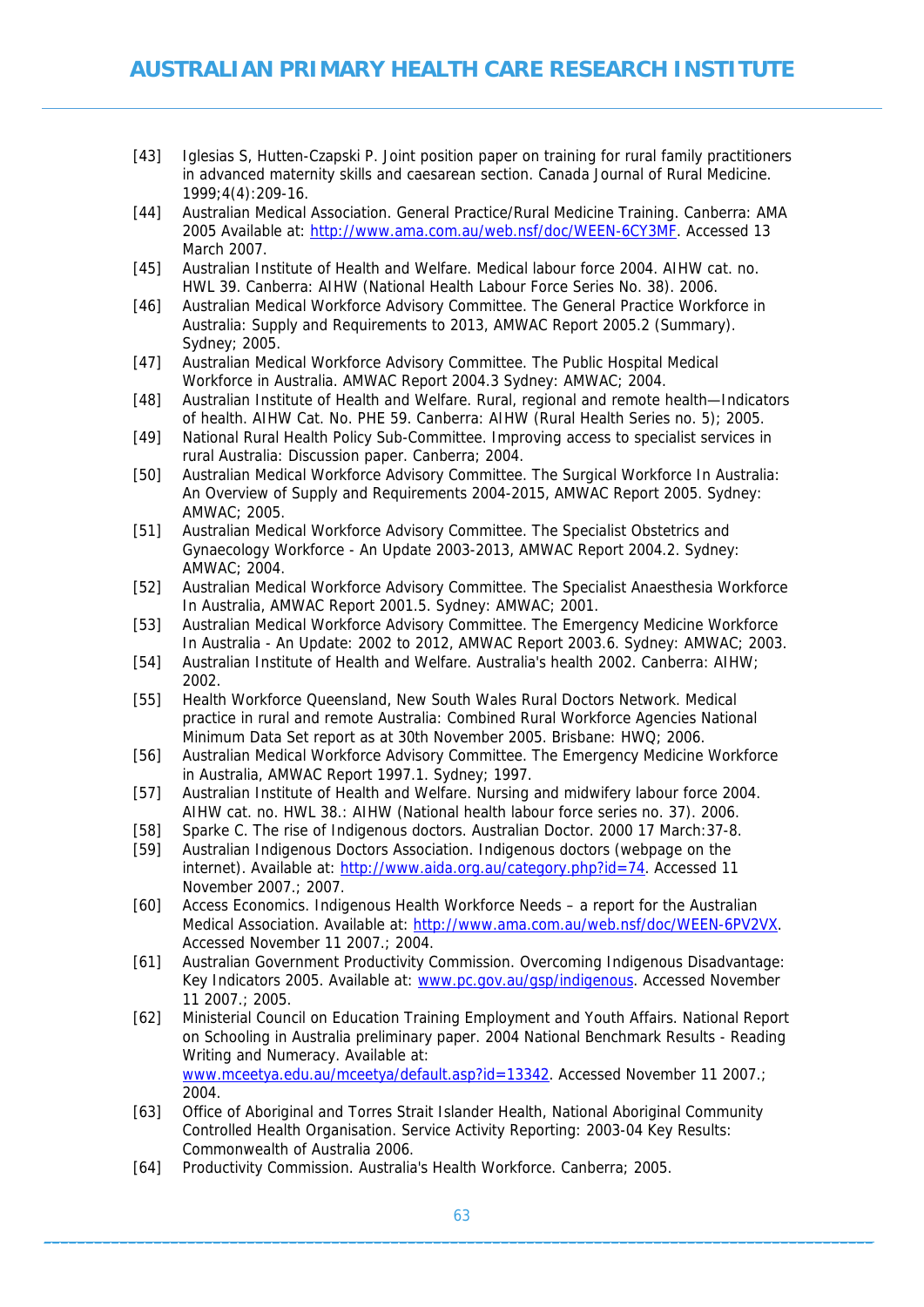[43] Iglesias S, Hutten-Czapski P. Joint position paper on training for rural family practitioners in advanced maternity skills and caesarean section. Canada Journal of Rural Medicine. 1999;4(4):209-16.

[44] Australian Medical Association. General Practice/Rural Medicine Training. Canberra: AMA 2005 Available at: http://www.ama.com.au/web.nsf/doc/WEEN-6CY3MF. Accessed 13 March 2007.

[45] Australian Institute of Health and Welfare. Medical labour force 2004. AIHW cat. no. HWL 39. Canberra: AIHW (National Health Labour Force Series No. 38). 2006.

[46] Australian Medical Workforce Advisory Committee. The General Practice Workforce in Australia: Supply and Requirements to 2013, AMWAC Report 2005.2 (Summary). Sydney; 2005.

[47] Australian Medical Workforce Advisory Committee. The Public Hospital Medical Workforce in Australia. AMWAC Report 2004.3 Sydney: AMWAC; 2004.

[48] Australian Institute of Health and Welfare. Rural, regional and remote health—Indicators of health. AIHW Cat. No. PHE 59. Canberra: AIHW (Rural Health Series no. 5); 2005.

[49] National Rural Health Policy Sub-Committee. Improving access to specialist services in rural Australia: Discussion paper. Canberra; 2004.

[50] Australian Medical Workforce Advisory Committee. The Surgical Workforce In Australia: An Overview of Supply and Requirements 2004-2015, AMWAC Report 2005. Sydney: AMWAC; 2005.

[51] Australian Medical Workforce Advisory Committee. The Specialist Obstetrics and Gynaecology Workforce - An Update 2003-2013, AMWAC Report 2004.2. Sydney: AMWAC; 2004.

[52] Australian Medical Workforce Advisory Committee. The Specialist Anaesthesia Workforce In Australia, AMWAC Report 2001.5. Sydney: AMWAC; 2001.

[53] Australian Medical Workforce Advisory Committee. The Emergency Medicine Workforce In Australia - An Update: 2002 to 2012, AMWAC Report 2003.6. Sydney: AMWAC; 2003.

[54] Australian Institute of Health and Welfare. Australia's health 2002. Canberra: AIHW; 2002.

[55] Health Workforce Queensland, New South Wales Rural Doctors Network. Medical practice in rural and remote Australia: Combined Rural Workforce Agencies National Minimum Data Set report as at 30th November 2005. Brisbane: HWQ; 2006.

[56] Australian Medical Workforce Advisory Committee. The Emergency Medicine Workforce in Australia, AMWAC Report 1997.1. Sydney; 1997.

[57] Australian Institute of Health and Welfare. Nursing and midwifery labour force 2004. AIHW cat. no. HWL 38.: AIHW (National health labour force series no. 37). 2006.

[58] Sparke C. The rise of Indigenous doctors. Australian Doctor. 2000 17 March:37-8.

[59] Australian Indigenous Doctors Association. Indigenous doctors (webpage on the internet). Available at: http://www.aida.org.au/category.php?id=74. Accessed 11 November 2007.; 2007.

[60] Access Economics. Indigenous Health Workforce Needs – a report for the Australian Medical Association. Available at: http://www.ama.com.au/web.nsf/doc/WEEN-6PV2VX. Accessed November 11 2007.; 2004.

[61] Australian Government Productivity Commission. Overcoming Indigenous Disadvantage: Key Indicators 2005. Available at: www.pc.gov.au/gsp/indigenous. Accessed November 11 2007.; 2005.

[62] Ministerial Council on Education Training Employment and Youth Affairs. National Report on Schooling in Australia preliminary paper. 2004 National Benchmark Results - Reading Writing and Numeracy. Available at: www.mceetya.edu.au/mceetya/default.asp?id=13342. Accessed November 11 2007.; 2004.

[63] Office of Aboriginal and Torres Strait Islander Health, National Aboriginal Community Controlled Health Organisation. Service Activity Reporting: 2003-04 Key Results: Commonwealth of Australia 2006.

[64] Productivity Commission. Australia's Health Workforce. Canberra; 2005.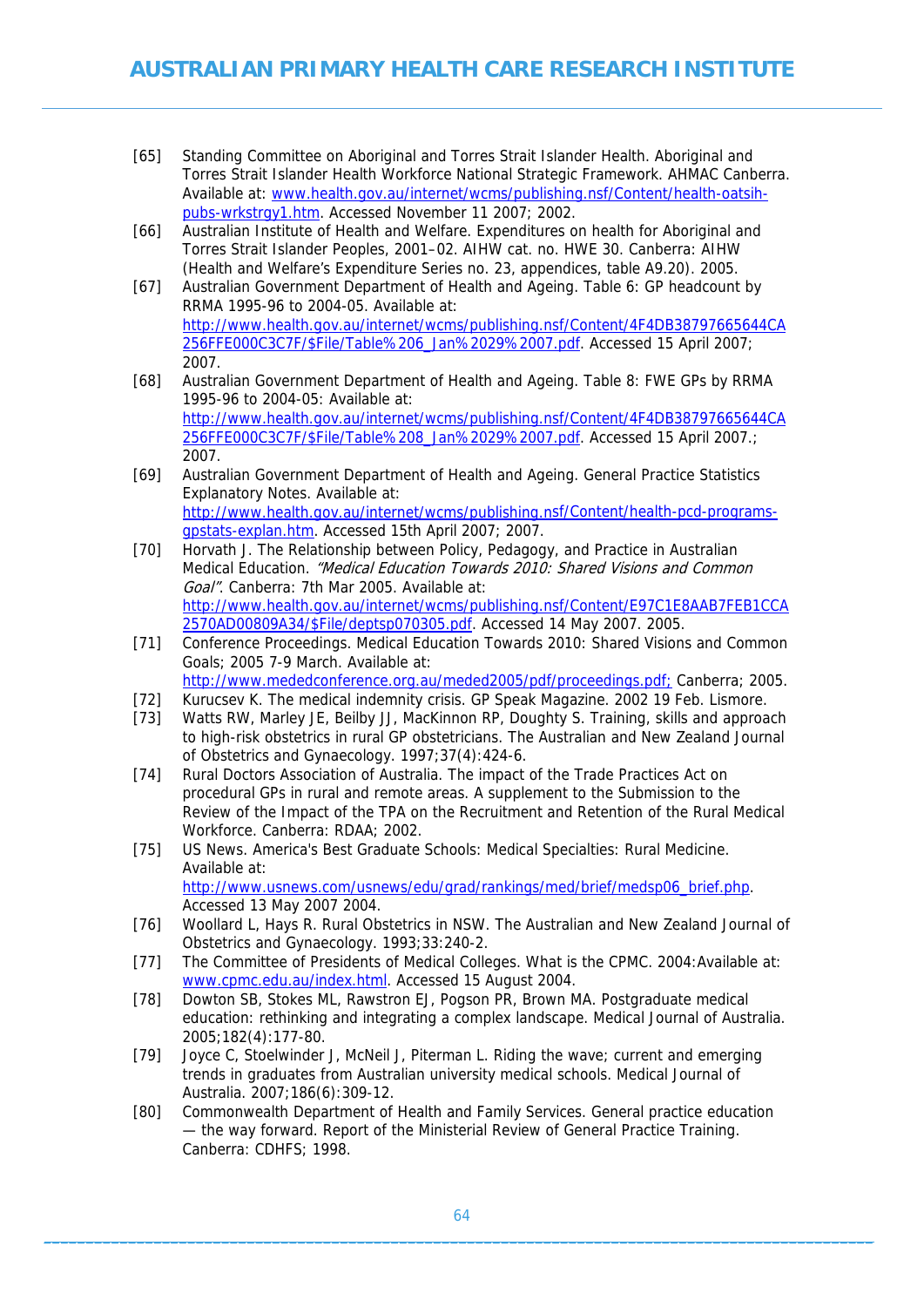[65] Standing Committee on Aboriginal and Torres Strait Islander Health. Aboriginal and Torres Strait Islander Health Workforce National Strategic Framework. AHMAC Canberra. Available at: www.health.gov.au/internet/wcms/publishing.nsf/Content/health-oatsih-pubs-wrkstrgy1.htm. Accessed November 11 2007; 2002.

[66] Australian Institute of Health and Welfare. Expenditures on health for Aboriginal and Torres Strait Islander Peoples, 2001–02. AIHW cat. no. HWE 30. Canberra: AIHW (Health and Welfare's Expenditure Series no. 23, appendices, table A9.20). 2005.

[67] Australian Government Department of Health and Ageing. Table 6: GP headcount by RRMA 1995-96 to 2004-05. Available at: http://www.health.gov.au/internet/wcms/publishing.nsf/Content/4F4DB38797665644CA256FFE000C3C7F/$File/Table%206_Jan%2029%2007.pdf. Accessed 15 April 2007; 2007.

[68] Australian Government Department of Health and Ageing. Table 8: FWE GPs by RRMA 1995-96 to 2004-05: Available at: http://www.health.gov.au/internet/wcms/publishing.nsf/Content/4F4DB38797665644CA256FFE000C3C7F/$File/Table%208_Jan%2029%2007.pdf. Accessed 15 April 2007.; 2007.

[69] Australian Government Department of Health and Ageing. General Practice Statistics Explanatory Notes. Available at: http://www.health.gov.au/internet/wcms/publishing.nsf/Content/health-pcd-programs-gpstats-explan.htm. Accessed 15th April 2007; 2007.

[70] Horvath J. The Relationship between Policy, Pedagogy, and Practice in Australian Medical Education. *"Medical Education Towards 2010: Shared Visions and Common Goal"*. Canberra: 7th Mar 2005. Available at: http://www.health.gov.au/internet/wcms/publishing.nsf/Content/E97C1E8AAB7FEB1CCA2570AD00809A34/$File/deptsp070305.pdf. Accessed 14 May 2007. 2005.

[71] Conference Proceedings. Medical Education Towards 2010: Shared Visions and Common Goals; 2005 7-9 March. Available at: http://www.mededconference.org.au/meded2005/pdf/proceedings.pdf; Canberra; 2005.

[72] Kurucsev K. The medical indemnity crisis. GP Speak Magazine. 2002 19 Feb. Lismore.

[73] Watts RW, Marley JE, Beilby JJ, MacKinnon RP, Doughty S. Training, skills and approach to high-risk obstetrics in rural GP obstetricians. The Australian and New Zealand Journal of Obstetrics and Gynaecology. 1997;37(4):424-6.

[74] Rural Doctors Association of Australia. The impact of the Trade Practices Act on procedural GPs in rural and remote areas. A supplement to the Submission to the Review of the Impact of the TPA on the Recruitment and Retention of the Rural Medical Workforce. Canberra: RDAA; 2002.

[75] US News. America's Best Graduate Schools: Medical Specialties: Rural Medicine. Available at: http://www.usnews.com/usnews/edu/grad/rankings/med/brief/medsp06_brief.php. Accessed 13 May 2007 2004.

[76] Woollard L, Hays R. Rural Obstetrics in NSW. The Australian and New Zealand Journal of Obstetrics and Gynaecology. 1993;33:240-2.

[77] The Committee of Presidents of Medical Colleges. What is the CPMC. 2004:Available at: www.cpmc.edu.au/index.html. Accessed 15 August 2004.

[78] Dowton SB, Stokes ML, Rawstron EJ, Pogson PR, Brown MA. Postgraduate medical education: rethinking and integrating a complex landscape. Medical Journal of Australia. 2005;182(4):177-80.

[79] Joyce C, Stoelwinder J, McNeil J, Piterman L. Riding the wave; current and emerging trends in graduates from Australian university medical schools. Medical Journal of Australia. 2007;186(6):309-12.

[80] Commonwealth Department of Health and Family Services. General practice education — the way forward. Report of the Ministerial Review of General Practice Training. Canberra: CDHFS; 1998.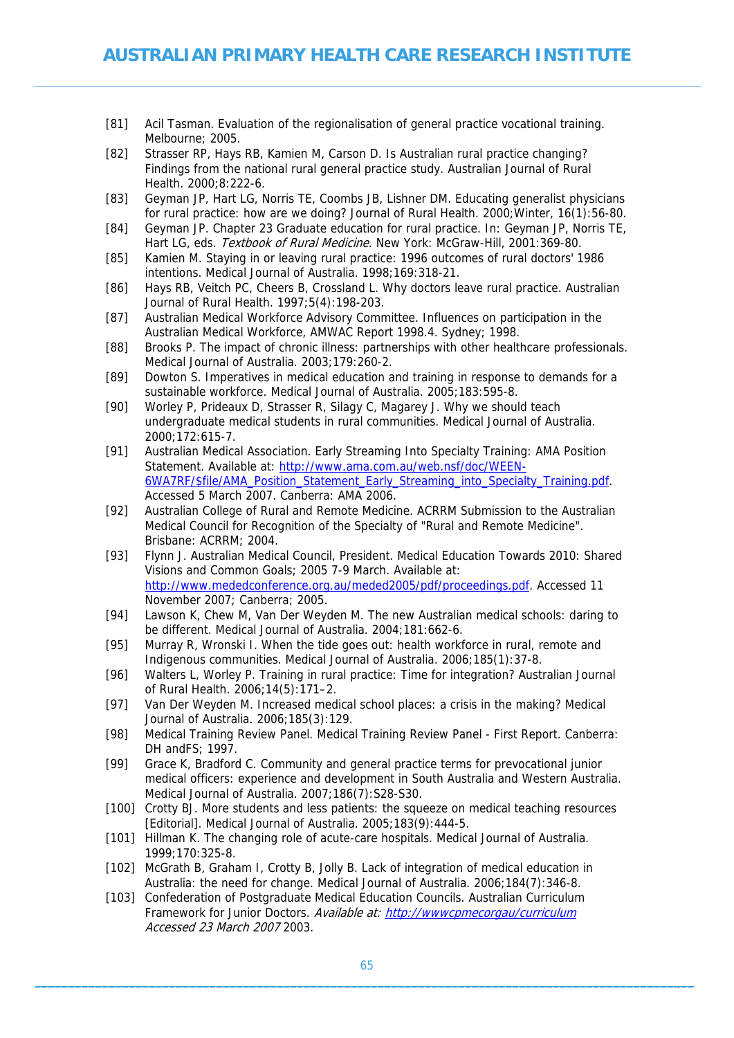[81] Acil Tasman. Evaluation of the regionalisation of general practice vocational training. Melbourne; 2005.

[82] Strasser RP, Hays RB, Kamien M, Carson D. Is Australian rural practice changing? Findings from the national rural general practice study. Australian Journal of Rural Health. 2000;8:222-6.

[83] Geyman JP, Hart LG, Norris TE, Coombs JB, Lishner DM. Educating generalist physicians for rural practice: how are we doing? Journal of Rural Health. 2000;Winter, 16(1):56-80.

[84] Geyman JP. Chapter 23 Graduate education for rural practice. In: Geyman JP, Norris TE, Hart LG, eds. *Textbook of Rural Medicine*. New York: McGraw-Hill, 2001:369-80.

[85] Kamien M. Staying in or leaving rural practice: 1996 outcomes of rural doctors' 1986 intentions. Medical Journal of Australia. 1998;169:318-21.

[86] Hays RB, Veitch PC, Cheers B, Crossland L. Why doctors leave rural practice. Australian Journal of Rural Health. 1997;5(4):198-203.

[87] Australian Medical Workforce Advisory Committee. Influences on participation in the Australian Medical Workforce, AMWAC Report 1998.4. Sydney; 1998.

[88] Brooks P. The impact of chronic illness: partnerships with other healthcare professionals. Medical Journal of Australia. 2003;179:260-2.

[89] Dowton S. Imperatives in medical education and training in response to demands for a sustainable workforce. Medical Journal of Australia. 2005;183:595-8.

[90] Worley P, Prideaux D, Strasser R, Silagy C, Magarey J. Why we should teach undergraduate medical students in rural communities. Medical Journal of Australia. 2000;172:615-7.

[91] Australian Medical Association. Early Streaming Into Specialty Training: AMA Position Statement. Available at: http://www.ama.com.au/web.nsf/doc/WEEN-6WA7RF/$file/AMA_Position_Statement_Early_Streaming_into_Specialty_Training.pdf. Accessed 5 March 2007. Canberra: AMA 2006.

[92] Australian College of Rural and Remote Medicine. ACRRM Submission to the Australian Medical Council for Recognition of the Specialty of "Rural and Remote Medicine". Brisbane: ACRRM; 2004.

[93] Flynn J. Australian Medical Council, President. Medical Education Towards 2010: Shared Visions and Common Goals; 2005 7-9 March. Available at: http://www.mededconference.org.au/meded2005/pdf/proceedings.pdf. Accessed 11 November 2007; Canberra; 2005.

[94] Lawson K, Chew M, Van Der Weyden M. The new Australian medical schools: daring to be different. Medical Journal of Australia. 2004;181:662-6.

[95] Murray R, Wronski I. When the tide goes out: health workforce in rural, remote and Indigenous communities. Medical Journal of Australia. 2006;185(1):37-8.

[96] Walters L, Worley P. Training in rural practice: Time for integration? Australian Journal of Rural Health. 2006;14(5):171–2.

[97] Van Der Weyden M. Increased medical school places: a crisis in the making? Medical Journal of Australia. 2006;185(3):129.

[98] Medical Training Review Panel. Medical Training Review Panel - First Report. Canberra: DH andFS; 1997.

[99] Grace K, Bradford C. Community and general practice terms for prevocational junior medical officers: experience and development in South Australia and Western Australia. Medical Journal of Australia. 2007;186(7):S28-S30.

[100] Crotty BJ. More students and less patients: the squeeze on medical teaching resources [Editorial]. Medical Journal of Australia. 2005;183(9):444-5.

[101] Hillman K. The changing role of acute-care hospitals. Medical Journal of Australia. 1999;170:325-8.

[102] McGrath B, Graham I, Crotty B, Jolly B. Lack of integration of medical education in Australia: the need for change. Medical Journal of Australia. 2006;184(7):346-8.

[103] Confederation of Postgraduate Medical Education Councils. Australian Curriculum Framework for Junior Doctors. *Available at: http://wwwcpmecorgau/curriculum Accessed 23 March 2007* 2003.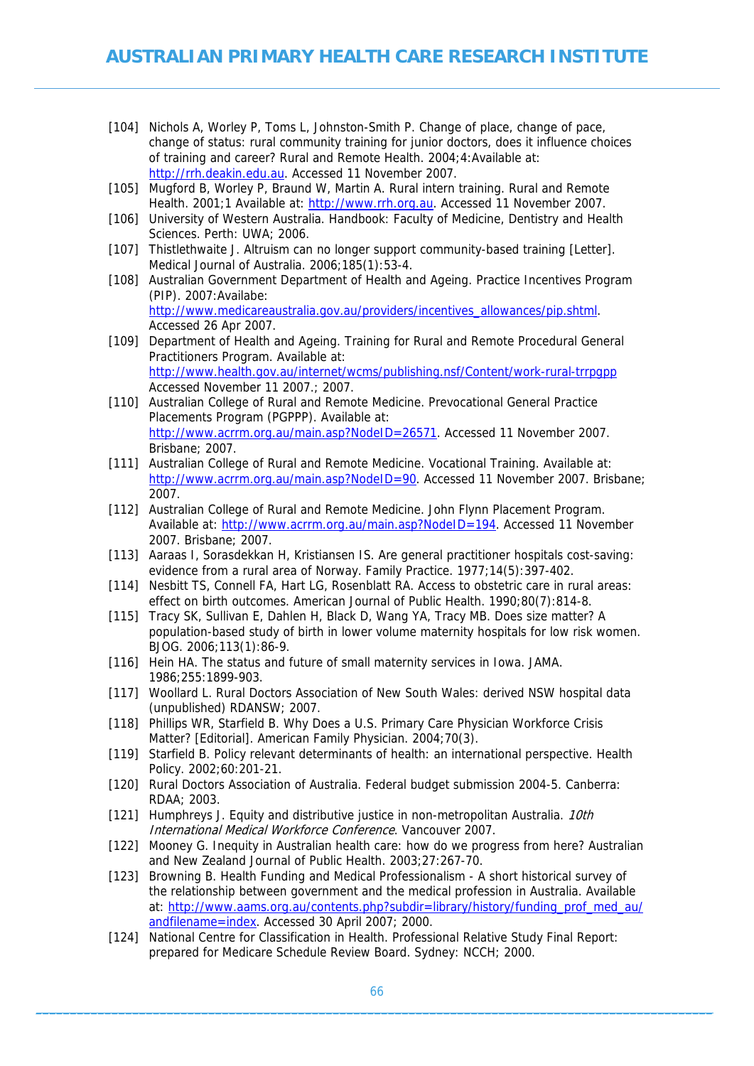[104] Nichols A, Worley P, Toms L, Johnston-Smith P. Change of place, change of pace, change of status: rural community training for junior doctors, does it influence choices of training and career? Rural and Remote Health. 2004;4:Available at: http://rrh.deakin.edu.au. Accessed 11 November 2007.

[105] Mugford B, Worley P, Braund W, Martin A. Rural intern training. Rural and Remote Health. 2001;1 Available at: http://www.rrh.org.au. Accessed 11 November 2007.

[106] University of Western Australia. Handbook: Faculty of Medicine, Dentistry and Health Sciences. Perth: UWA; 2006.

[107] Thistlethwaite J. Altruism can no longer support community-based training [Letter]. Medical Journal of Australia. 2006;185(1):53-4.

[108] Australian Government Department of Health and Ageing. Practice Incentives Program (PIP). 2007:Availabe: http://www.medicareaustralia.gov.au/providers/incentives_allowances/pip.shtml. Accessed 26 Apr 2007.

[109] Department of Health and Ageing. Training for Rural and Remote Procedural General Practitioners Program. Available at: http://www.health.gov.au/internet/wcms/publishing.nsf/Content/work-rural-trrpgpp Accessed November 11 2007.; 2007.

[110] Australian College of Rural and Remote Medicine. Prevocational General Practice Placements Program (PGPPP). Available at: http://www.acrrm.org.au/main.asp?NodeID=26571. Accessed 11 November 2007. Brisbane; 2007.

[111] Australian College of Rural and Remote Medicine. Vocational Training. Available at: http://www.acrrm.org.au/main.asp?NodeID=90. Accessed 11 November 2007. Brisbane; 2007.

[112] Australian College of Rural and Remote Medicine. John Flynn Placement Program. Available at: http://www.acrrm.org.au/main.asp?NodeID=194. Accessed 11 November 2007. Brisbane; 2007.

[113] Aaraas I, Sorasdekkan H, Kristiansen IS. Are general practitioner hospitals cost-saving: evidence from a rural area of Norway. Family Practice. 1977;14(5):397-402.

[114] Nesbitt TS, Connell FA, Hart LG, Rosenblatt RA. Access to obstetric care in rural areas: effect on birth outcomes. American Journal of Public Health. 1990;80(7):814-8.

[115] Tracy SK, Sullivan E, Dahlen H, Black D, Wang YA, Tracy MB. Does size matter? A population-based study of birth in lower volume maternity hospitals for low risk women. BJOG. 2006;113(1):86-9.

[116] Hein HA. The status and future of small maternity services in Iowa. JAMA. 1986;255:1899-903.

[117] Woollard L. Rural Doctors Association of New South Wales: derived NSW hospital data (unpublished) RDANSW; 2007.

[118] Phillips WR, Starfield B. Why Does a U.S. Primary Care Physician Workforce Crisis Matter? [Editorial]. American Family Physician. 2004;70(3).

[119] Starfield B. Policy relevant determinants of health: an international perspective. Health Policy. 2002;60:201-21.

[120] Rural Doctors Association of Australia. Federal budget submission 2004-5. Canberra: RDAA; 2003.

[121] Humphreys J. Equity and distributive justice in non-metropolitan Australia. *10th International Medical Workforce Conference*. Vancouver 2007.

[122] Mooney G. Inequity in Australian health care: how do we progress from here? Australian and New Zealand Journal of Public Health. 2003;27:267-70.

[123] Browning B. Health Funding and Medical Professionalism - A short historical survey of the relationship between government and the medical profession in Australia. Available at: http://www.aams.org.au/contents.php?subdir=library/history/funding_prof_med_au/andfilename=index. Accessed 30 April 2007; 2000.

[124] National Centre for Classification in Health. Professional Relative Study Final Report: prepared for Medicare Schedule Review Board. Sydney: NCCH; 2000.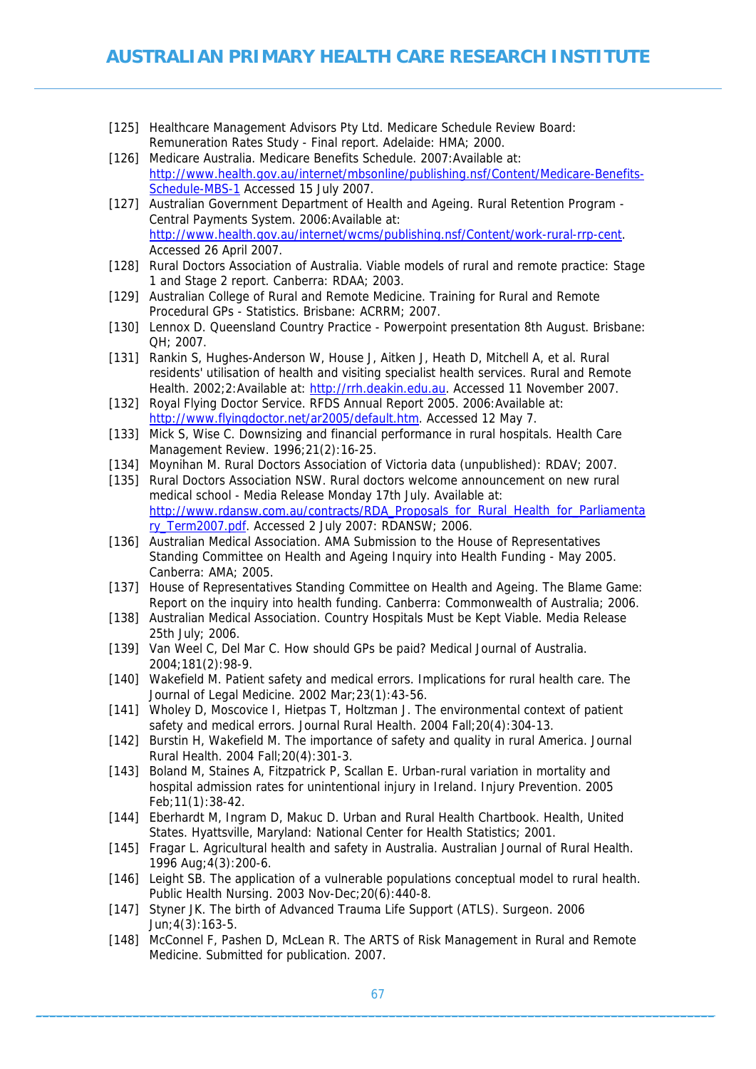[125] Healthcare Management Advisors Pty Ltd. Medicare Schedule Review Board: Remuneration Rates Study - Final report. Adelaide: HMA; 2000.

[126] Medicare Australia. Medicare Benefits Schedule. 2007:Available at: http://www.health.gov.au/internet/mbsonline/publishing.nsf/Content/Medicare-Benefits-Schedule-MBS-1 Accessed 15 July 2007.

[127] Australian Government Department of Health and Ageing. Rural Retention Program - Central Payments System. 2006:Available at: http://www.health.gov.au/internet/wcms/publishing.nsf/Content/work-rural-rrp-cent. Accessed 26 April 2007.

[128] Rural Doctors Association of Australia. Viable models of rural and remote practice: Stage 1 and Stage 2 report. Canberra: RDAA; 2003.

[129] Australian College of Rural and Remote Medicine. Training for Rural and Remote Procedural GPs - Statistics. Brisbane: ACRRM; 2007.

[130] Lennox D. Queensland Country Practice - Powerpoint presentation 8th August. Brisbane: QH; 2007.

[131] Rankin S, Hughes-Anderson W, House J, Aitken J, Heath D, Mitchell A, et al. Rural residents' utilisation of health and visiting specialist health services. Rural and Remote Health. 2002;2:Available at: http://rrh.deakin.edu.au. Accessed 11 November 2007.

[132] Royal Flying Doctor Service. RFDS Annual Report 2005. 2006:Available at: http://www.flyingdoctor.net/ar2005/default.htm. Accessed 12 May 7.

[133] Mick S, Wise C. Downsizing and financial performance in rural hospitals. Health Care Management Review. 1996;21(2):16-25.

[134] Moynihan M. Rural Doctors Association of Victoria data (unpublished): RDAV; 2007.

[135] Rural Doctors Association NSW. Rural doctors welcome announcement on new rural medical school - Media Release Monday 17th July. Available at: http://www.rdansw.com.au/contracts/RDA_Proposals_for_Rural_Health_for_Parliamentary_Term2007.pdf. Accessed 2 July 2007: RDANSW; 2006.

[136] Australian Medical Association. AMA Submission to the House of Representatives Standing Committee on Health and Ageing Inquiry into Health Funding - May 2005. Canberra: AMA; 2005.

[137] House of Representatives Standing Committee on Health and Ageing. The Blame Game: Report on the inquiry into health funding. Canberra: Commonwealth of Australia; 2006.

[138] Australian Medical Association. Country Hospitals Must be Kept Viable. Media Release 25th July; 2006.

[139] Van Weel C, Del Mar C. How should GPs be paid? Medical Journal of Australia. 2004;181(2):98-9.

[140] Wakefield M. Patient safety and medical errors. Implications for rural health care. The Journal of Legal Medicine. 2002 Mar;23(1):43-56.

[141] Wholey D, Moscovice I, Hietpas T, Holtzman J. The environmental context of patient safety and medical errors. Journal Rural Health. 2004 Fall;20(4):304-13.

[142] Burstin H, Wakefield M. The importance of safety and quality in rural America. Journal Rural Health. 2004 Fall;20(4):301-3.

[143] Boland M, Staines A, Fitzpatrick P, Scallan E. Urban-rural variation in mortality and hospital admission rates for unintentional injury in Ireland. Injury Prevention. 2005 Feb;11(1):38-42.

[144] Eberhardt M, Ingram D, Makuc D. Urban and Rural Health Chartbook. Health, United States. Hyattsville, Maryland: National Center for Health Statistics; 2001.

[145] Fragar L. Agricultural health and safety in Australia. Australian Journal of Rural Health. 1996 Aug;4(3):200-6.

[146] Leight SB. The application of a vulnerable populations conceptual model to rural health. Public Health Nursing. 2003 Nov-Dec;20(6):440-8.

[147] Styner JK. The birth of Advanced Trauma Life Support (ATLS). Surgeon. 2006 Jun;4(3):163-5.

[148] McConnel F, Pashen D, McLean R. The ARTS of Risk Management in Rural and Remote Medicine. Submitted for publication. 2007.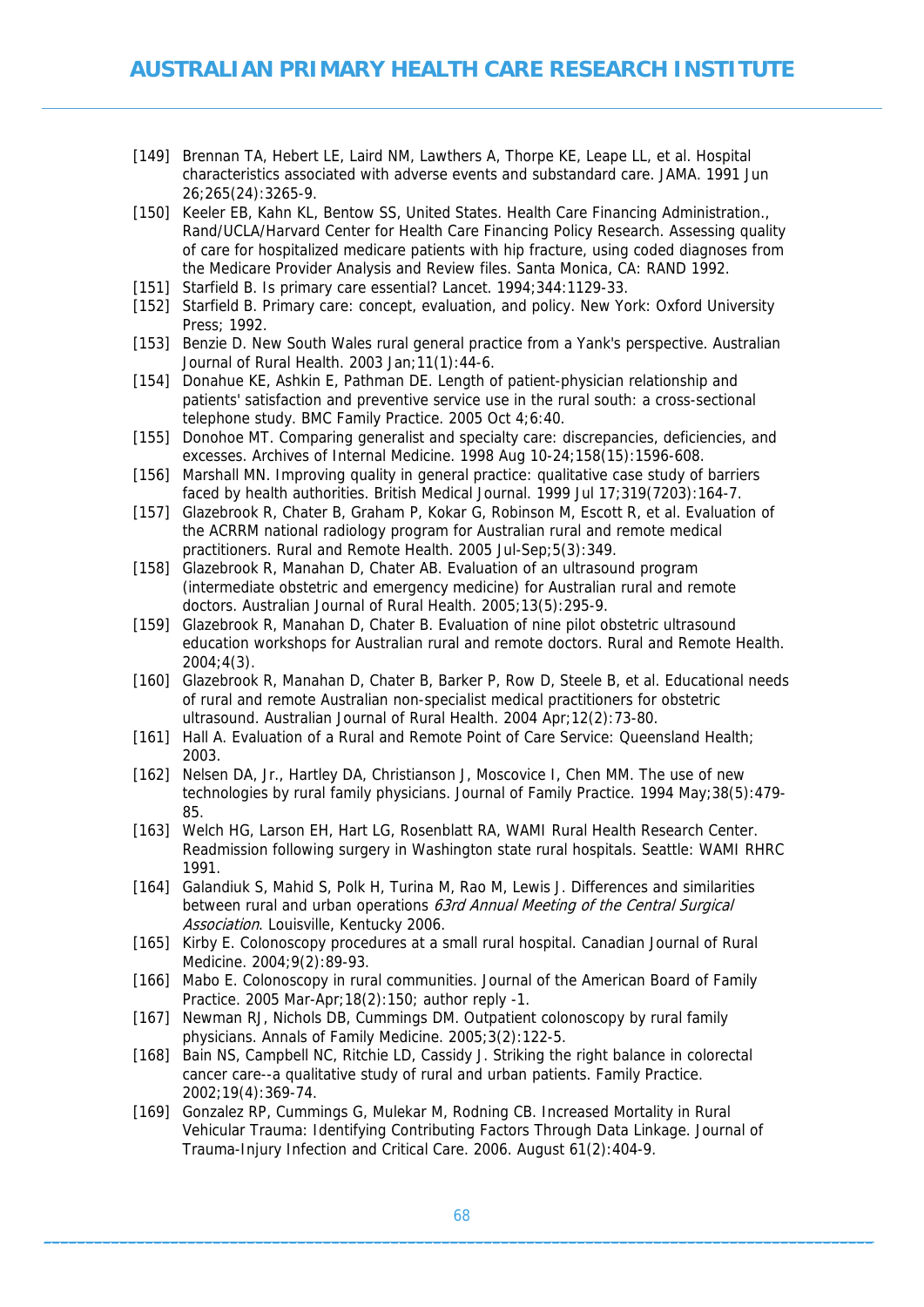[149] Brennan TA, Hebert LE, Laird NM, Lawthers A, Thorpe KE, Leape LL, et al. Hospital characteristics associated with adverse events and substandard care. JAMA. 1991 Jun 26;265(24):3265-9.

[150] Keeler EB, Kahn KL, Bentow SS, United States. Health Care Financing Administration., Rand/UCLA/Harvard Center for Health Care Financing Policy Research. Assessing quality of care for hospitalized medicare patients with hip fracture, using coded diagnoses from the Medicare Provider Analysis and Review files. Santa Monica, CA: RAND 1992.

[151] Starfield B. Is primary care essential? Lancet. 1994;344:1129-33.

[152] Starfield B. Primary care: concept, evaluation, and policy. New York: Oxford University Press; 1992.

[153] Benzie D. New South Wales rural general practice from a Yank's perspective. Australian Journal of Rural Health. 2003 Jan;11(1):44-6.

[154] Donahue KE, Ashkin E, Pathman DE. Length of patient-physician relationship and patients' satisfaction and preventive service use in the rural south: a cross-sectional telephone study. BMC Family Practice. 2005 Oct 4;6:40.

[155] Donohoe MT. Comparing generalist and specialty care: discrepancies, deficiencies, and excesses. Archives of Internal Medicine. 1998 Aug 10-24;158(15):1596-608.

[156] Marshall MN. Improving quality in general practice: qualitative case study of barriers faced by health authorities. British Medical Journal. 1999 Jul 17;319(7203):164-7.

[157] Glazebrook R, Chater B, Graham P, Kokar G, Robinson M, Escott R, et al. Evaluation of the ACRRM national radiology program for Australian rural and remote medical practitioners. Rural and Remote Health. 2005 Jul-Sep;5(3):349.

[158] Glazebrook R, Manahan D, Chater AB. Evaluation of an ultrasound program (intermediate obstetric and emergency medicine) for Australian rural and remote doctors. Australian Journal of Rural Health. 2005;13(5):295-9.

[159] Glazebrook R, Manahan D, Chater B. Evaluation of nine pilot obstetric ultrasound education workshops for Australian rural and remote doctors. Rural and Remote Health. 2004;4(3).

[160] Glazebrook R, Manahan D, Chater B, Barker P, Row D, Steele B, et al. Educational needs of rural and remote Australian non-specialist medical practitioners for obstetric ultrasound. Australian Journal of Rural Health. 2004 Apr;12(2):73-80.

[161] Hall A. Evaluation of a Rural and Remote Point of Care Service: Queensland Health; 2003.

[162] Nelsen DA, Jr., Hartley DA, Christianson J, Moscovice I, Chen MM. The use of new technologies by rural family physicians. Journal of Family Practice. 1994 May;38(5):479-85.

[163] Welch HG, Larson EH, Hart LG, Rosenblatt RA, WAMI Rural Health Research Center. Readmission following surgery in Washington state rural hospitals. Seattle: WAMI RHRC 1991.

[164] Galandiuk S, Mahid S, Polk H, Turina M, Rao M, Lewis J. Differences and similarities between rural and urban operations *63rd Annual Meeting of the Central Surgical Association*. Louisville, Kentucky 2006.

[165] Kirby E. Colonoscopy procedures at a small rural hospital. Canadian Journal of Rural Medicine. 2004;9(2):89-93.

[166] Mabo E. Colonoscopy in rural communities. Journal of the American Board of Family Practice. 2005 Mar-Apr;18(2):150; author reply -1.

[167] Newman RJ, Nichols DB, Cummings DM. Outpatient colonoscopy by rural family physicians. Annals of Family Medicine. 2005;3(2):122-5.

[168] Bain NS, Campbell NC, Ritchie LD, Cassidy J. Striking the right balance in colorectal cancer care--a qualitative study of rural and urban patients. Family Practice. 2002;19(4):369-74.

[169] Gonzalez RP, Cummings G, Mulekar M, Rodning CB. Increased Mortality in Rural Vehicular Trauma: Identifying Contributing Factors Through Data Linkage. Journal of Trauma-Injury Infection and Critical Care. 2006. August 61(2):404-9.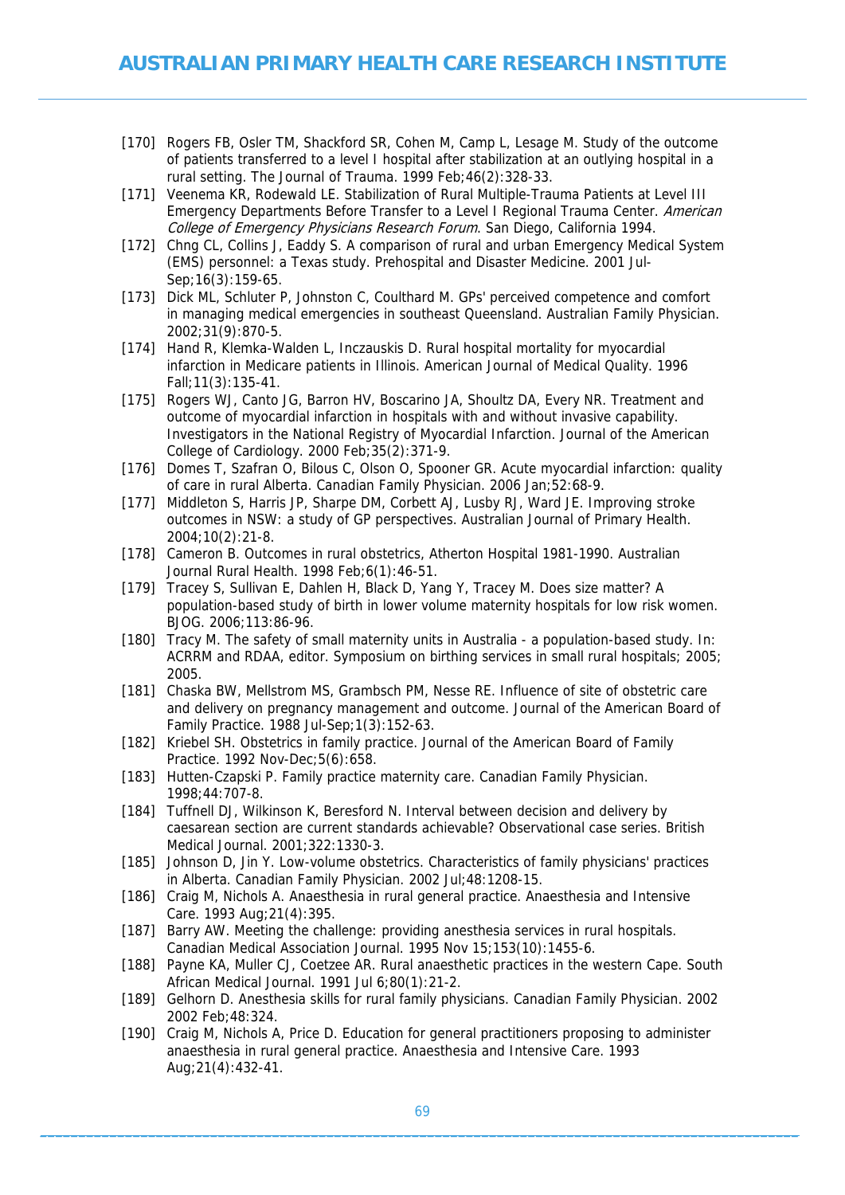[170] Rogers FB, Osler TM, Shackford SR, Cohen M, Camp L, Lesage M. Study of the outcome of patients transferred to a level I hospital after stabilization at an outlying hospital in a rural setting. The Journal of Trauma. 1999 Feb;46(2):328-33.

[171] Veenema KR, Rodewald LE. Stabilization of Rural Multiple-Trauma Patients at Level III Emergency Departments Before Transfer to a Level I Regional Trauma Center. *American College of Emergency Physicians Research Forum*. San Diego, California 1994.

[172] Chng CL, Collins J, Eaddy S. A comparison of rural and urban Emergency Medical System (EMS) personnel: a Texas study. Prehospital and Disaster Medicine. 2001 Jul-Sep;16(3):159-65.

[173] Dick ML, Schluter P, Johnston C, Coulthard M. GPs' perceived competence and comfort in managing medical emergencies in southeast Queensland. Australian Family Physician. 2002;31(9):870-5.

[174] Hand R, Klemka-Walden L, Inczauskis D. Rural hospital mortality for myocardial infarction in Medicare patients in Illinois. American Journal of Medical Quality. 1996 Fall;11(3):135-41.

[175] Rogers WJ, Canto JG, Barron HV, Boscarino JA, Shoultz DA, Every NR. Treatment and outcome of myocardial infarction in hospitals with and without invasive capability. Investigators in the National Registry of Myocardial Infarction. Journal of the American College of Cardiology. 2000 Feb;35(2):371-9.

[176] Domes T, Szafran O, Bilous C, Olson O, Spooner GR. Acute myocardial infarction: quality of care in rural Alberta. Canadian Family Physician. 2006 Jan;52:68-9.

[177] Middleton S, Harris JP, Sharpe DM, Corbett AJ, Lusby RJ, Ward JE. Improving stroke outcomes in NSW: a study of GP perspectives. Australian Journal of Primary Health. 2004;10(2):21-8.

[178] Cameron B. Outcomes in rural obstetrics, Atherton Hospital 1981-1990. Australian Journal Rural Health. 1998 Feb;6(1):46-51.

[179] Tracey S, Sullivan E, Dahlen H, Black D, Yang Y, Tracey M. Does size matter? A population-based study of birth in lower volume maternity hospitals for low risk women. BJOG. 2006;113:86-96.

[180] Tracy M. The safety of small maternity units in Australia - a population-based study. In: ACRRM and RDAA, editor. Symposium on birthing services in small rural hospitals; 2005; 2005.

[181] Chaska BW, Mellstrom MS, Grambsch PM, Nesse RE. Influence of site of obstetric care and delivery on pregnancy management and outcome. Journal of the American Board of Family Practice. 1988 Jul-Sep;1(3):152-63.

[182] Kriebel SH. Obstetrics in family practice. Journal of the American Board of Family Practice. 1992 Nov-Dec;5(6):658.

[183] Hutten-Czapski P. Family practice maternity care. Canadian Family Physician. 1998;44:707-8.

[184] Tuffnell DJ, Wilkinson K, Beresford N. Interval between decision and delivery by caesarean section are current standards achievable? Observational case series. British Medical Journal. 2001;322:1330-3.

[185] Johnson D, Jin Y. Low-volume obstetrics. Characteristics of family physicians' practices in Alberta. Canadian Family Physician. 2002 Jul;48:1208-15.

[186] Craig M, Nichols A. Anaesthesia in rural general practice. Anaesthesia and Intensive Care. 1993 Aug;21(4):395.

[187] Barry AW. Meeting the challenge: providing anesthesia services in rural hospitals. Canadian Medical Association Journal. 1995 Nov 15;153(10):1455-6.

[188] Payne KA, Muller CJ, Coetzee AR. Rural anaesthetic practices in the western Cape. South African Medical Journal. 1991 Jul 6;80(1):21-2.

[189] Gelhorn D. Anesthesia skills for rural family physicians. Canadian Family Physician. 2002 2002 Feb;48:324.

[190] Craig M, Nichols A, Price D. Education for general practitioners proposing to administer anaesthesia in rural general practice. Anaesthesia and Intensive Care. 1993 Aug;21(4):432-41.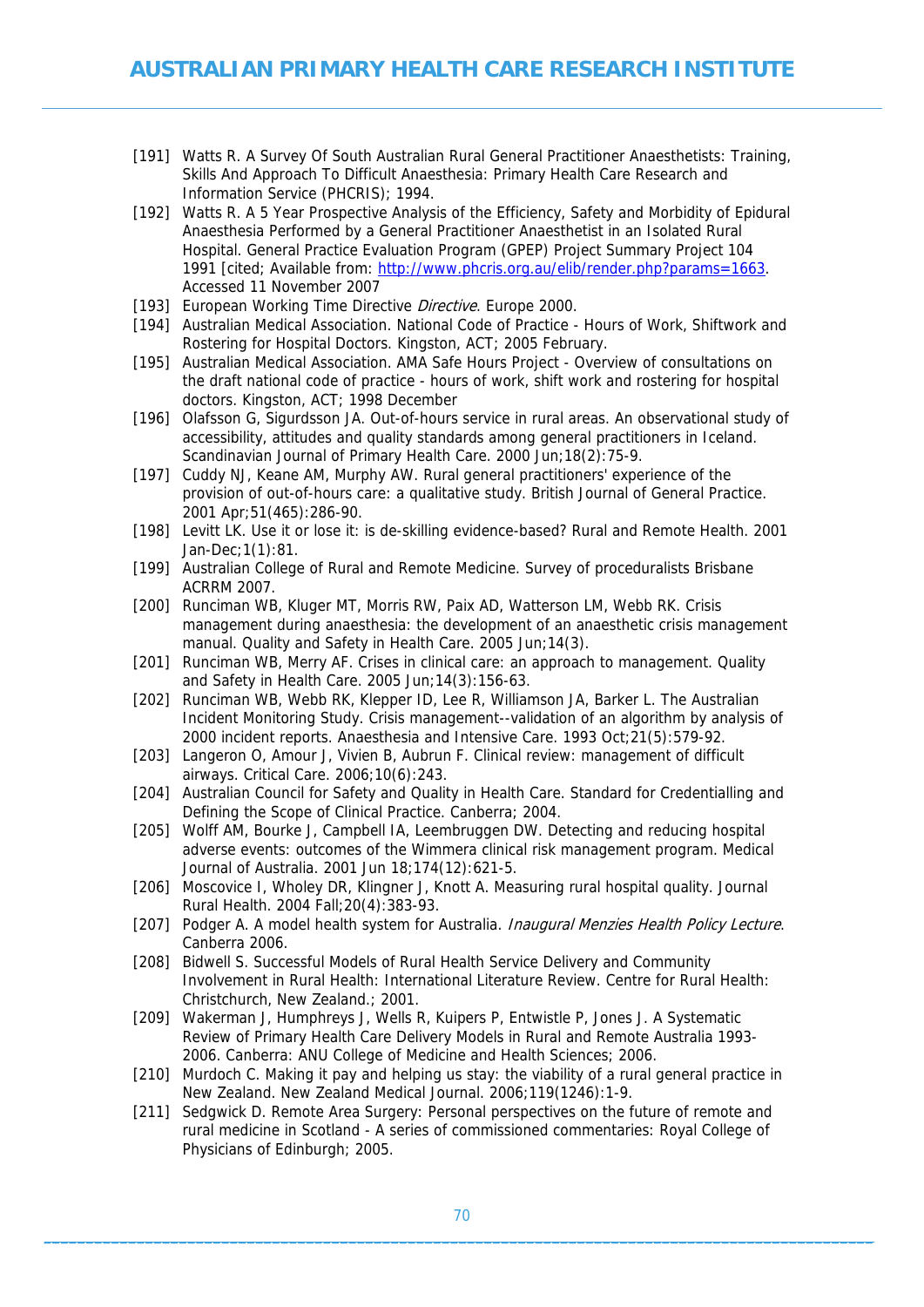[191] Watts R. A Survey Of South Australian Rural General Practitioner Anaesthetists: Training, Skills And Approach To Difficult Anaesthesia: Primary Health Care Research and Information Service (PHCRIS); 1994.

[192] Watts R. A 5 Year Prospective Analysis of the Efficiency, Safety and Morbidity of Epidural Anaesthesia Performed by a General Practitioner Anaesthetist in an Isolated Rural Hospital. General Practice Evaluation Program (GPEP) Project Summary Project 104 1991 [cited; Available from: http://www.phcris.org.au/elib/render.php?params=1663. Accessed 11 November 2007

[193] European Working Time Directive *Directive*. Europe 2000.

[194] Australian Medical Association. National Code of Practice - Hours of Work, Shiftwork and Rostering for Hospital Doctors. Kingston, ACT; 2005 February.

[195] Australian Medical Association. AMA Safe Hours Project - Overview of consultations on the draft national code of practice - hours of work, shift work and rostering for hospital doctors. Kingston, ACT; 1998 December

[196] Olafsson G, Sigurdsson JA. Out-of-hours service in rural areas. An observational study of accessibility, attitudes and quality standards among general practitioners in Iceland. Scandinavian Journal of Primary Health Care. 2000 Jun;18(2):75-9.

[197] Cuddy NJ, Keane AM, Murphy AW. Rural general practitioners' experience of the provision of out-of-hours care: a qualitative study. British Journal of General Practice. 2001 Apr;51(465):286-90.

[198] Levitt LK. Use it or lose it: is de-skilling evidence-based? Rural and Remote Health. 2001 Jan-Dec;1(1):81.

[199] Australian College of Rural and Remote Medicine. Survey of proceduralists Brisbane ACRRM 2007.

[200] Runciman WB, Kluger MT, Morris RW, Paix AD, Watterson LM, Webb RK. Crisis management during anaesthesia: the development of an anaesthetic crisis management manual. Quality and Safety in Health Care. 2005 Jun;14(3).

[201] Runciman WB, Merry AF. Crises in clinical care: an approach to management. Quality and Safety in Health Care. 2005 Jun;14(3):156-63.

[202] Runciman WB, Webb RK, Klepper ID, Lee R, Williamson JA, Barker L. The Australian Incident Monitoring Study. Crisis management--validation of an algorithm by analysis of 2000 incident reports. Anaesthesia and Intensive Care. 1993 Oct;21(5):579-92.

[203] Langeron O, Amour J, Vivien B, Aubrun F. Clinical review: management of difficult airways. Critical Care. 2006;10(6):243.

[204] Australian Council for Safety and Quality in Health Care. Standard for Credentialling and Defining the Scope of Clinical Practice. Canberra; 2004.

[205] Wolff AM, Bourke J, Campbell IA, Leembruggen DW. Detecting and reducing hospital adverse events: outcomes of the Wimmera clinical risk management program. Medical Journal of Australia. 2001 Jun 18;174(12):621-5.

[206] Moscovice I, Wholey DR, Klingner J, Knott A. Measuring rural hospital quality. Journal Rural Health. 2004 Fall;20(4):383-93.

[207] Podger A. A model health system for Australia. *Inaugural Menzies Health Policy Lecture*. Canberra 2006.

[208] Bidwell S. Successful Models of Rural Health Service Delivery and Community Involvement in Rural Health: International Literature Review. Centre for Rural Health: Christchurch, New Zealand.; 2001.

[209] Wakerman J, Humphreys J, Wells R, Kuipers P, Entwistle P, Jones J. A Systematic Review of Primary Health Care Delivery Models in Rural and Remote Australia 1993-2006. Canberra: ANU College of Medicine and Health Sciences; 2006.

[210] Murdoch C. Making it pay and helping us stay: the viability of a rural general practice in New Zealand. New Zealand Medical Journal. 2006;119(1246):1-9.

[211] Sedgwick D. Remote Area Surgery: Personal perspectives on the future of remote and rural medicine in Scotland - A series of commissioned commentaries: Royal College of Physicians of Edinburgh; 2005.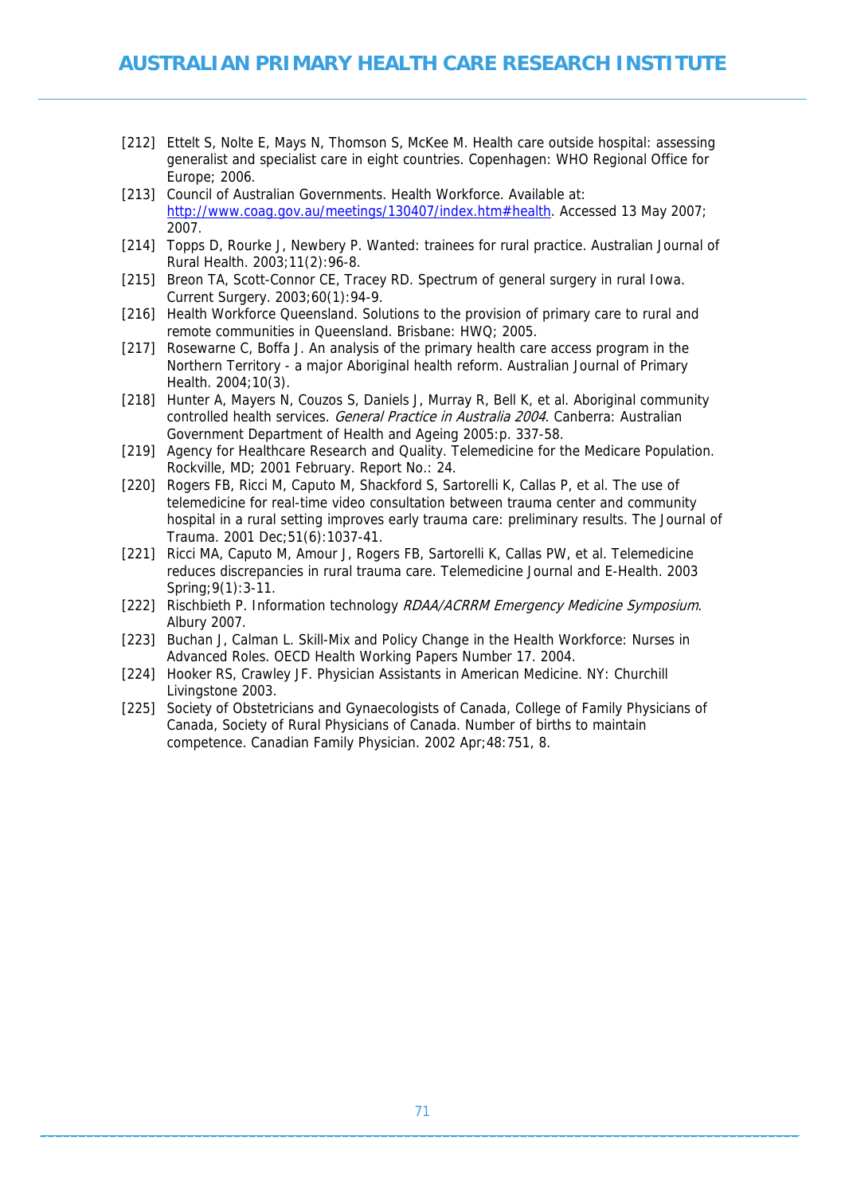[212] Ettelt S, Nolte E, Mays N, Thomson S, McKee M. Health care outside hospital: assessing generalist and specialist care in eight countries. Copenhagen: WHO Regional Office for Europe; 2006.

[213] Council of Australian Governments. Health Workforce. Available at: http://www.coag.gov.au/meetings/130407/index.htm#health. Accessed 13 May 2007; 2007.

[214] Topps D, Rourke J, Newbery P. Wanted: trainees for rural practice. Australian Journal of Rural Health. 2003;11(2):96-8.

[215] Breon TA, Scott-Connor CE, Tracey RD. Spectrum of general surgery in rural Iowa. Current Surgery. 2003;60(1):94-9.

[216] Health Workforce Queensland. Solutions to the provision of primary care to rural and remote communities in Queensland. Brisbane: HWQ; 2005.

[217] Rosewarne C, Boffa J. An analysis of the primary health care access program in the Northern Territory - a major Aboriginal health reform. Australian Journal of Primary Health. 2004;10(3).

[218] Hunter A, Mayers N, Couzos S, Daniels J, Murray R, Bell K, et al. Aboriginal community controlled health services. *General Practice in Australia 2004*. Canberra: Australian Government Department of Health and Ageing 2005:p. 337-58.

[219] Agency for Healthcare Research and Quality. Telemedicine for the Medicare Population. Rockville, MD; 2001 February. Report No.: 24.

[220] Rogers FB, Ricci M, Caputo M, Shackford S, Sartorelli K, Callas P, et al. The use of telemedicine for real-time video consultation between trauma center and community hospital in a rural setting improves early trauma care: preliminary results. The Journal of Trauma. 2001 Dec;51(6):1037-41.

[221] Ricci MA, Caputo M, Amour J, Rogers FB, Sartorelli K, Callas PW, et al. Telemedicine reduces discrepancies in rural trauma care. Telemedicine Journal and E-Health. 2003 Spring;9(1):3-11.

[222] Rischbieth P. Information technology *RDAA/ACRRM Emergency Medicine Symposium*. Albury 2007.

[223] Buchan J, Calman L. Skill-Mix and Policy Change in the Health Workforce: Nurses in Advanced Roles. OECD Health Working Papers Number 17. 2004.

[224] Hooker RS, Crawley JF. Physician Assistants in American Medicine. NY: Churchill Livingstone 2003.

[225] Society of Obstetricians and Gynaecologists of Canada, College of Family Physicians of Canada, Society of Rural Physicians of Canada. Number of births to maintain competence. Canadian Family Physician. 2002 Apr;48:751, 8.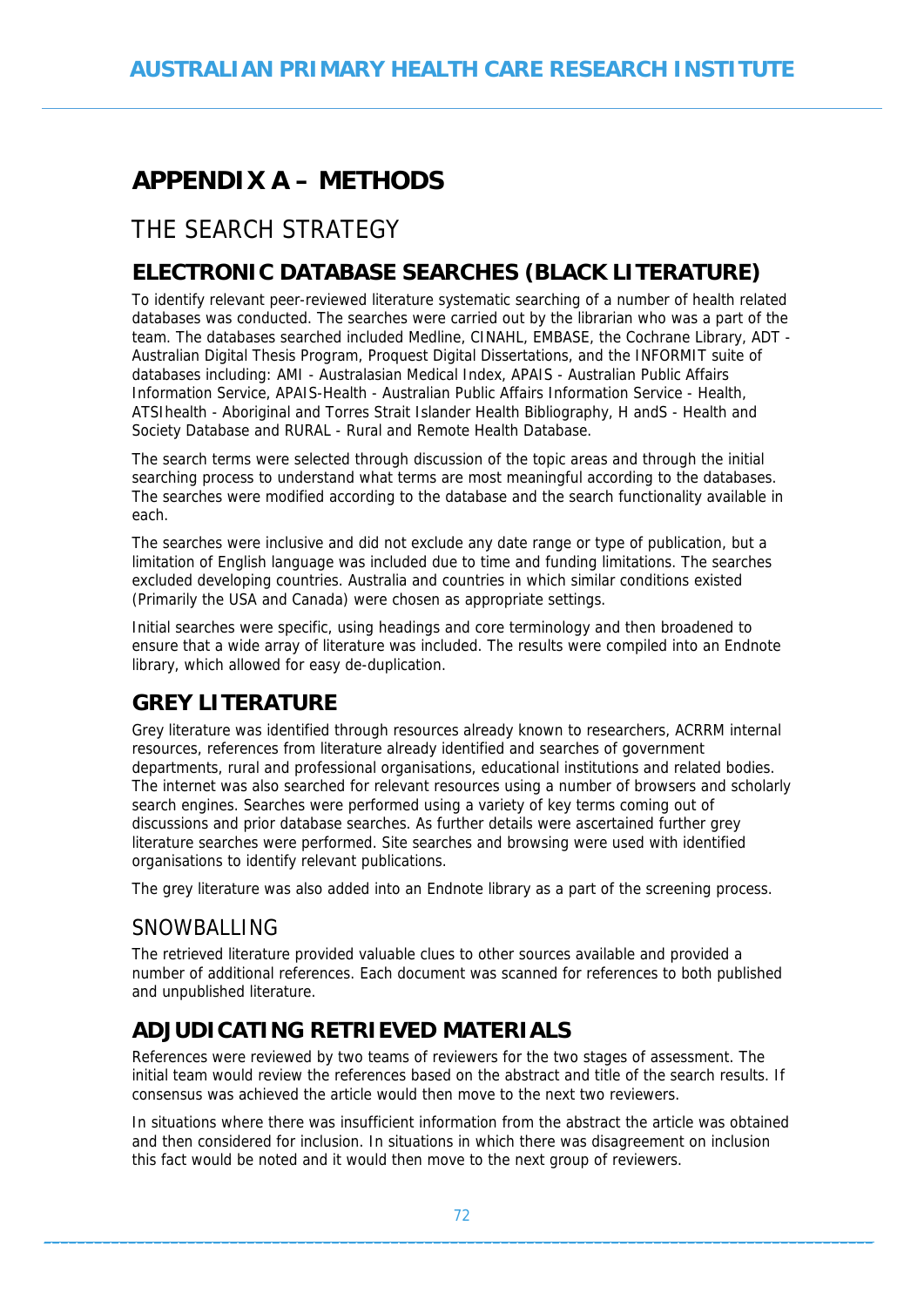# APPENDIX A – METHODS

## THE SEARCH STRATEGY

### ELECTRONIC DATABASE SEARCHES (BLACK LITERATURE)

To identify relevant peer-reviewed literature systematic searching of a number of health related databases was conducted. The searches were carried out by the librarian who was a part of the team. The databases searched included Medline, CINAHL, EMBASE, the Cochrane Library, ADT - Australian Digital Thesis Program, Proquest Digital Dissertations, and the INFORMIT suite of databases including: AMI - Australasian Medical Index, APAIS - Australian Public Affairs Information Service, APAIS-Health - Australian Public Affairs Information Service - Health, ATSIhealth - Aboriginal and Torres Strait Islander Health Bibliography, H andS - Health and Society Database and RURAL - Rural and Remote Health Database.

The search terms were selected through discussion of the topic areas and through the initial searching process to understand what terms are most meaningful according to the databases. The searches were modified according to the database and the search functionality available in each.

The searches were inclusive and did not exclude any date range or type of publication, but a limitation of English language was included due to time and funding limitations. The searches excluded developing countries. Australia and countries in which similar conditions existed (Primarily the USA and Canada) were chosen as appropriate settings.

Initial searches were specific, using headings and core terminology and then broadened to ensure that a wide array of literature was included. The results were compiled into an Endnote library, which allowed for easy de-duplication.

### GREY LITERATURE

Grey literature was identified through resources already known to researchers, ACRRM internal resources, references from literature already identified and searches of government departments, rural and professional organisations, educational institutions and related bodies. The internet was also searched for relevant resources using a number of browsers and scholarly search engines. Searches were performed using a variety of key terms coming out of discussions and prior database searches. As further details were ascertained further grey literature searches were performed. Site searches and browsing were used with identified organisations to identify relevant publications.

The grey literature was also added into an Endnote library as a part of the screening process.

### SNOWBALLING

The retrieved literature provided valuable clues to other sources available and provided a number of additional references. Each document was scanned for references to both published and unpublished literature.

### ADJUDICATING RETRIEVED MATERIALS

References were reviewed by two teams of reviewers for the two stages of assessment. The initial team would review the references based on the abstract and title of the search results. If consensus was achieved the article would then move to the next two reviewers.

In situations where there was insufficient information from the abstract the article was obtained and then considered for inclusion. In situations in which there was disagreement on inclusion this fact would be noted and it would then move to the next group of reviewers.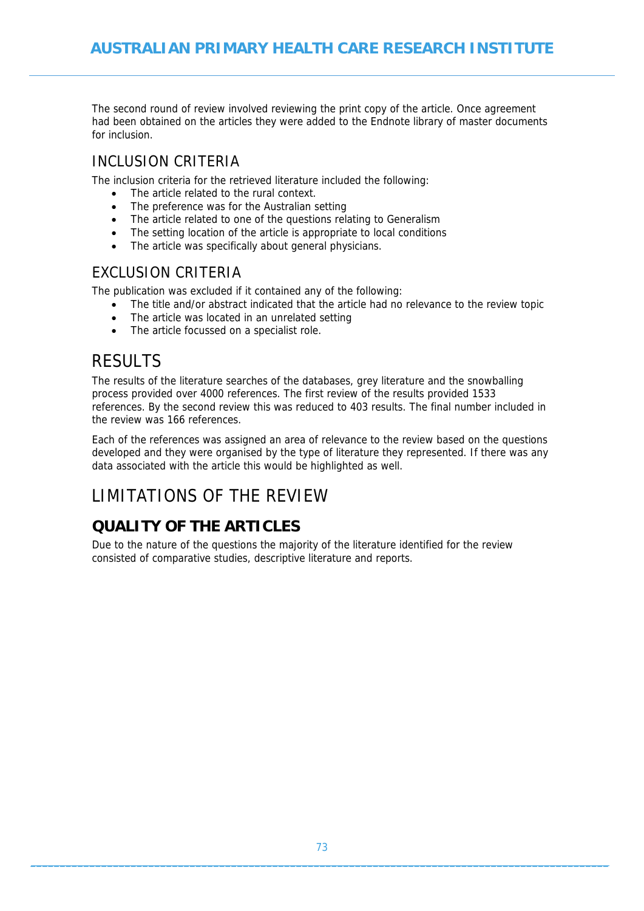The second round of review involved reviewing the print copy of the article. Once agreement had been obtained on the articles they were added to the Endnote library of master documents for inclusion.

## INCLUSION CRITERIA

The inclusion criteria for the retrieved literature included the following:

- The article related to the rural context.
- The preference was for the Australian setting
- The article related to one of the questions relating to Generalism
- The setting location of the article is appropriate to local conditions
- The article was specifically about general physicians.

## EXCLUSION CRITERIA

The publication was excluded if it contained any of the following:

- The title and/or abstract indicated that the article had no relevance to the review topic
- The article was located in an unrelated setting
- The article focussed on a specialist role.

# RESULTS

The results of the literature searches of the databases, grey literature and the snowballing process provided over 4000 references. The first review of the results provided 1533 references. By the second review this was reduced to 403 results. The final number included in the review was 166 references.

Each of the references was assigned an area of relevance to the review based on the questions developed and they were organised by the type of literature they represented. If there was any data associated with the article this would be highlighted as well.

# LIMITATIONS OF THE REVIEW

## QUALITY OF THE ARTICLES

Due to the nature of the questions the majority of the literature identified for the review consisted of comparative studies, descriptive literature and reports.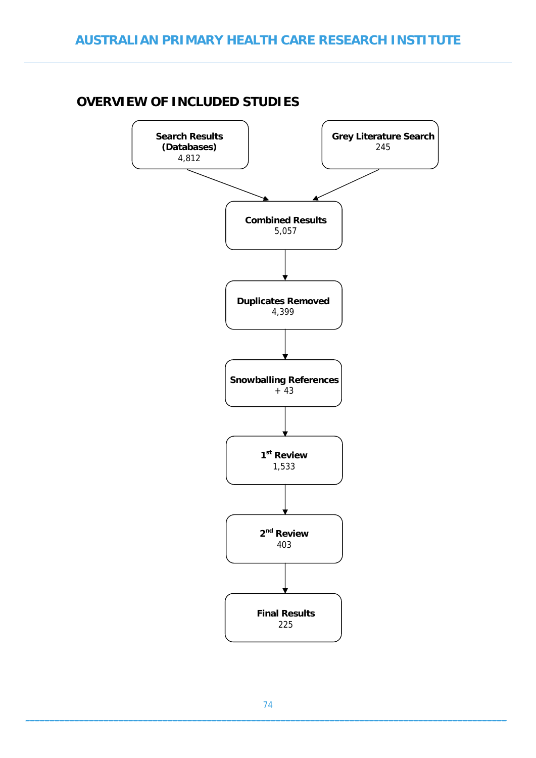## OVERVIEW OF INCLUDED STUDIES

**Search Results (Databases)**
4,812

**Grey Literature Search**
245

↓

**Combined Results**
5,057

↓

**Duplicates Removed**
4,399

↓

**Snowballing References**
+ 43

↓

**1st Review**
1,533

↓

**2nd Review**
403

↓

**Final Results**
225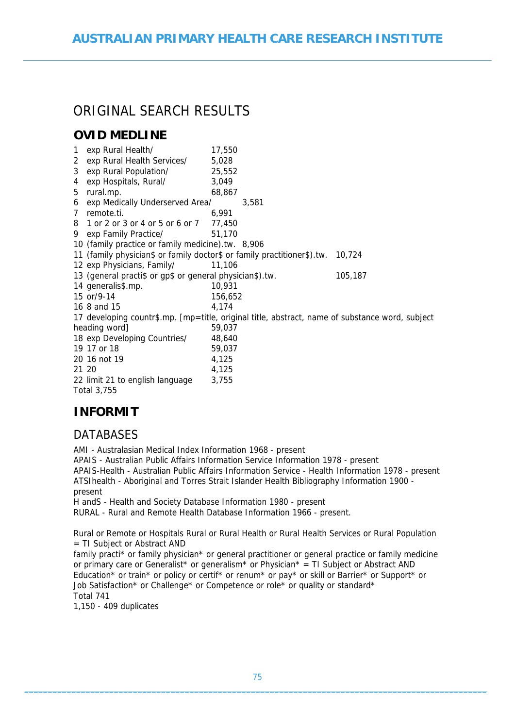# ORIGINAL SEARCH RESULTS

## OVID MEDLINE

| | | |
|---|---|---|
| 1 | exp Rural Health/ | 17,550 |
| 2 | exp Rural Health Services/ | 5,028 |
| 3 | exp Rural Population/ | 25,552 |
| 4 | exp Hospitals, Rural/ | 3,049 |
| 5 | rural.mp. | 68,867 |
| 6 | exp Medically Underserved Area/ | 3,581 |
| 7 | remote.ti. | 6,991 |
| 8 | 1 or 2 or 3 or 4 or 5 or 6 or 7 | 77,450 |
| 9 | exp Family Practice/ | 51,170 |
| 10 | (family practice or family medicine).tw. | 8,906 |
| 11 | (family physician$ or family doctor$ or family practitioner$).tw. | 10,724 |
| 12 | exp Physicians, Family/ | 11,106 |
| 13 | (general practi$ or gp$ or general physician$).tw. | 105,187 |
| 14 | generalis$.mp. | 10,931 |
| 15 | or/9-14 | 156,652 |
| 16 | 8 and 15 | 4,174 |
| 17 | developing countr$.mp. [mp=title, original title, abstract, name of substance word, subject heading word] | 59,037 |
| 18 | exp Developing Countries/ | 48,640 |
| 19 | 17 or 18 | 59,037 |
| 20 | 16 not 19 | 4,125 |
| 21 | 20 | 4,125 |
| 22 | limit 21 to english language | 3,755 |

Total 3,755

## INFORMIT

### DATABASES

AMI - Australasian Medical Index Information 1968 - present  
APAIS - Australian Public Affairs Information Service Information 1978 - present  
APAIS-Health - Australian Public Affairs Information Service - Health Information 1978 - present  
ATSIhealth - Aboriginal and Torres Strait Islander Health Bibliography Information 1900 - present  
H andS - Health and Society Database Information 1980 - present  
RURAL - Rural and Remote Health Database Information 1966 - present.

Rural or Remote or Hospitals Rural or Rural Health or Rural Health Services or Rural Population = TI Subject or Abstract AND  
family practi* or family physician* or general practitioner or general practice or family medicine or primary care or Generalist* or generalism* or Physician* = TI Subject or Abstract AND  
Education* or train* or policy or certif* or renum* or pay* or skill or Barrier* or Support* or Job Satisfaction* or Challenge* or Competence or role* or quality or standard*  
Total 741  
1,150 - 409 duplicates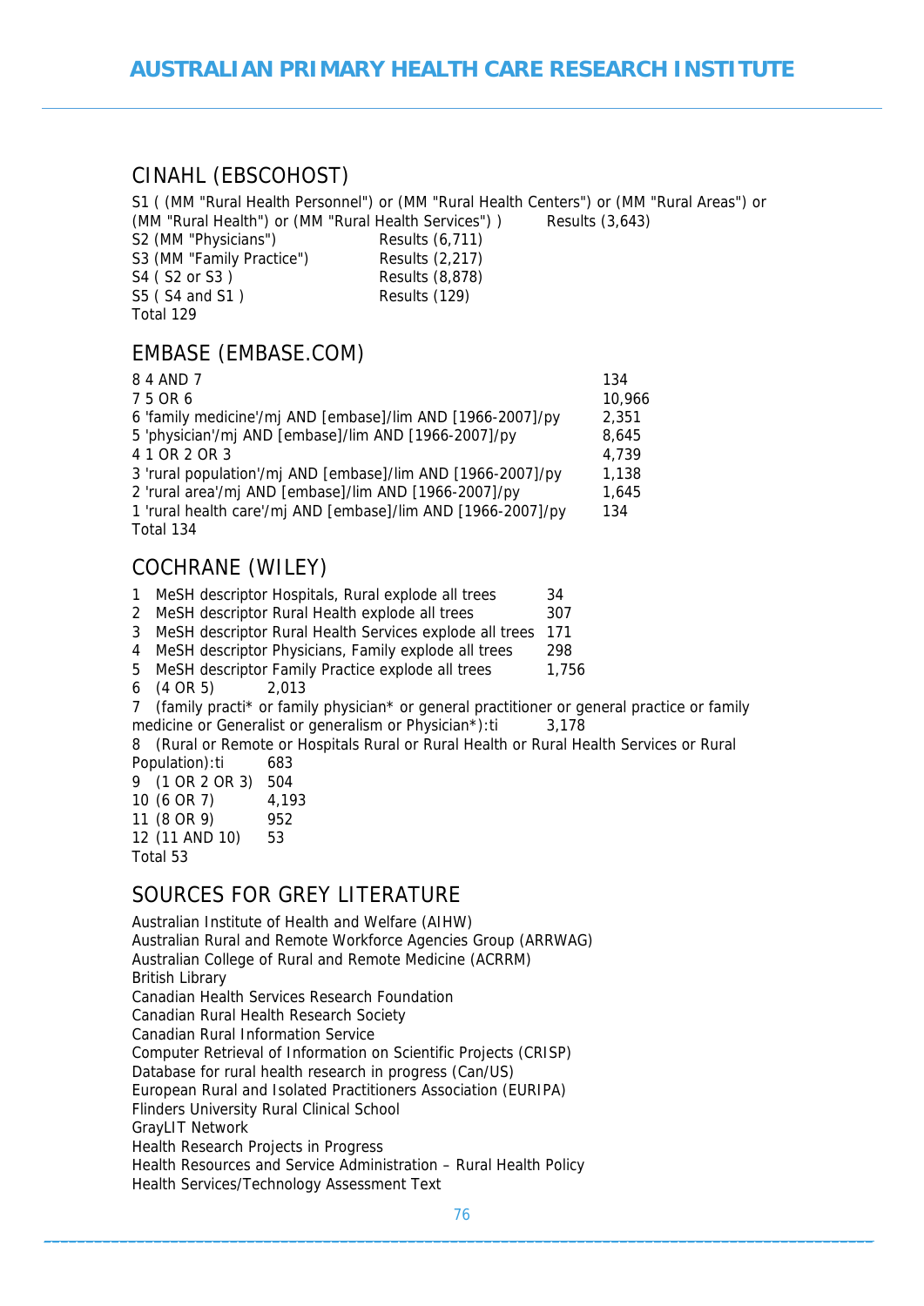## CINAHL (EBSCOHOST)

S1 ( (MM "Rural Health Personnel") or (MM "Rural Health Centers") or (MM "Rural Areas") or (MM "Rural Health") or (MM "Rural Health Services") ) Results (3,643)
S2 (MM "Physicians") Results (6,711)
S3 (MM "Family Practice") Results (2,217)
S4 ( S2 or S3 ) Results (8,878)
S5 ( S4 and S1 ) Results (129)
Total 129

## EMBASE (EMBASE.COM)

| | |
|---|---|
| 8 4 AND 7 | 134 |
| 7 5 OR 6 | 10,966 |
| 6 'family medicine'/mj AND [embase]/lim AND [1966-2007]/py | 2,351 |
| 5 'physician'/mj AND [embase]/lim AND [1966-2007]/py | 8,645 |
| 4 1 OR 2 OR 3 | 4,739 |
| 3 'rural population'/mj AND [embase]/lim AND [1966-2007]/py | 1,138 |
| 2 'rural area'/mj AND [embase]/lim AND [1966-2007]/py | 1,645 |
| 1 'rural health care'/mj AND [embase]/lim AND [1966-2007]/py | 134 |

Total 134

## COCHRANE (WILEY)

1 MeSH descriptor Hospitals, Rural explode all trees 34
2 MeSH descriptor Rural Health explode all trees 307
3 MeSH descriptor Rural Health Services explode all trees 171
4 MeSH descriptor Physicians, Family explode all trees 298
5 MeSH descriptor Family Practice explode all trees 1,756
6 (4 OR 5) 2,013
7 (family practi* or family physician* or general practitioner or general practice or family medicine or Generalist or generalism or Physician*):ti 3,178
8 (Rural or Remote or Hospitals Rural or Rural Health or Rural Health Services or Rural Population):ti 683
9 (1 OR 2 OR 3) 504
10 (6 OR 7) 4,193
11 (8 OR 9) 952
12 (11 AND 10) 53
Total 53

## SOURCES FOR GREY LITERATURE

Australian Institute of Health and Welfare (AIHW)
Australian Rural and Remote Workforce Agencies Group (ARRWAG)
Australian College of Rural and Remote Medicine (ACRRM)
British Library
Canadian Health Services Research Foundation
Canadian Rural Health Research Society
Canadian Rural Information Service
Computer Retrieval of Information on Scientific Projects (CRISP)
Database for rural health research in progress (Can/US)
European Rural and Isolated Practitioners Association (EURIPA)
Flinders University Rural Clinical School
GrayLIT Network
Health Research Projects in Progress
Health Resources and Service Administration – Rural Health Policy
Health Services/Technology Assessment Text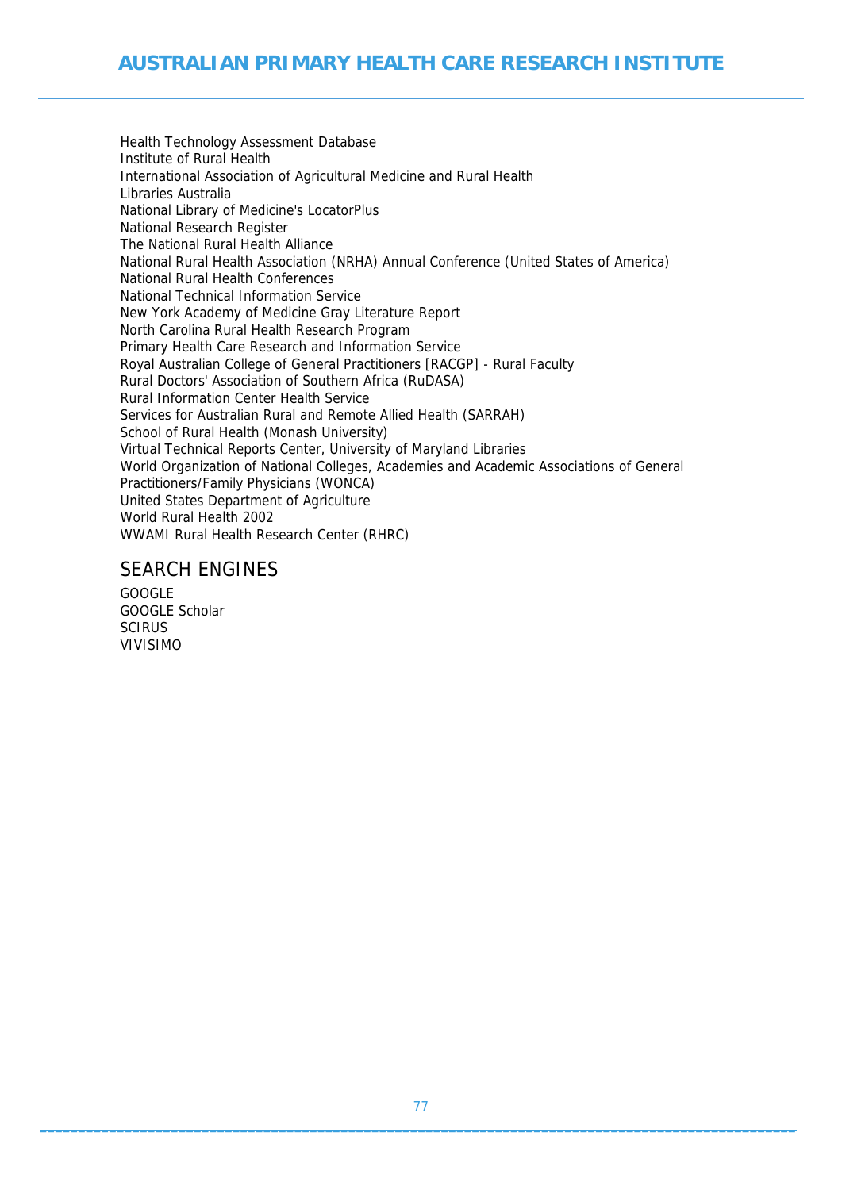Health Technology Assessment Database
Institute of Rural Health
International Association of Agricultural Medicine and Rural Health
Libraries Australia
National Library of Medicine's LocatorPlus
National Research Register
The National Rural Health Alliance
National Rural Health Association (NRHA) Annual Conference (United States of America)
National Rural Health Conferences
National Technical Information Service
New York Academy of Medicine Gray Literature Report
North Carolina Rural Health Research Program
Primary Health Care Research and Information Service
Royal Australian College of General Practitioners [RACGP] - Rural Faculty
Rural Doctors' Association of Southern Africa (RuDASA)
Rural Information Center Health Service
Services for Australian Rural and Remote Allied Health (SARRAH)
School of Rural Health (Monash University)
Virtual Technical Reports Center, University of Maryland Libraries
World Organization of National Colleges, Academies and Academic Associations of General Practitioners/Family Physicians (WONCA)
United States Department of Agriculture
World Rural Health 2002
WWAMI Rural Health Research Center (RHRC)

## SEARCH ENGINES

GOOGLE
GOOGLE Scholar
SCIRUS
VIVISIMO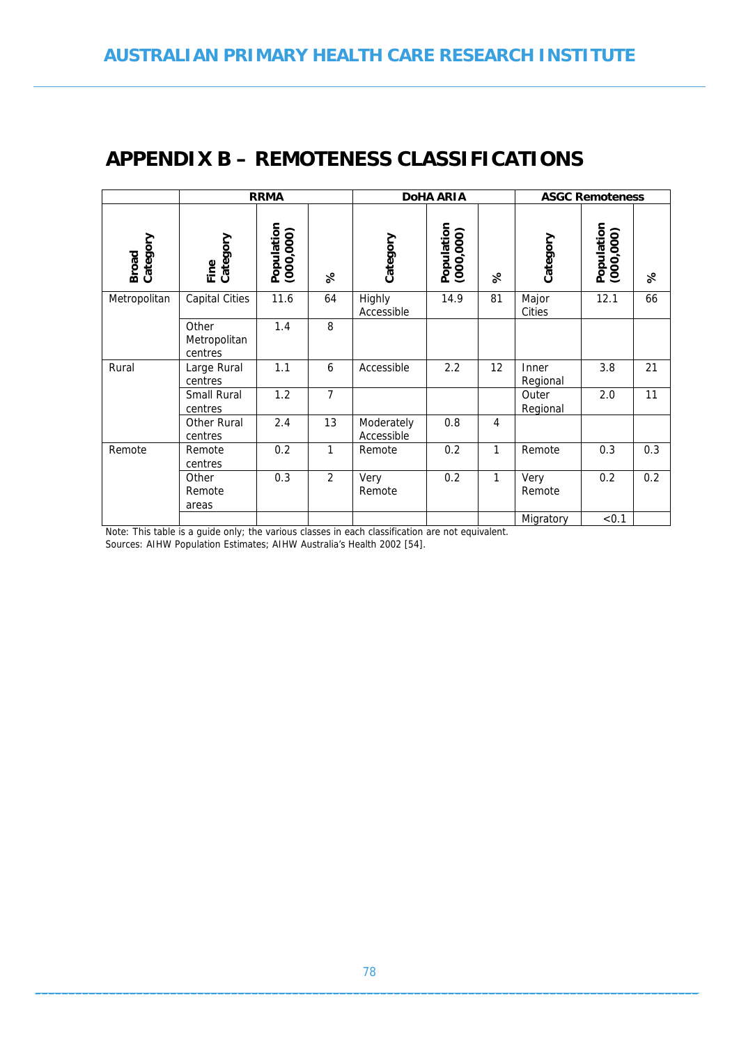# APPENDIX B – REMOTENESS CLASSIFICATIONS

| | RRMA | | | DoHA ARIA | | | ASGC Remoteness | | |
|---|---|---|---|---|---|---|---|---|---|
| Broad Category | Fine Category | Population (000,000) | % | Category | Population (000,000) | % | Category | Population (000,000) | % |
| Metropolitan | Capital Cities | 11.6 | 64 | Highly Accessible | 14.9 | 81 | Major Cities | 12.1 | 66 |
| | Other Metropolitan centres | 1.4 | 8 | | | | | | |
| Rural | Large Rural centres | 1.1 | 6 | Accessible | 2.2 | 12 | Inner Regional | 3.8 | 21 |
| | Small Rural centres | 1.2 | 7 | | | | Outer Regional | 2.0 | 11 |
| | Other Rural centres | 2.4 | 13 | Moderately Accessible | 0.8 | 4 | | | |
| Remote | Remote centres | 0.2 | 1 | Remote | 0.2 | 1 | Remote | 0.3 | 0.3 |
| | Other Remote areas | 0.3 | 2 | Very Remote | 0.2 | 1 | Very Remote | 0.2 | 0.2 |
| | | | | | | | Migratory | <0.1 | |

Note: This table is a guide only; the various classes in each classification are not equivalent.
Sources: AIHW Population Estimates; AIHW Australia's Health 2002 [54].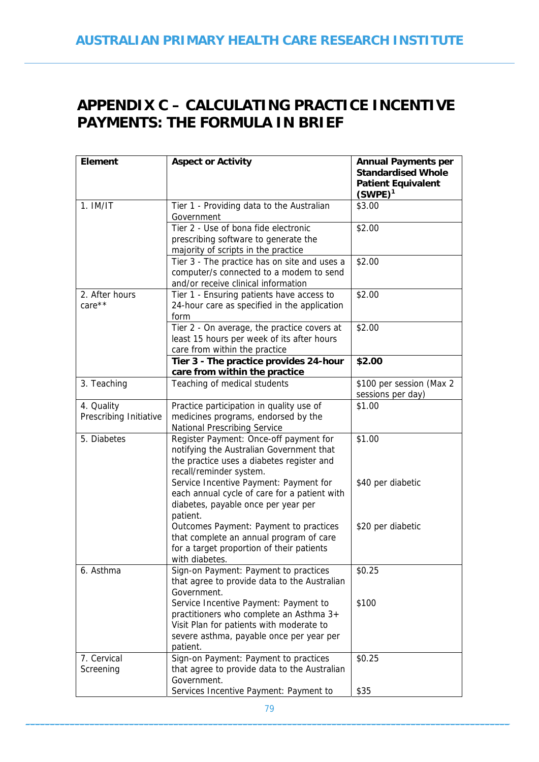# APPENDIX C – CALCULATING PRACTICE INCENTIVE PAYMENTS: THE FORMULA IN BRIEF

| Element | Aspect or Activity | Annual Payments per Standardised Whole Patient Equivalent (SWPE)[1] |
|---|---|---|
| 1. IM/IT | Tier 1 - Providing data to the Australian Government | \$3.00 |
| | Tier 2 - Use of bona fide electronic prescribing software to generate the majority of scripts in the practice | \$2.00 |
| | Tier 3 - The practice has on site and uses a computer/s connected to a modem to send and/or receive clinical information | \$2.00 |
| 2. After hours care** | Tier 1 - Ensuring patients have access to 24-hour care as specified in the application form | \$2.00 |
| | Tier 2 - On average, the practice covers at least 15 hours per week of its after hours care from within the practice | \$2.00 |
| | **Tier 3 - The practice provides 24-hour care from within the practice** | **\$2.00** |
| 3. Teaching | Teaching of medical students | \$100 per session (Max 2 sessions per day) |
| 4. Quality Prescribing Initiative | Practice participation in quality use of medicines programs, endorsed by the National Prescribing Service | \$1.00 |
| 5. Diabetes | Register Payment: Once-off payment for notifying the Australian Government that the practice uses a diabetes register and recall/reminder system. | \$1.00 |
| | Service Incentive Payment: Payment for each annual cycle of care for a patient with diabetes, payable once per year per patient. | \$40 per diabetic |
| | Outcomes Payment: Payment to practices that complete an annual program of care for a target proportion of their patients with diabetes. | \$20 per diabetic |
| 6. Asthma | Sign-on Payment: Payment to practices that agree to provide data to the Australian Government. | \$0.25 |
| | Service Incentive Payment: Payment to practitioners who complete an Asthma 3+ Visit Plan for patients with moderate to severe asthma, payable once per year per patient. | \$100 |
| 7. Cervical Screening | Sign-on Payment: Payment to practices that agree to provide data to the Australian Government. | \$0.25 |
| | Services Incentive Payment: Payment to | \$35 |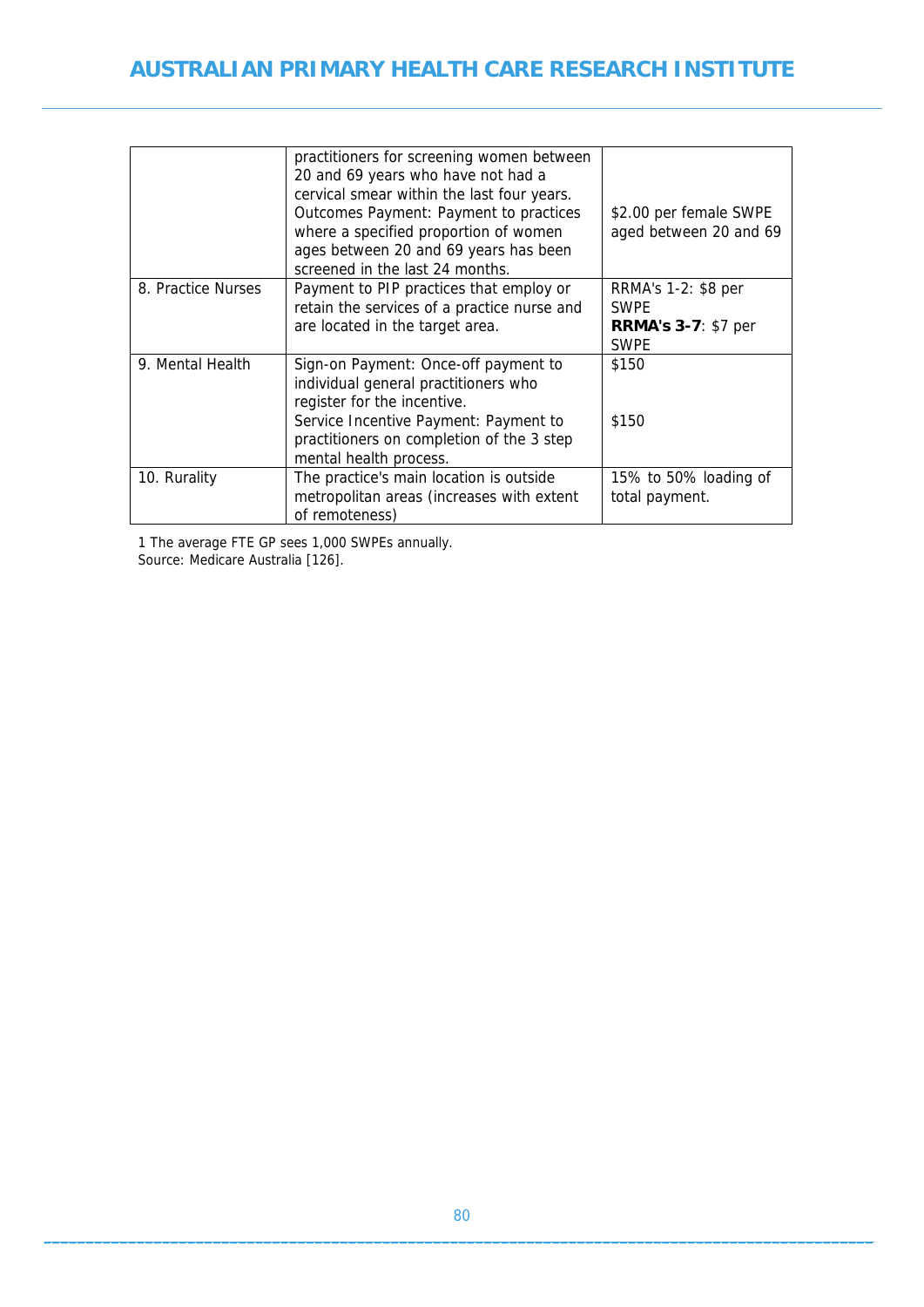| | | |
|---|---|---|
| | practitioners for screening women between 20 and 69 years who have not had a cervical smear within the last four years. Outcomes Payment: Payment to practices where a specified proportion of women ages between 20 and 69 years has been screened in the last 24 months. | $2.00 per female SWPE aged between 20 and 69 |
| 8. Practice Nurses | Payment to PIP practices that employ or retain the services of a practice nurse and are located in the target area. | RRMA's 1-2: $8 per SWPE **RRMA's 3-7**: $7 per SWPE |
| 9. Mental Health | Sign-on Payment: Once-off payment to individual general practitioners who register for the incentive. Service Incentive Payment: Payment to practitioners on completion of the 3 step mental health process. | $150 $150 |
| 10. Rurality | The practice's main location is outside metropolitan areas (increases with extent of remoteness) | 15% to 50% loading of total payment. |

1 The average FTE GP sees 1,000 SWPEs annually.
Source: Medicare Australia [126].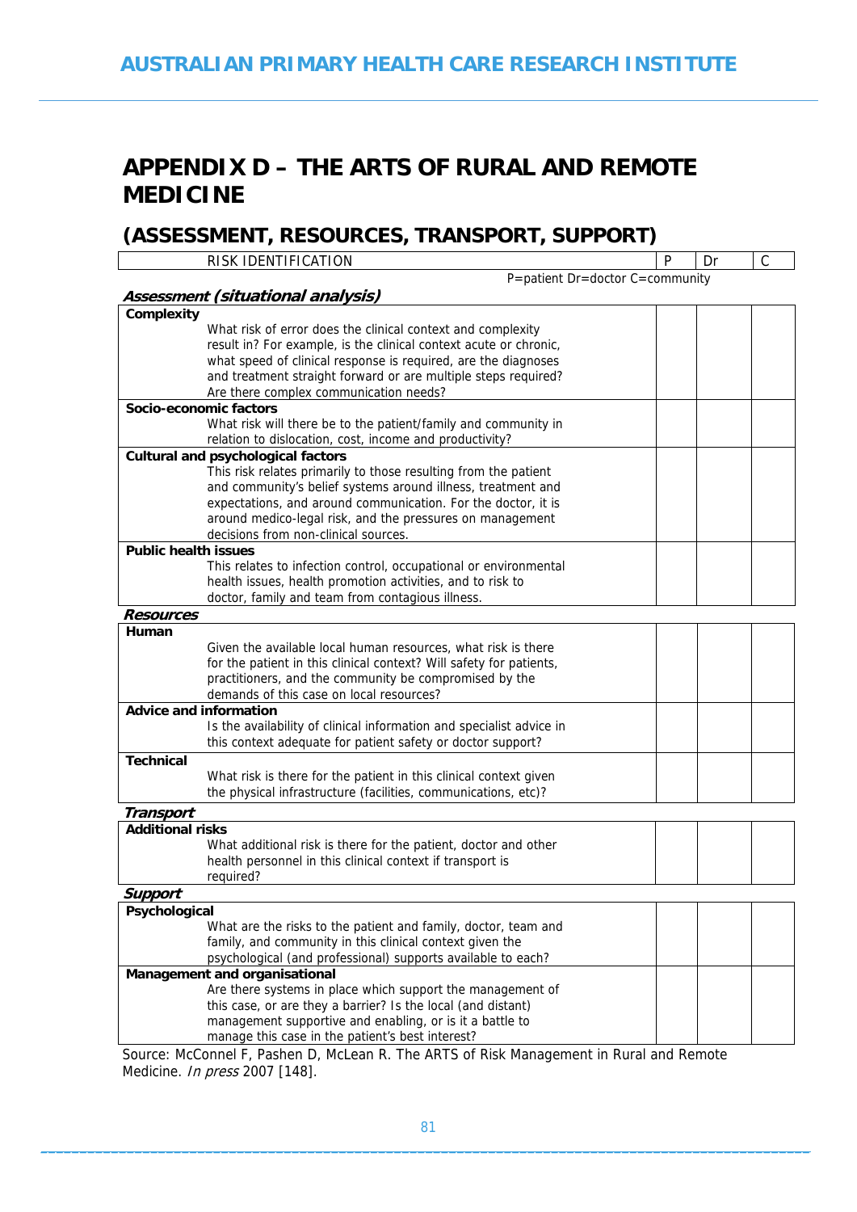# APPENDIX D – THE ARTS OF RURAL AND REMOTE MEDICINE

## (ASSESSMENT, RESOURCES, TRANSPORT, SUPPORT)

| RISK IDENTIFICATION | P | Dr | C |
|---|---|---|---|
| P=patient Dr=doctor C=community | | | |
| ***Assessment (situational analysis)*** | | | |
| **Complexity**<br>What risk of error does the clinical context and complexity result in? For example, is the clinical context acute or chronic, what speed of clinical response is required, are the diagnoses and treatment straight forward or are multiple steps required? Are there complex communication needs? | | | |
| **Socio-economic factors**<br>What risk will there be to the patient/family and community in relation to dislocation, cost, income and productivity? | | | |
| **Cultural and psychological factors**<br>This risk relates primarily to those resulting from the patient and community's belief systems around illness, treatment and expectations, and around communication. For the doctor, it is around medico-legal risk, and the pressures on management decisions from non-clinical sources. | | | |
| **Public health issues**<br>This relates to infection control, occupational or environmental health issues, health promotion activities, and to risk to doctor, family and team from contagious illness. | | | |
| ***Resources*** | | | |
| **Human**<br>Given the available local human resources, what risk is there for the patient in this clinical context? Will safety for patients, practitioners, and the community be compromised by the demands of this case on local resources? | | | |
| **Advice and information**<br>Is the availability of clinical information and specialist advice in this context adequate for patient safety or doctor support? | | | |
| **Technical**<br>What risk is there for the patient in this clinical context given the physical infrastructure (facilities, communications, etc)? | | | |
| ***Transport*** | | | |
| **Additional risks**<br>What additional risk is there for the patient, doctor and other health personnel in this clinical context if transport is required? | | | |
| ***Support*** | | | |
| **Psychological**<br>What are the risks to the patient and family, doctor, team and family, and community in this clinical context given the psychological (and professional) supports available to each? | | | |
| **Management and organisational**<br>Are there systems in place which support the management of this case, or are they a barrier? Is the local (and distant) management supportive and enabling, or is it a battle to manage this case in the patient's best interest? | | | |

Source: McConnel F, Pashen D, McLean R. The ARTS of Risk Management in Rural and Remote Medicine. *In press* 2007 [148].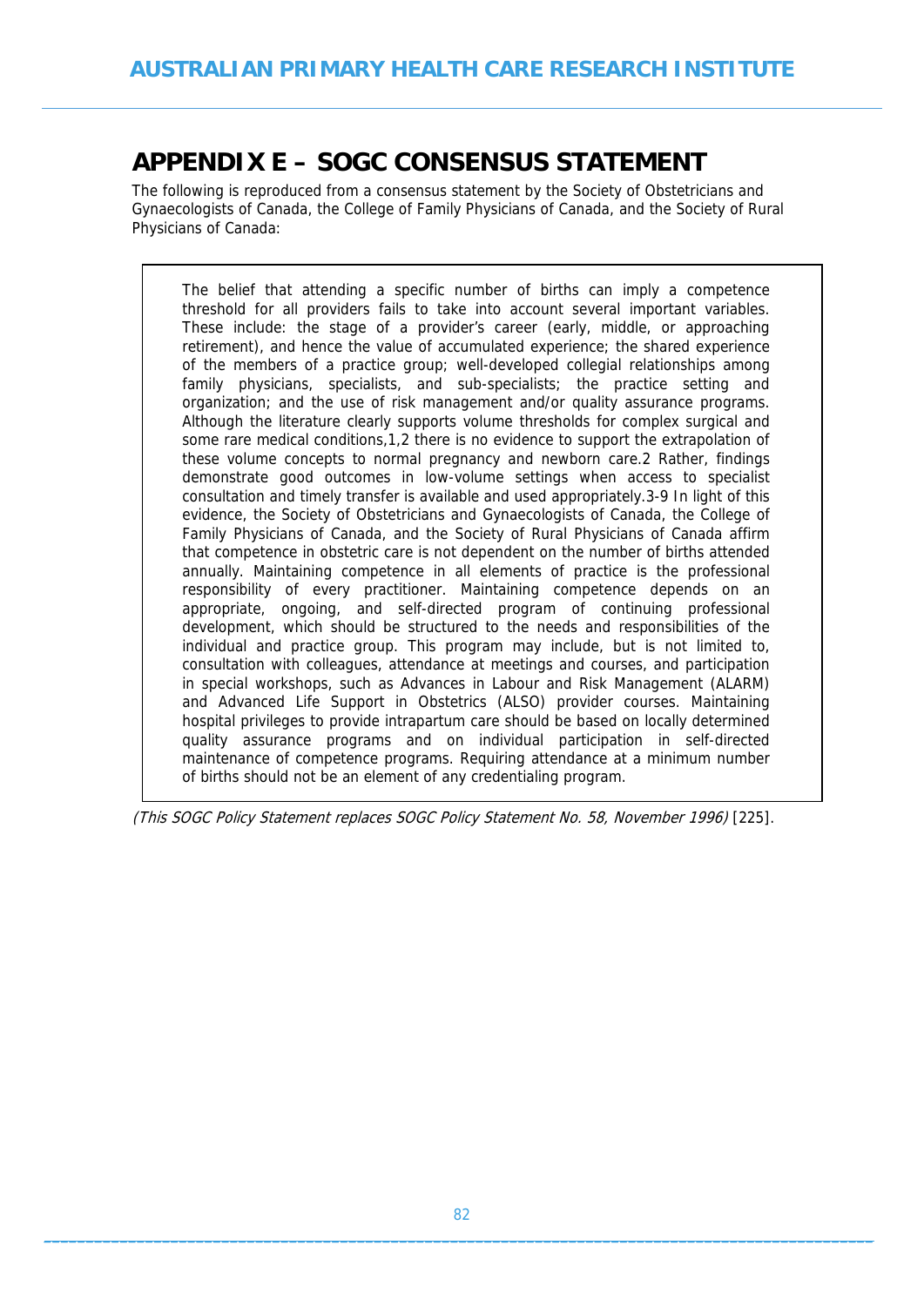# APPENDIX E – SOGC CONSENSUS STATEMENT

The following is reproduced from a consensus statement by the Society of Obstetricians and Gynaecologists of Canada, the College of Family Physicians of Canada, and the Society of Rural Physicians of Canada:

> The belief that attending a specific number of births can imply a competence threshold for all providers fails to take into account several important variables. These include: the stage of a provider's career (early, middle, or approaching retirement), and hence the value of accumulated experience; the shared experience of the members of a practice group; well-developed collegial relationships among family physicians, specialists, and sub-specialists; the practice setting and organization; and the use of risk management and/or quality assurance programs. Although the literature clearly supports volume thresholds for complex surgical and some rare medical conditions,1,2 there is no evidence to support the extrapolation of these volume concepts to normal pregnancy and newborn care.2 Rather, findings demonstrate good outcomes in low-volume settings when access to specialist consultation and timely transfer is available and used appropriately.3-9 In light of this evidence, the Society of Obstetricians and Gynaecologists of Canada, the College of Family Physicians of Canada, and the Society of Rural Physicians of Canada affirm that competence in obstetric care is not dependent on the number of births attended annually. Maintaining competence in all elements of practice is the professional responsibility of every practitioner. Maintaining competence depends on an appropriate, ongoing, and self-directed program of continuing professional development, which should be structured to the needs and responsibilities of the individual and practice group. This program may include, but is not limited to, consultation with colleagues, attendance at meetings and courses, and participation in special workshops, such as Advances in Labour and Risk Management (ALARM) and Advanced Life Support in Obstetrics (ALSO) provider courses. Maintaining hospital privileges to provide intrapartum care should be based on locally determined quality assurance programs and on individual participation in self-directed maintenance of competence programs. Requiring attendance at a minimum number of births should not be an element of any credentialing program.

*(This SOGC Policy Statement replaces SOGC Policy Statement No. 58, November 1996)* [225].